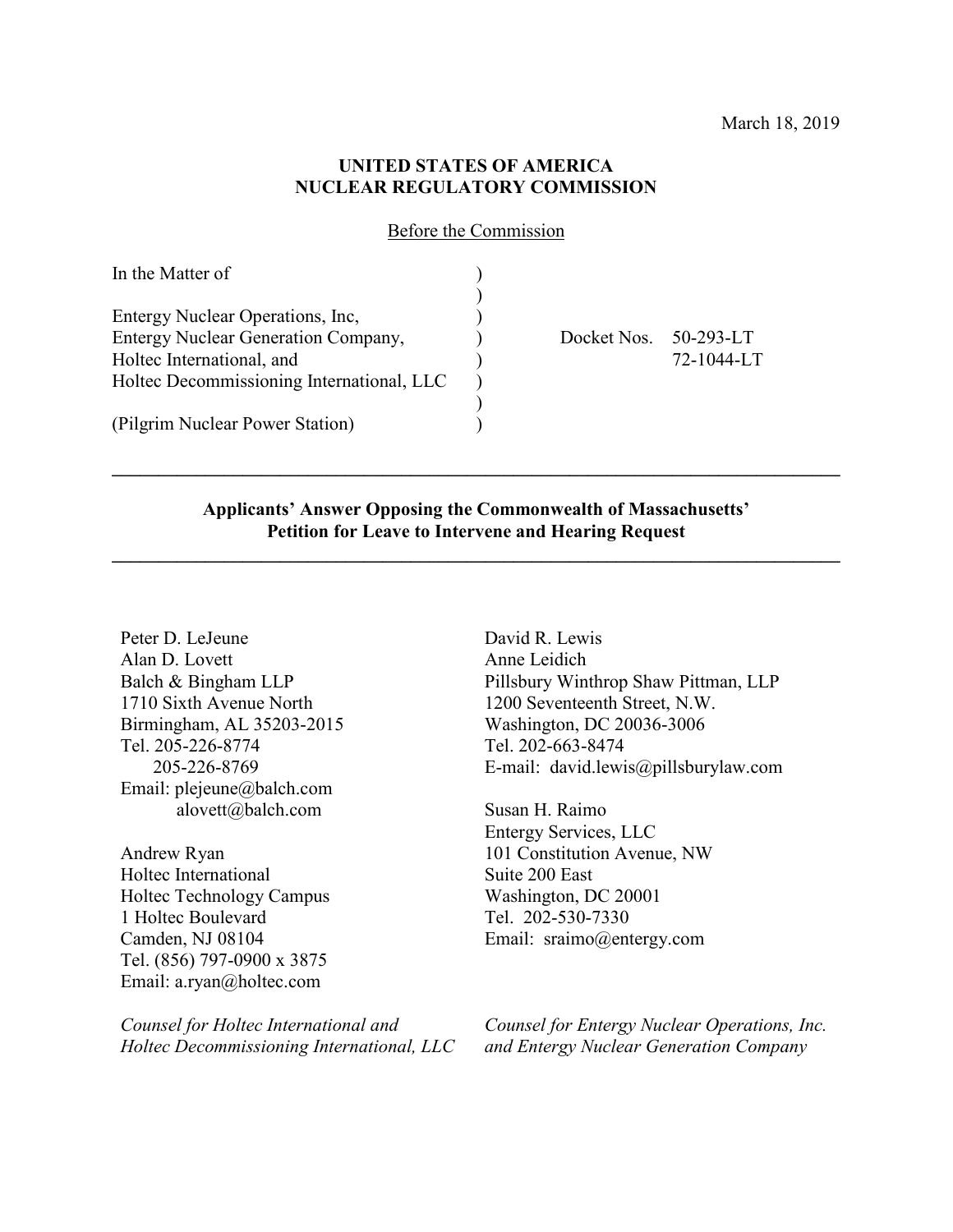March 18, 2019

**UNITED STATES OF AMERICA**
**NUCLEAR REGULATORY COMMISSION**

Before the Commission

| | | |
|---|---|---|
| In the Matter of | ) | |
| | ) | |
| Entergy Nuclear Operations, Inc, | ) | |
| Entergy Nuclear Generation Company, | ) | Docket Nos. 50-293-LT |
| Holtec International, and | ) | 72-1044-LT |
| Holtec Decommissioning International, LLC | ) | |
| | ) | |
| (Pilgrim Nuclear Power Station) | ) | |

---

**Applicants' Answer Opposing the Commonwealth of Massachusetts' Petition for Leave to Intervene and Hearing Request**

---

Peter D. LeJeune
Alan D. Lovett
Balch & Bingham LLP
1710 Sixth Avenue North
Birmingham, AL 35203-2015
Tel. 205-226-8774
205-226-8769
Email: plejeune@balch.com
alovett@balch.com

Andrew Ryan
Holtec International
Holtec Technology Campus
1 Holtec Boulevard
Camden, NJ 08104
Tel. (856) 797-0900 x 3875
Email: a.ryan@holtec.com

*Counsel for Holtec International and Holtec Decommissioning International, LLC*

David R. Lewis
Anne Leidich
Pillsbury Winthrop Shaw Pittman, LLP
1200 Seventeenth Street, N.W.
Washington, DC 20036-3006
Tel. 202-663-8474
E-mail: david.lewis@pillsburylaw.com

Susan H. Raimo
Entergy Services, LLC
101 Constitution Avenue, NW
Suite 200 East
Washington, DC 20001
Tel. 202-530-7330
Email: sraimo@entergy.com

*Counsel for Entergy Nuclear Operations, Inc. and Entergy Nuclear Generation Company*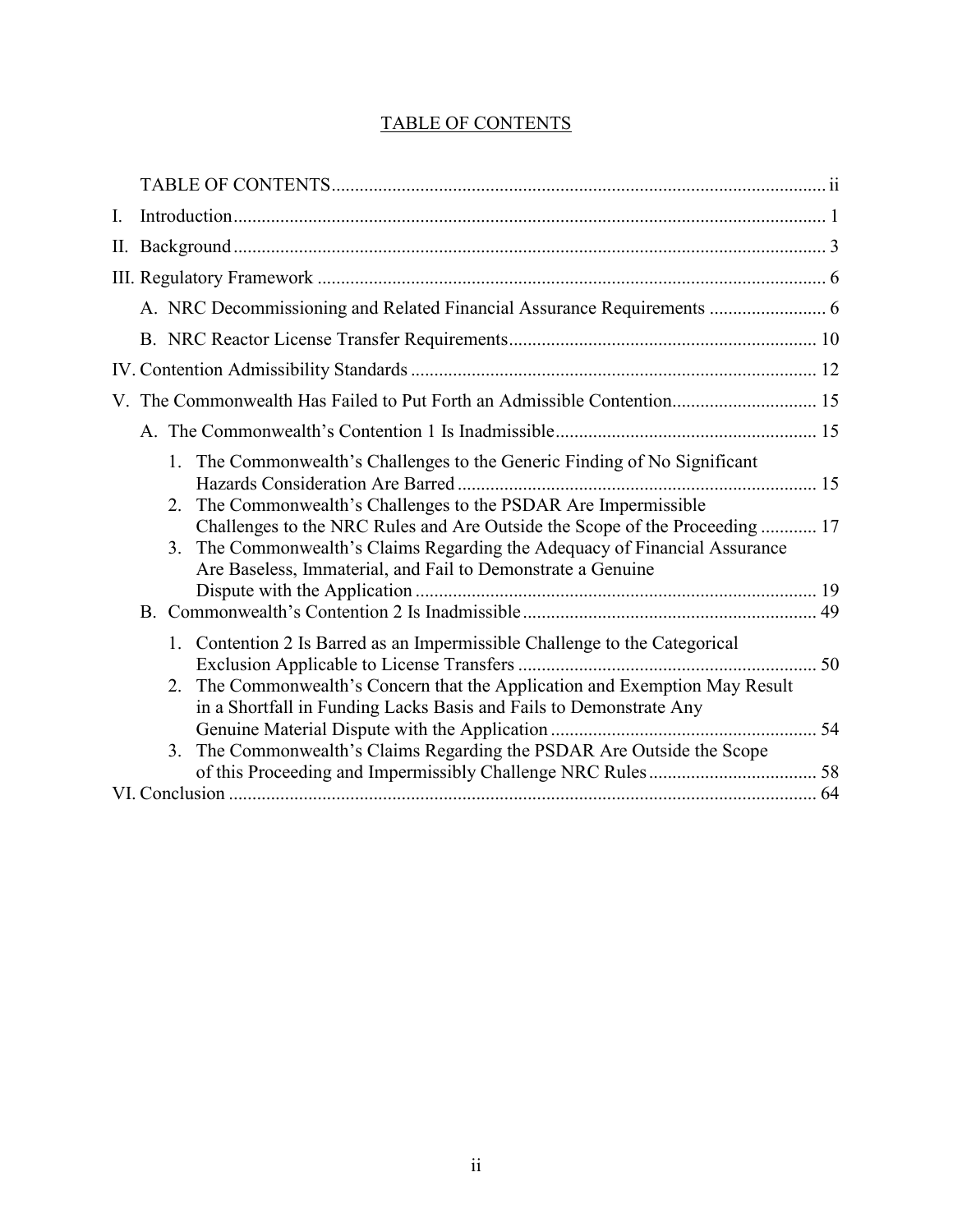## TABLE OF CONTENTS

TABLE OF CONTENTS .......... ii

I. Introduction .......... 1

II. Background .......... 3

III. Regulatory Framework .......... 6

- A. NRC Decommissioning and Related Financial Assurance Requirements .......... 6
- B. NRC Reactor License Transfer Requirements .......... 10

IV. Contention Admissibility Standards .......... 12

V. The Commonwealth Has Failed to Put Forth an Admissible Contention .......... 15

- A. The Commonwealth's Contention 1 Is Inadmissible .......... 15
  1. The Commonwealth's Challenges to the Generic Finding of No Significant Hazards Consideration Are Barred .......... 15
  2. The Commonwealth's Challenges to the PSDAR Are Impermissible Challenges to the NRC Rules and Are Outside the Scope of the Proceeding .......... 17
  3. The Commonwealth's Claims Regarding the Adequacy of Financial Assurance Are Baseless, Immaterial, and Fail to Demonstrate a Genuine Dispute with the Application .......... 19
- B. Commonwealth's Contention 2 Is Inadmissible .......... 49
  1. Contention 2 Is Barred as an Impermissible Challenge to the Categorical Exclusion Applicable to License Transfers .......... 50
  2. The Commonwealth's Concern that the Application and Exemption May Result in a Shortfall in Funding Lacks Basis and Fails to Demonstrate Any Genuine Material Dispute with the Application .......... 54
  3. The Commonwealth's Claims Regarding the PSDAR Are Outside the Scope of this Proceeding and Impermissibly Challenge NRC Rules .......... 58

VI. Conclusion .......... 64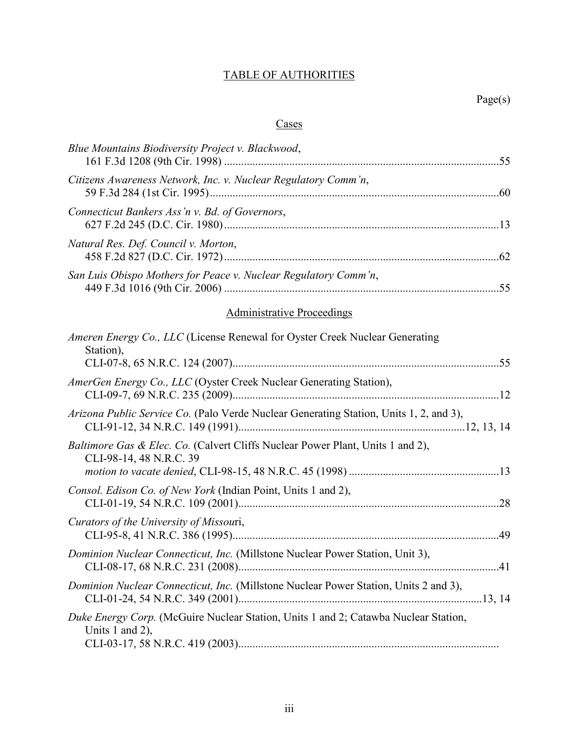## TABLE OF AUTHORITIES

Page(s)

### Cases

*Blue Mountains Biodiversity Project v. Blackwood*,
161 F.3d 1208 (9th Cir. 1998) ....................................................................................................55

*Citizens Awareness Network, Inc. v. Nuclear Regulatory Comm'n*,
59 F.3d 284 (1st Cir. 1995)..........................................................................................................60

*Connecticut Bankers Ass'n v. Bd. of Governors*,
627 F.2d 245 (D.C. Cir. 1980).....................................................................................................13

*Natural Res. Def. Council v. Morton*,
458 F.2d 827 (D.C. Cir. 1972).....................................................................................................62

*San Luis Obispo Mothers for Peace v. Nuclear Regulatory Comm'n*,
449 F.3d 1016 (9th Cir. 2006) ....................................................................................................55

### Administrative Proceedings

*Ameren Energy Co., LLC* (License Renewal for Oyster Creek Nuclear Generating Station),
CLI-07-8, 65 N.R.C. 124 (2007)..................................................................................................55

*AmerGen Energy Co., LLC* (Oyster Creek Nuclear Generating Station),
CLI-09-7, 69 N.R.C. 235 (2009)..................................................................................................12

*Arizona Public Service Co.* (Palo Verde Nuclear Generating Station, Units 1, 2, and 3),
CLI-91-12, 34 N.R.C. 149 (1991)..................................................................................12, 13, 14

*Baltimore Gas & Elec. Co.* (Calvert Cliffs Nuclear Power Plant, Units 1 and 2),
CLI-98-14, 48 N.R.C. 39
*motion to vacate denied*, CLI-98-15, 48 N.R.C. 45 (1998) .......................................................13

*Consol. Edison Co. of New York* (Indian Point, Units 1 and 2),
CLI-01-19, 54 N.R.C. 109 (2001)................................................................................................28

*Curators of the University of Missouri*,
CLI-95-8, 41 N.R.C. 386 (1995)..................................................................................................49

*Dominion Nuclear Connecticut, Inc.* (Millstone Nuclear Power Station, Unit 3),
CLI-08-17, 68 N.R.C. 231 (2008)................................................................................................41

*Dominion Nuclear Connecticut, Inc.* (Millstone Nuclear Power Station, Units 2 and 3),
CLI-01-24, 54 N.R.C. 349 (2001).........................................................................................13, 14

*Duke Energy Corp.* (McGuire Nuclear Station, Units 1 and 2; Catawba Nuclear Station, Units 1 and 2),
CLI-03-17, 58 N.R.C. 419 (2003)...............................................................................................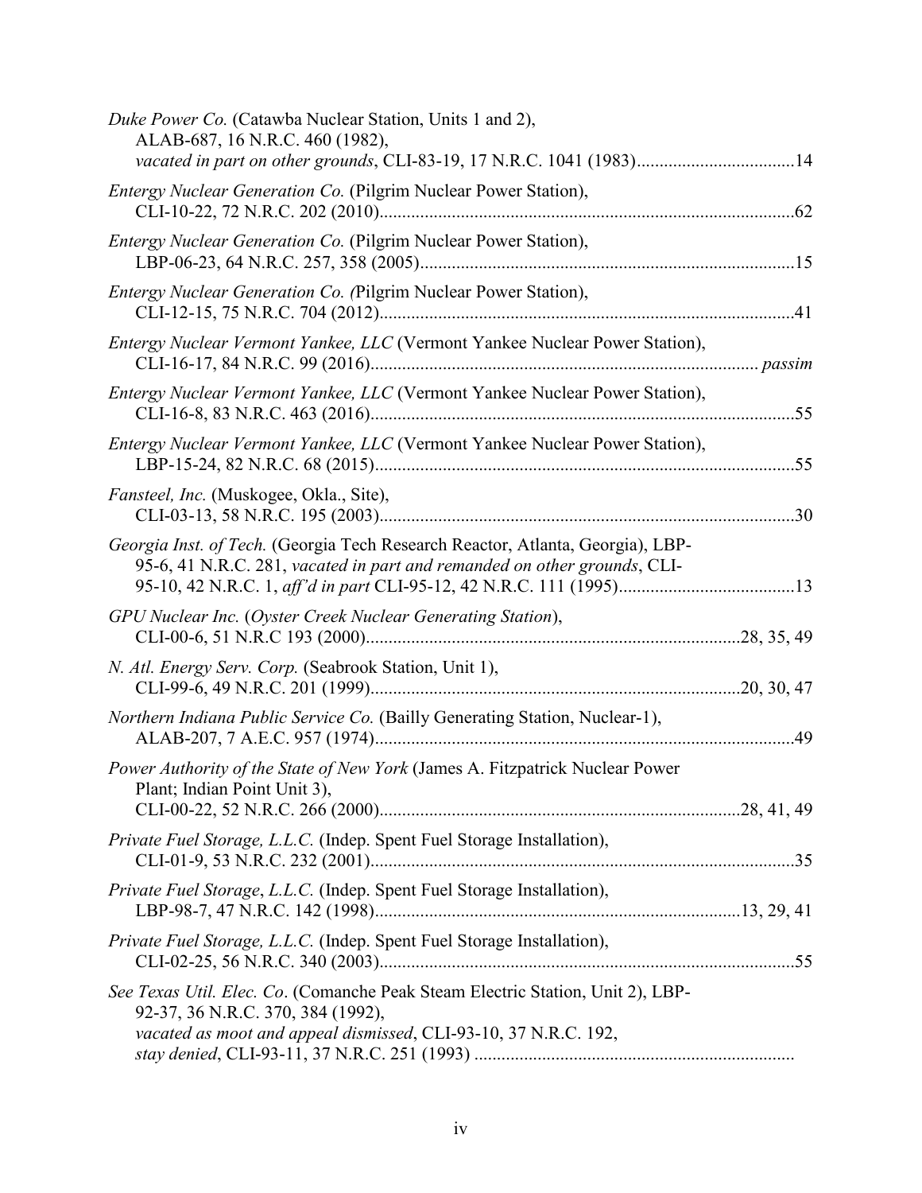*Duke Power Co.* (Catawba Nuclear Station, Units 1 and 2), ALAB-687, 16 N.R.C. 460 (1982), *vacated in part on other grounds*, CLI-83-19, 17 N.R.C. 1041 (1983)....................................14

*Entergy Nuclear Generation Co.* (Pilgrim Nuclear Power Station), CLI-10-22, 72 N.R.C. 202 (2010)............................................................................................62

*Entergy Nuclear Generation Co.* (Pilgrim Nuclear Power Station), LBP-06-23, 64 N.R.C. 257, 358 (2005)...................................................................................15

*Entergy Nuclear Generation Co. (*Pilgrim Nuclear Power Station), CLI-12-15, 75 N.R.C. 704 (2012)............................................................................................41

*Entergy Nuclear Vermont Yankee, LLC* (Vermont Yankee Nuclear Power Station), CLI-16-17, 84 N.R.C. 99 (2016)...................................................................................... *passim*

*Entergy Nuclear Vermont Yankee, LLC* (Vermont Yankee Nuclear Power Station), CLI-16-8, 83 N.R.C. 463 (2016)..............................................................................................55

*Entergy Nuclear Vermont Yankee, LLC* (Vermont Yankee Nuclear Power Station), LBP-15-24, 82 N.R.C. 68 (2015)..............................................................................................55

*Fansteel, Inc.* (Muskogee, Okla., Site), CLI-03-13, 58 N.R.C. 195 (2003)............................................................................................30

*Georgia Inst. of Tech.* (Georgia Tech Research Reactor, Atlanta, Georgia), LBP-95-6, 41 N.R.C. 281, *vacated in part and remanded on other grounds*, CLI-95-10, 42 N.R.C. 1, *aff'd in part* CLI-95-12, 42 N.R.C. 111 (1995).......................................13

*GPU Nuclear Inc.* (*Oyster Creek Nuclear Generating Station*), CLI-00-6, 51 N.R.C 193 (2000)..................................................................................28, 35, 49

*N. Atl. Energy Serv. Corp.* (Seabrook Station, Unit 1), CLI-99-6, 49 N.R.C. 201 (1999)..................................................................................20, 30, 47

*Northern Indiana Public Service Co.* (Bailly Generating Station, Nuclear-1), ALAB-207, 7 A.E.C. 957 (1974).............................................................................................49

*Power Authority of the State of New York* (James A. Fitzpatrick Nuclear Power Plant; Indian Point Unit 3), CLI-00-22, 52 N.R.C. 266 (2000)...............................................................................28, 41, 49

*Private Fuel Storage, L.L.C.* (Indep. Spent Fuel Storage Installation), CLI-01-9, 53 N.R.C. 232 (2001).............................................................................................35

*Private Fuel Storage, L.L.C.* (Indep. Spent Fuel Storage Installation), LBP-98-7, 47 N.R.C. 142 (1998)................................................................................13, 29, 41

*Private Fuel Storage, L.L.C.* (Indep. Spent Fuel Storage Installation), CLI-02-25, 56 N.R.C. 340 (2003)............................................................................................55

*See Texas Util. Elec. Co*. (Comanche Peak Steam Electric Station, Unit 2), LBP-92-37, 36 N.R.C. 370, 384 (1992), *vacated as moot and appeal dismissed*, CLI-93-10, 37 N.R.C. 192, *stay denied*, CLI-93-11, 37 N.R.C. 251 (1993) ......................................................................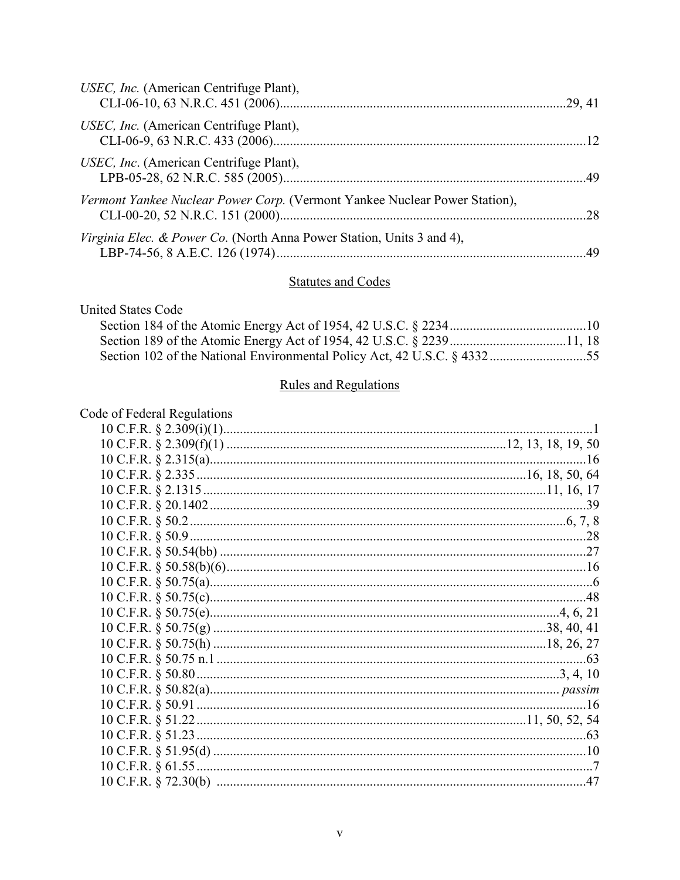*USEC, Inc.* (American Centrifuge Plant),
CLI-06-10, 63 N.R.C. 451 (2006).......................................................................................29, 41

*USEC, Inc.* (American Centrifuge Plant),
CLI-06-9, 63 N.R.C. 433 (2006).............................................................................................12

*USEC, Inc*. (American Centrifuge Plant),
LPB-05-28, 62 N.R.C. 585 (2005)...........................................................................................49

*Vermont Yankee Nuclear Power Corp.* (Vermont Yankee Nuclear Power Station),
CLI-00-20, 52 N.R.C. 151 (2000)............................................................................................28

*Virginia Elec. & Power Co.* (North Anna Power Station, Units 3 and 4),
LBP-74-56, 8 A.E.C. 126 (1974)............................................................................................49

## Statutes and Codes

United States Code
Section 184 of the Atomic Energy Act of 1954, 42 U.S.C. § 2234.........................................10
Section 189 of the Atomic Energy Act of 1954, 42 U.S.C. § 2239...................................11, 18
Section 102 of the National Environmental Policy Act, 42 U.S.C. § 4332.............................55

## Rules and Regulations

Code of Federal Regulations
10 C.F.R. § 2.309(i)(1)...............................................................................................................1
10 C.F.R. § 2.309(f)(1) ...................................................................................12, 13, 18, 19, 50
10 C.F.R. § 2.315(a)..................................................................................................................16
10 C.F.R. § 2.335 ....................................................................................................16, 18, 50, 64
10 C.F.R. § 2.1315 .......................................................................................................11, 16, 17
10 C.F.R. § 20.1402..................................................................................................................39
10 C.F.R. § 50.2 ....................................................................................................................6, 7, 8
10 C.F.R. § 50.9........................................................................................................................28
10 C.F.R. § 50.54(bb) ..............................................................................................................27
10 C.F.R. § 50.58(b)(6)............................................................................................................16
10 C.F.R. § 50.75(a)....................................................................................................................6
10 C.F.R. § 50.75(c)..................................................................................................................48
10 C.F.R. § 50.75(e)..........................................................................................................4, 6, 21
10 C.F.R. § 50.75(g) ...................................................................................................38, 40, 41
10 C.F.R. § 50.75(h) ...................................................................................................18, 26, 27
10 C.F.R. § 50.75 n.1 ...............................................................................................................63
10 C.F.R. § 50.80...............................................................................................................3, 4, 10
10 C.F.R. § 50.82(a)........................................................................................................... *passim*
10 C.F.R. § 50.91 .....................................................................................................................16
10 C.F.R. § 51.22 ...................................................................................................11, 50, 52, 54
10 C.F.R. § 51.23 .....................................................................................................................63
10 C.F.R. § 51.95(d) ................................................................................................................10
10 C.F.R. § 61.55 .........................................................................................................................7
10 C.F.R. § 72.30(b) ...............................................................................................................47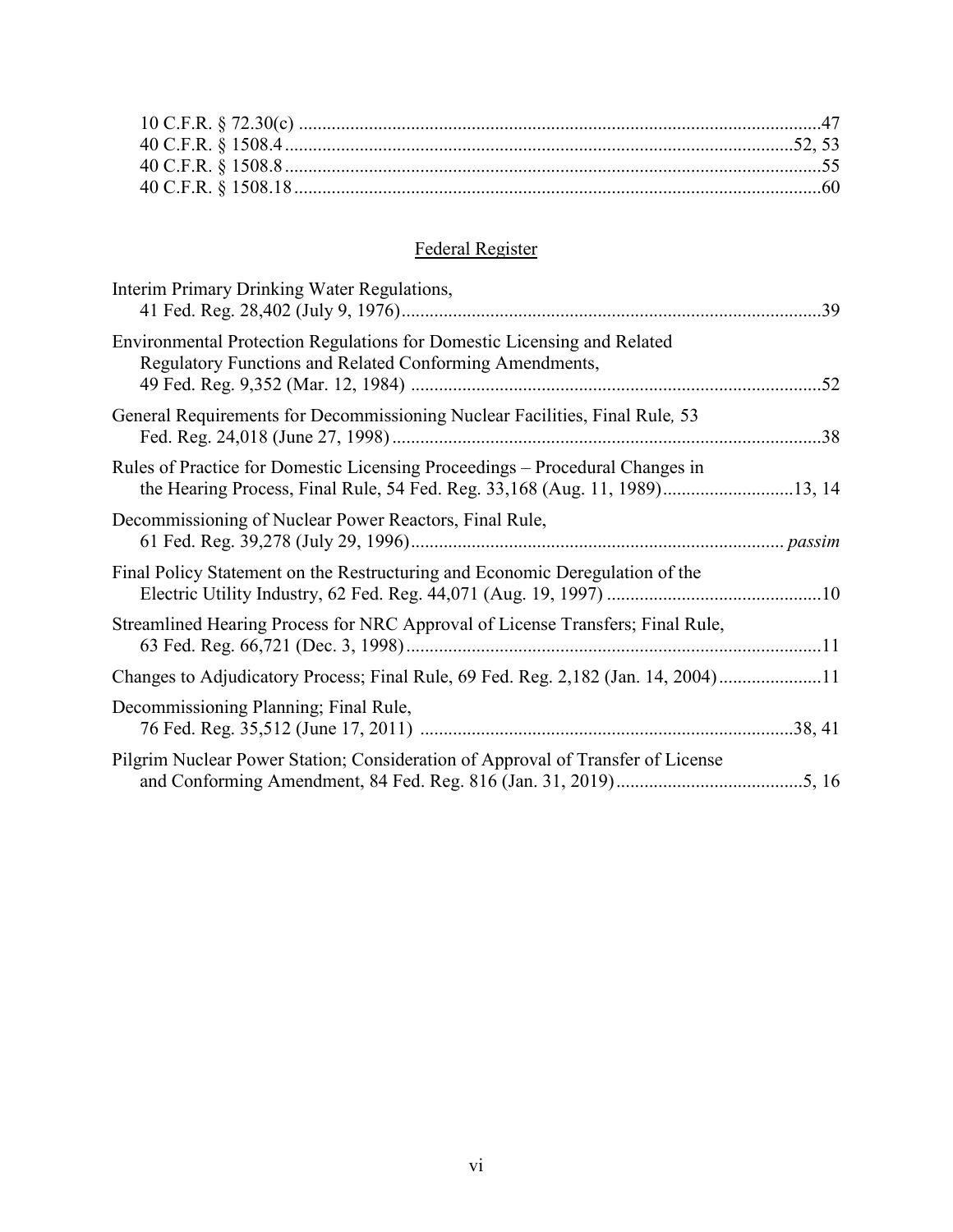10 C.F.R. § 72.30(c) ....................................................................................................................47
40 C.F.R. § 1508.4 ..................................................................................................................52, 53
40 C.F.R. § 1508.8 ........................................................................................................................55
40 C.F.R. § 1508.18 ......................................................................................................................60

## Federal Register

Interim Primary Drinking Water Regulations,
41 Fed. Reg. 28,402 (July 9, 1976)..........................................................................................39

Environmental Protection Regulations for Domestic Licensing and Related Regulatory Functions and Related Conforming Amendments,
49 Fed. Reg. 9,352 (Mar. 12, 1984) ........................................................................................52

General Requirements for Decommissioning Nuclear Facilities, Final Rule*,* 53 Fed. Reg. 24,018 (June 27, 1998) ............................................................................................38

Rules of Practice for Domestic Licensing Proceedings – Procedural Changes in the Hearing Process, Final Rule, 54 Fed. Reg. 33,168 (Aug. 11, 1989)............................13, 14

Decommissioning of Nuclear Power Reactors, Final Rule,
61 Fed. Reg. 39,278 (July 29, 1996)............................................................................... *passim*

Final Policy Statement on the Restructuring and Economic Deregulation of the Electric Utility Industry, 62 Fed. Reg. 44,071 (Aug. 19, 1997) ..............................................10

Streamlined Hearing Process for NRC Approval of License Transfers; Final Rule,
63 Fed. Reg. 66,721 (Dec. 3, 1998).........................................................................................11

Changes to Adjudicatory Process; Final Rule, 69 Fed. Reg. 2,182 (Jan. 14, 2004)......................11

Decommissioning Planning; Final Rule,
76 Fed. Reg. 35,512 (June 17, 2011) ................................................................................38, 41

Pilgrim Nuclear Power Station; Consideration of Approval of Transfer of License and Conforming Amendment, 84 Fed. Reg. 816 (Jan. 31, 2019)........................................5, 16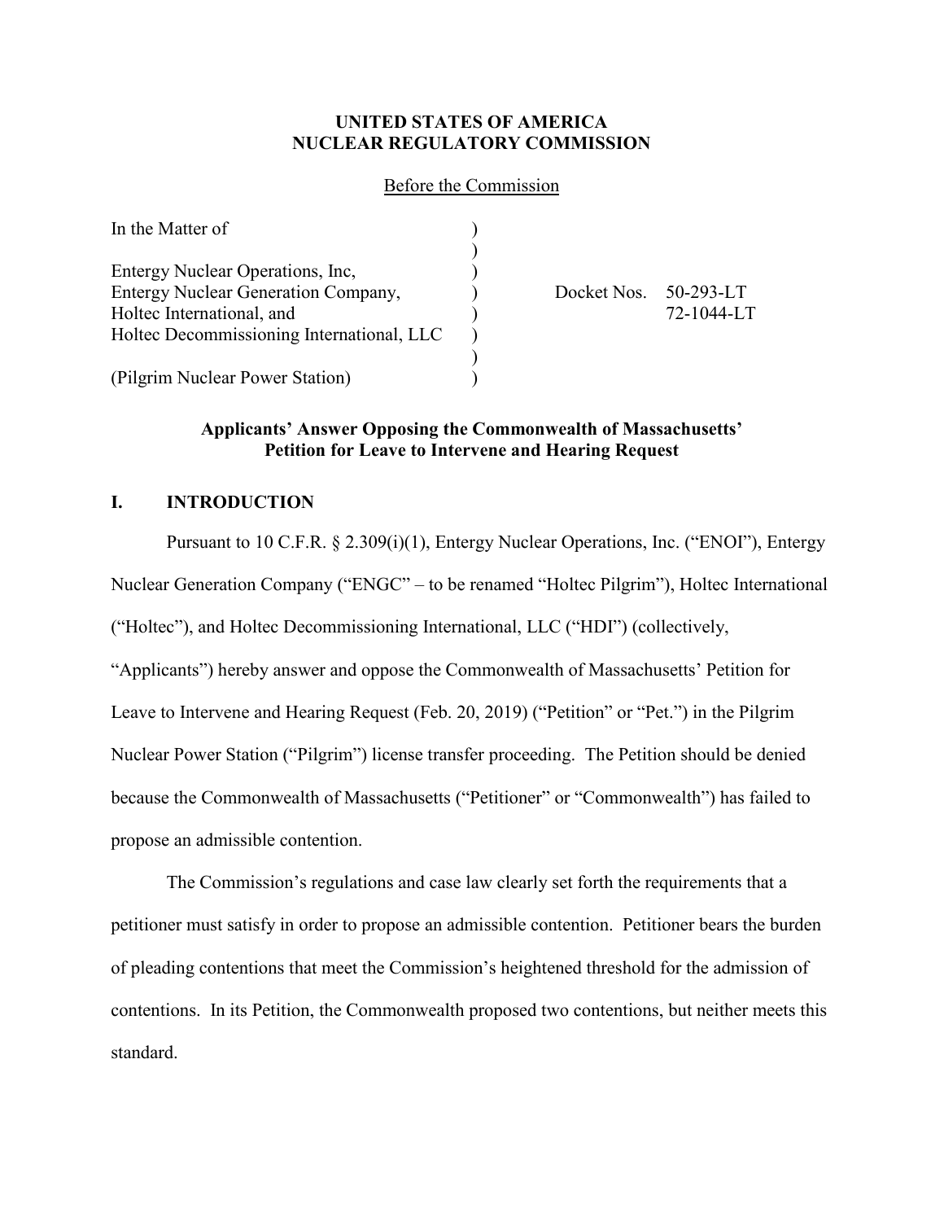**UNITED STATES OF AMERICA**
**NUCLEAR REGULATORY COMMISSION**

Before the Commission

| | | |
|---|---|---|
| In the Matter of | ) | |
| | ) | |
| Entergy Nuclear Operations, Inc, | ) | |
| Entergy Nuclear Generation Company, | ) | Docket Nos. 50-293-LT |
| Holtec International, and | ) | 72-1044-LT |
| Holtec Decommissioning International, LLC | ) | |
| | ) | |
| (Pilgrim Nuclear Power Station) | ) | |

**Applicants' Answer Opposing the Commonwealth of Massachusetts' Petition for Leave to Intervene and Hearing Request**

## I. INTRODUCTION

Pursuant to 10 C.F.R. § 2.309(i)(1), Entergy Nuclear Operations, Inc. ("ENOI"), Entergy Nuclear Generation Company ("ENGC" – to be renamed "Holtec Pilgrim"), Holtec International ("Holtec"), and Holtec Decommissioning International, LLC ("HDI") (collectively, "Applicants") hereby answer and oppose the Commonwealth of Massachusetts' Petition for Leave to Intervene and Hearing Request (Feb. 20, 2019) ("Petition" or "Pet.") in the Pilgrim Nuclear Power Station ("Pilgrim") license transfer proceeding. The Petition should be denied because the Commonwealth of Massachusetts ("Petitioner" or "Commonwealth") has failed to propose an admissible contention.

The Commission's regulations and case law clearly set forth the requirements that a petitioner must satisfy in order to propose an admissible contention. Petitioner bears the burden of pleading contentions that meet the Commission's heightened threshold for the admission of contentions. In its Petition, the Commonwealth proposed two contentions, but neither meets this standard.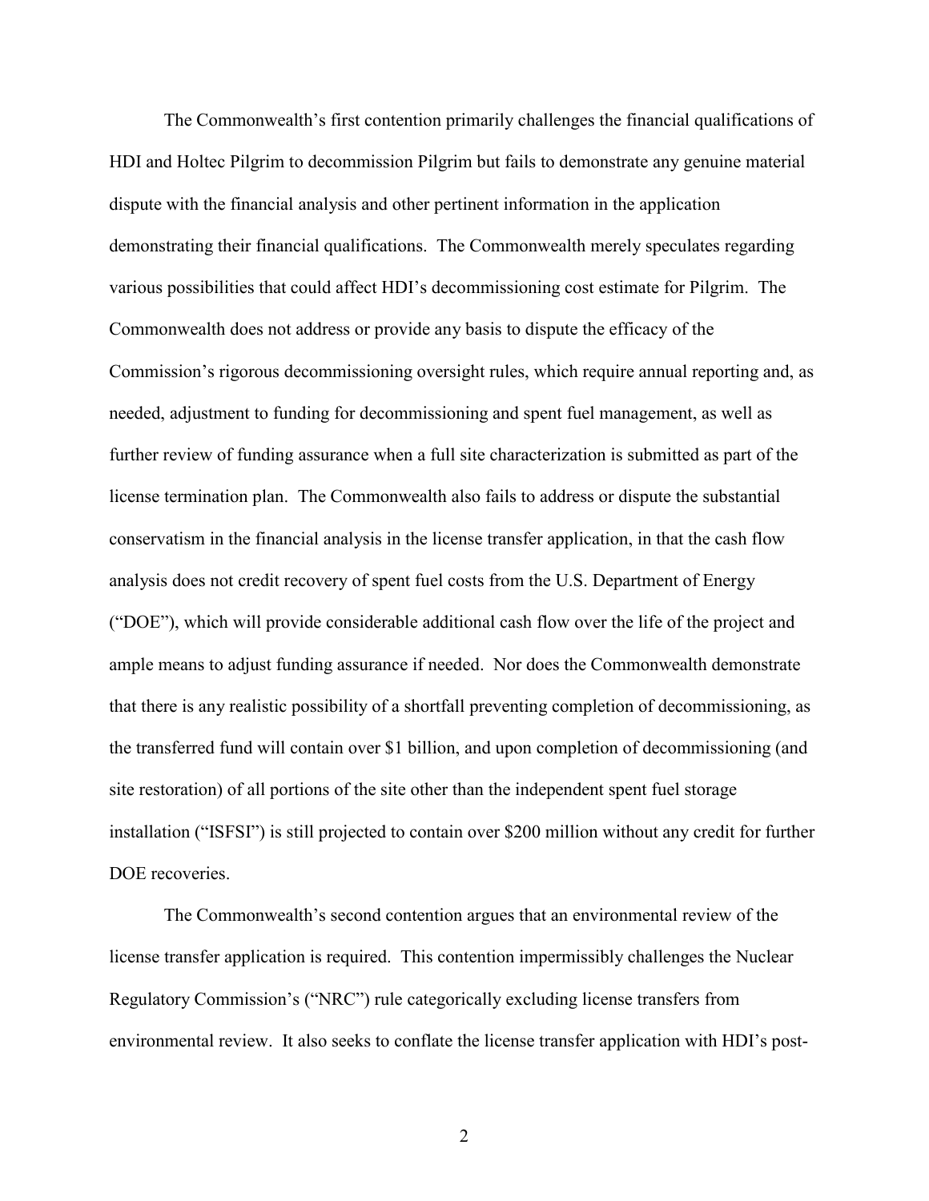The Commonwealth's first contention primarily challenges the financial qualifications of HDI and Holtec Pilgrim to decommission Pilgrim but fails to demonstrate any genuine material dispute with the financial analysis and other pertinent information in the application demonstrating their financial qualifications. The Commonwealth merely speculates regarding various possibilities that could affect HDI's decommissioning cost estimate for Pilgrim. The Commonwealth does not address or provide any basis to dispute the efficacy of the Commission's rigorous decommissioning oversight rules, which require annual reporting and, as needed, adjustment to funding for decommissioning and spent fuel management, as well as further review of funding assurance when a full site characterization is submitted as part of the license termination plan. The Commonwealth also fails to address or dispute the substantial conservatism in the financial analysis in the license transfer application, in that the cash flow analysis does not credit recovery of spent fuel costs from the U.S. Department of Energy ("DOE"), which will provide considerable additional cash flow over the life of the project and ample means to adjust funding assurance if needed. Nor does the Commonwealth demonstrate that there is any realistic possibility of a shortfall preventing completion of decommissioning, as the transferred fund will contain over \$1 billion, and upon completion of decommissioning (and site restoration) of all portions of the site other than the independent spent fuel storage installation ("ISFSI") is still projected to contain over \$200 million without any credit for further DOE recoveries.

The Commonwealth's second contention argues that an environmental review of the license transfer application is required. This contention impermissibly challenges the Nuclear Regulatory Commission's ("NRC") rule categorically excluding license transfers from environmental review. It also seeks to conflate the license transfer application with HDI's post-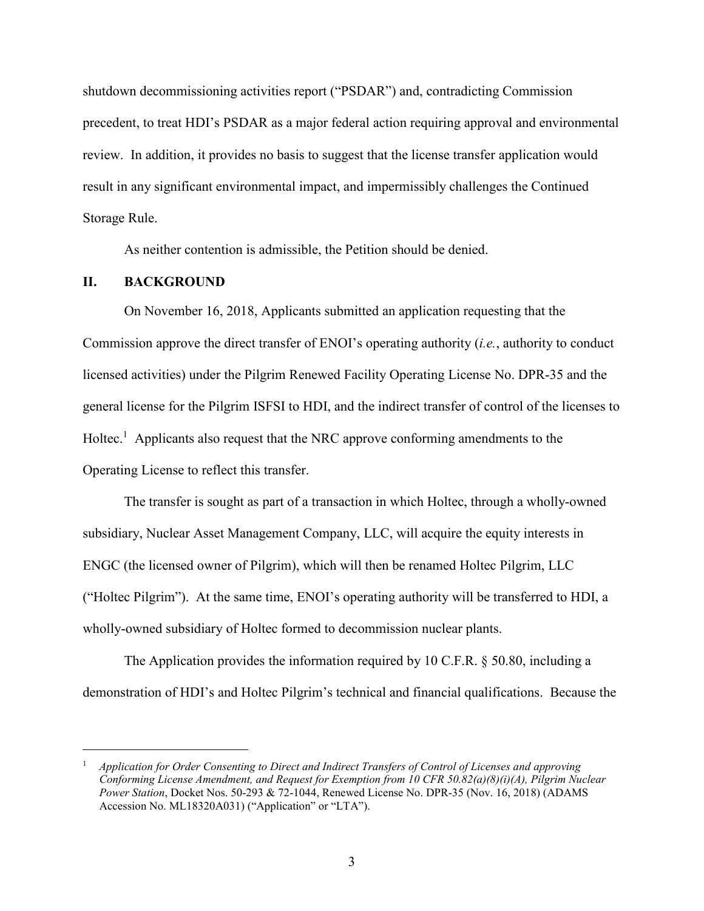shutdown decommissioning activities report ("PSDAR") and, contradicting Commission precedent, to treat HDI's PSDAR as a major federal action requiring approval and environmental review. In addition, it provides no basis to suggest that the license transfer application would result in any significant environmental impact, and impermissibly challenges the Continued Storage Rule.

As neither contention is admissible, the Petition should be denied.

## II. BACKGROUND

On November 16, 2018, Applicants submitted an application requesting that the Commission approve the direct transfer of ENOI's operating authority (*i.e.*, authority to conduct licensed activities) under the Pilgrim Renewed Facility Operating License No. DPR-35 and the general license for the Pilgrim ISFSI to HDI, and the indirect transfer of control of the licenses to Holtec.[1] Applicants also request that the NRC approve conforming amendments to the Operating License to reflect this transfer.

The transfer is sought as part of a transaction in which Holtec, through a wholly-owned subsidiary, Nuclear Asset Management Company, LLC, will acquire the equity interests in ENGC (the licensed owner of Pilgrim), which will then be renamed Holtec Pilgrim, LLC ("Holtec Pilgrim"). At the same time, ENOI's operating authority will be transferred to HDI, a wholly-owned subsidiary of Holtec formed to decommission nuclear plants.

The Application provides the information required by 10 C.F.R. § 50.80, including a demonstration of HDI's and Holtec Pilgrim's technical and financial qualifications. Because the

---

[1] *Application for Order Consenting to Direct and Indirect Transfers of Control of Licenses and approving Conforming License Amendment, and Request for Exemption from 10 CFR 50.82(a)(8)(i)(A), Pilgrim Nuclear Power Station*, Docket Nos. 50-293 & 72-1044, Renewed License No. DPR-35 (Nov. 16, 2018) (ADAMS Accession No. ML18320A031) ("Application" or "LTA").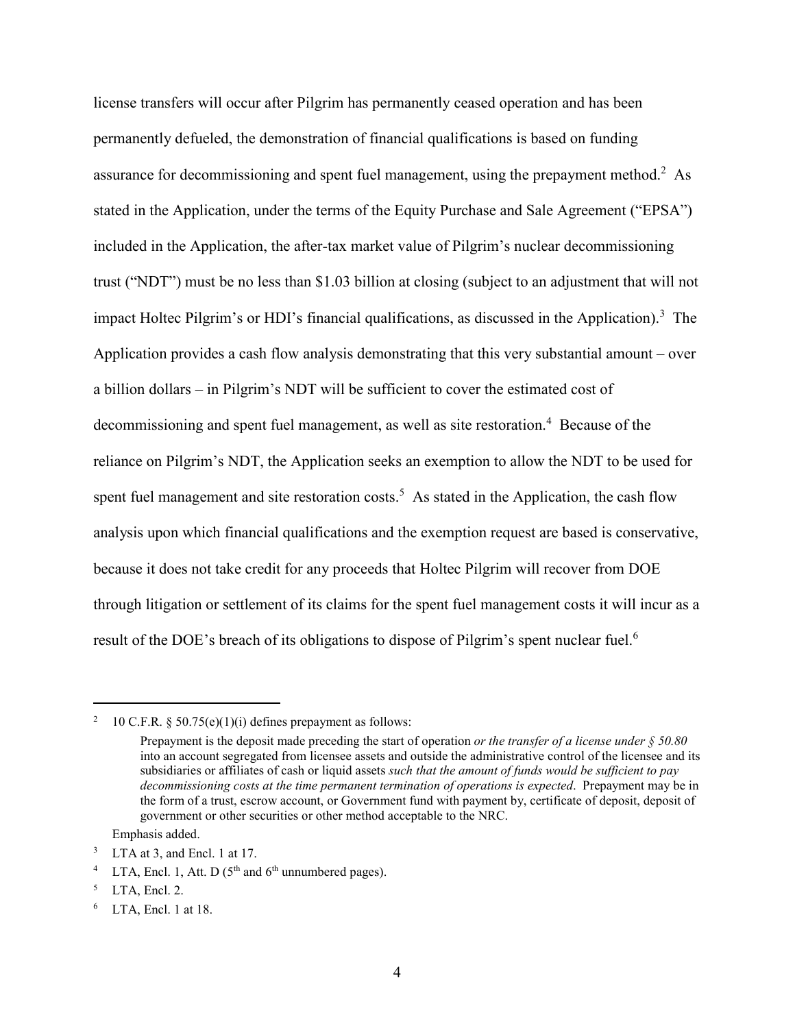license transfers will occur after Pilgrim has permanently ceased operation and has been permanently defueled, the demonstration of financial qualifications is based on funding assurance for decommissioning and spent fuel management, using the prepayment method.[2] As stated in the Application, under the terms of the Equity Purchase and Sale Agreement ("EPSA") included in the Application, the after-tax market value of Pilgrim's nuclear decommissioning trust ("NDT") must be no less than $1.03 billion at closing (subject to an adjustment that will not impact Holtec Pilgrim's or HDI's financial qualifications, as discussed in the Application).[3] The Application provides a cash flow analysis demonstrating that this very substantial amount – over a billion dollars – in Pilgrim's NDT will be sufficient to cover the estimated cost of decommissioning and spent fuel management, as well as site restoration.[4] Because of the reliance on Pilgrim's NDT, the Application seeks an exemption to allow the NDT to be used for spent fuel management and site restoration costs.[5] As stated in the Application, the cash flow analysis upon which financial qualifications and the exemption request are based is conservative, because it does not take credit for any proceeds that Holtec Pilgrim will recover from DOE through litigation or settlement of its claims for the spent fuel management costs it will incur as a result of the DOE's breach of its obligations to dispose of Pilgrim's spent nuclear fuel.[6]

---

[2] 10 C.F.R. § 50.75(e)(1)(i) defines prepayment as follows:

> Prepayment is the deposit made preceding the start of operation *or the transfer of a license under § 50.80* into an account segregated from licensee assets and outside the administrative control of the licensee and its subsidiaries or affiliates of cash or liquid assets *such that the amount of funds would be sufficient to pay decommissioning costs at the time permanent termination of operations is expected*. Prepayment may be in the form of a trust, escrow account, or Government fund with payment by, certificate of deposit, deposit of government or other securities or other method acceptable to the NRC.

Emphasis added.

[3] LTA at 3, and Encl. 1 at 17.

[4] LTA, Encl. 1, Att. D (5th and 6th unnumbered pages).

[5] LTA, Encl. 2.

[6] LTA, Encl. 1 at 18.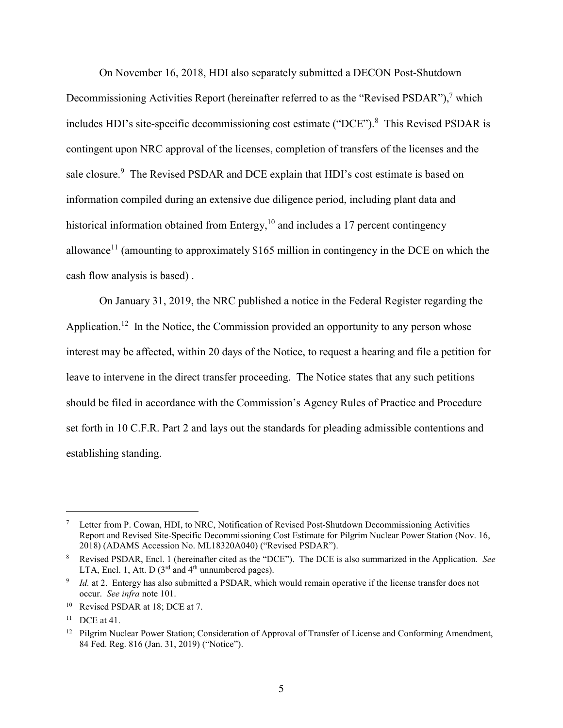On November 16, 2018, HDI also separately submitted a DECON Post-Shutdown Decommissioning Activities Report (hereinafter referred to as the "Revised PSDAR"),[7] which includes HDI's site-specific decommissioning cost estimate ("DCE").[8] This Revised PSDAR is contingent upon NRC approval of the licenses, completion of transfers of the licenses and the sale closure.[9] The Revised PSDAR and DCE explain that HDI's cost estimate is based on information compiled during an extensive due diligence period, including plant data and historical information obtained from Entergy,[10] and includes a 17 percent contingency allowance[11] (amounting to approximately $165 million in contingency in the DCE on which the cash flow analysis is based) .

On January 31, 2019, the NRC published a notice in the Federal Register regarding the Application.[12] In the Notice, the Commission provided an opportunity to any person whose interest may be affected, within 20 days of the Notice, to request a hearing and file a petition for leave to intervene in the direct transfer proceeding. The Notice states that any such petitions should be filed in accordance with the Commission's Agency Rules of Practice and Procedure set forth in 10 C.F.R. Part 2 and lays out the standards for pleading admissible contentions and establishing standing.

---

[7] Letter from P. Cowan, HDI, to NRC, Notification of Revised Post-Shutdown Decommissioning Activities Report and Revised Site-Specific Decommissioning Cost Estimate for Pilgrim Nuclear Power Station (Nov. 16, 2018) (ADAMS Accession No. ML18320A040) ("Revised PSDAR").

[8] Revised PSDAR, Encl. 1 (hereinafter cited as the "DCE"). The DCE is also summarized in the Application. *See* LTA, Encl. 1, Att. D (3rd and 4th unnumbered pages).

[9] *Id.* at 2. Entergy has also submitted a PSDAR, which would remain operative if the license transfer does not occur. *See infra* note 101.

[10] Revised PSDAR at 18; DCE at 7.

[11] DCE at 41.

[12] Pilgrim Nuclear Power Station; Consideration of Approval of Transfer of License and Conforming Amendment, 84 Fed. Reg. 816 (Jan. 31, 2019) ("Notice").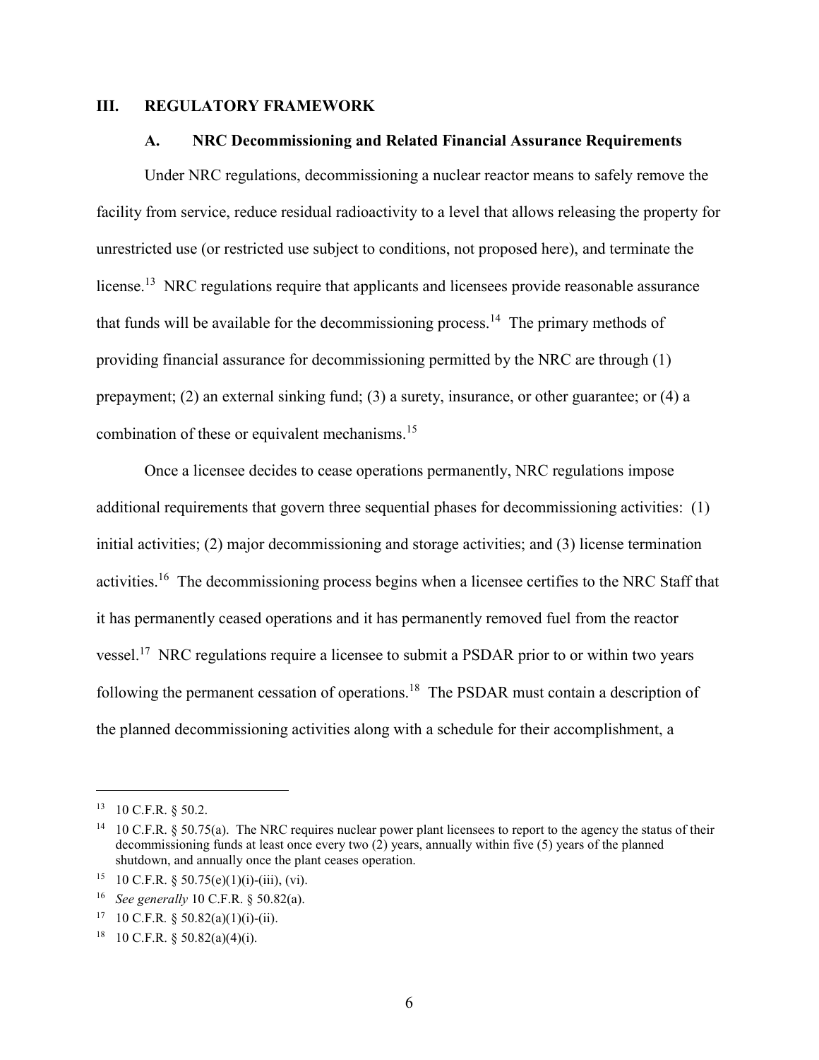## III. REGULATORY FRAMEWORK

### A. NRC Decommissioning and Related Financial Assurance Requirements

Under NRC regulations, decommissioning a nuclear reactor means to safely remove the facility from service, reduce residual radioactivity to a level that allows releasing the property for unrestricted use (or restricted use subject to conditions, not proposed here), and terminate the license.[13] NRC regulations require that applicants and licensees provide reasonable assurance that funds will be available for the decommissioning process.[14] The primary methods of providing financial assurance for decommissioning permitted by the NRC are through (1) prepayment; (2) an external sinking fund; (3) a surety, insurance, or other guarantee; or (4) a combination of these or equivalent mechanisms.[15]

Once a licensee decides to cease operations permanently, NRC regulations impose additional requirements that govern three sequential phases for decommissioning activities: (1) initial activities; (2) major decommissioning and storage activities; and (3) license termination activities.[16] The decommissioning process begins when a licensee certifies to the NRC Staff that it has permanently ceased operations and it has permanently removed fuel from the reactor vessel.[17] NRC regulations require a licensee to submit a PSDAR prior to or within two years following the permanent cessation of operations.[18] The PSDAR must contain a description of the planned decommissioning activities along with a schedule for their accomplishment, a

---

[13] 10 C.F.R. § 50.2.

[14] 10 C.F.R. § 50.75(a). The NRC requires nuclear power plant licensees to report to the agency the status of their decommissioning funds at least once every two (2) years, annually within five (5) years of the planned shutdown, and annually once the plant ceases operation.

[15] 10 C.F.R. § 50.75(e)(1)(i)-(iii), (vi).

[16] *See generally* 10 C.F.R. § 50.82(a).

[17] 10 C.F.R. § 50.82(a)(1)(i)-(ii).

[18] 10 C.F.R. § 50.82(a)(4)(i).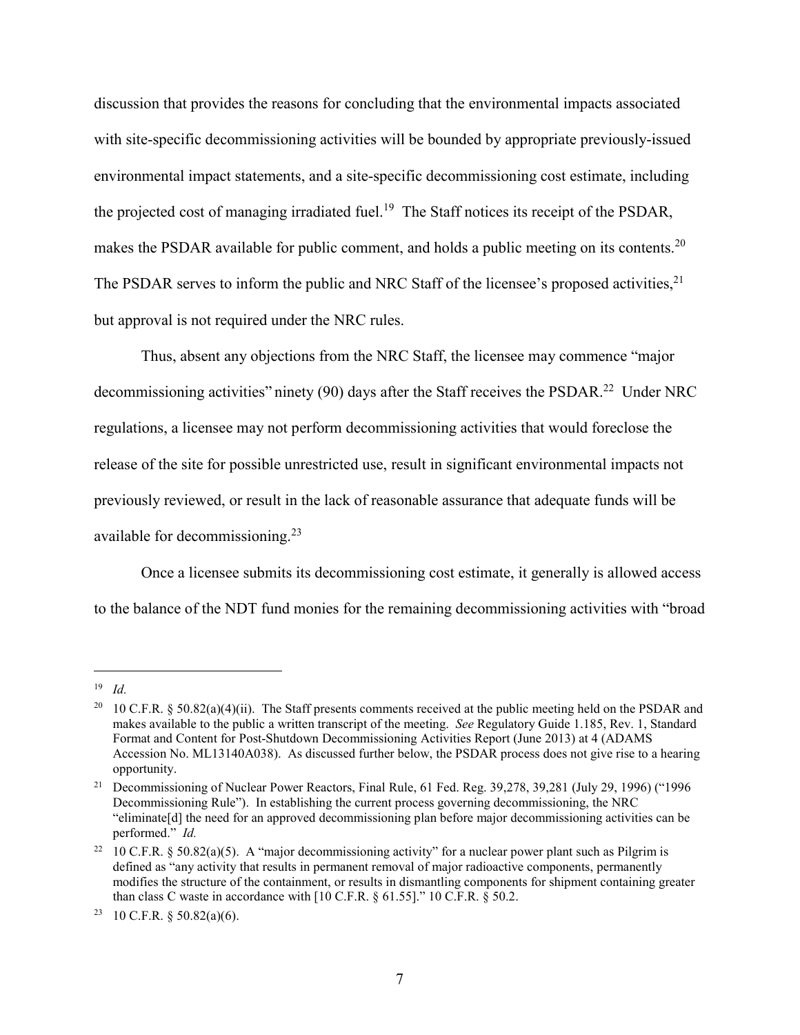discussion that provides the reasons for concluding that the environmental impacts associated with site-specific decommissioning activities will be bounded by appropriate previously-issued environmental impact statements, and a site-specific decommissioning cost estimate, including the projected cost of managing irradiated fuel.[19] The Staff notices its receipt of the PSDAR, makes the PSDAR available for public comment, and holds a public meeting on its contents.[20] The PSDAR serves to inform the public and NRC Staff of the licensee's proposed activities,[21] but approval is not required under the NRC rules.

Thus, absent any objections from the NRC Staff, the licensee may commence "major decommissioning activities" ninety (90) days after the Staff receives the PSDAR.[22] Under NRC regulations, a licensee may not perform decommissioning activities that would foreclose the release of the site for possible unrestricted use, result in significant environmental impacts not previously reviewed, or result in the lack of reasonable assurance that adequate funds will be available for decommissioning.[23]

Once a licensee submits its decommissioning cost estimate, it generally is allowed access to the balance of the NDT fund monies for the remaining decommissioning activities with "broad

---

[19] *Id.*

[20] 10 C.F.R. § 50.82(a)(4)(ii). The Staff presents comments received at the public meeting held on the PSDAR and makes available to the public a written transcript of the meeting. *See* Regulatory Guide 1.185, Rev. 1, Standard Format and Content for Post-Shutdown Decommissioning Activities Report (June 2013) at 4 (ADAMS Accession No. ML13140A038). As discussed further below, the PSDAR process does not give rise to a hearing opportunity.

[21] Decommissioning of Nuclear Power Reactors, Final Rule, 61 Fed. Reg. 39,278, 39,281 (July 29, 1996) ("1996 Decommissioning Rule"). In establishing the current process governing decommissioning, the NRC "eliminate[d] the need for an approved decommissioning plan before major decommissioning activities can be performed." *Id.*

[22] 10 C.F.R. § 50.82(a)(5). A "major decommissioning activity" for a nuclear power plant such as Pilgrim is defined as "any activity that results in permanent removal of major radioactive components, permanently modifies the structure of the containment, or results in dismantling components for shipment containing greater than class C waste in accordance with [10 C.F.R. § 61.55]." 10 C.F.R. § 50.2.

[23] 10 C.F.R. § 50.82(a)(6).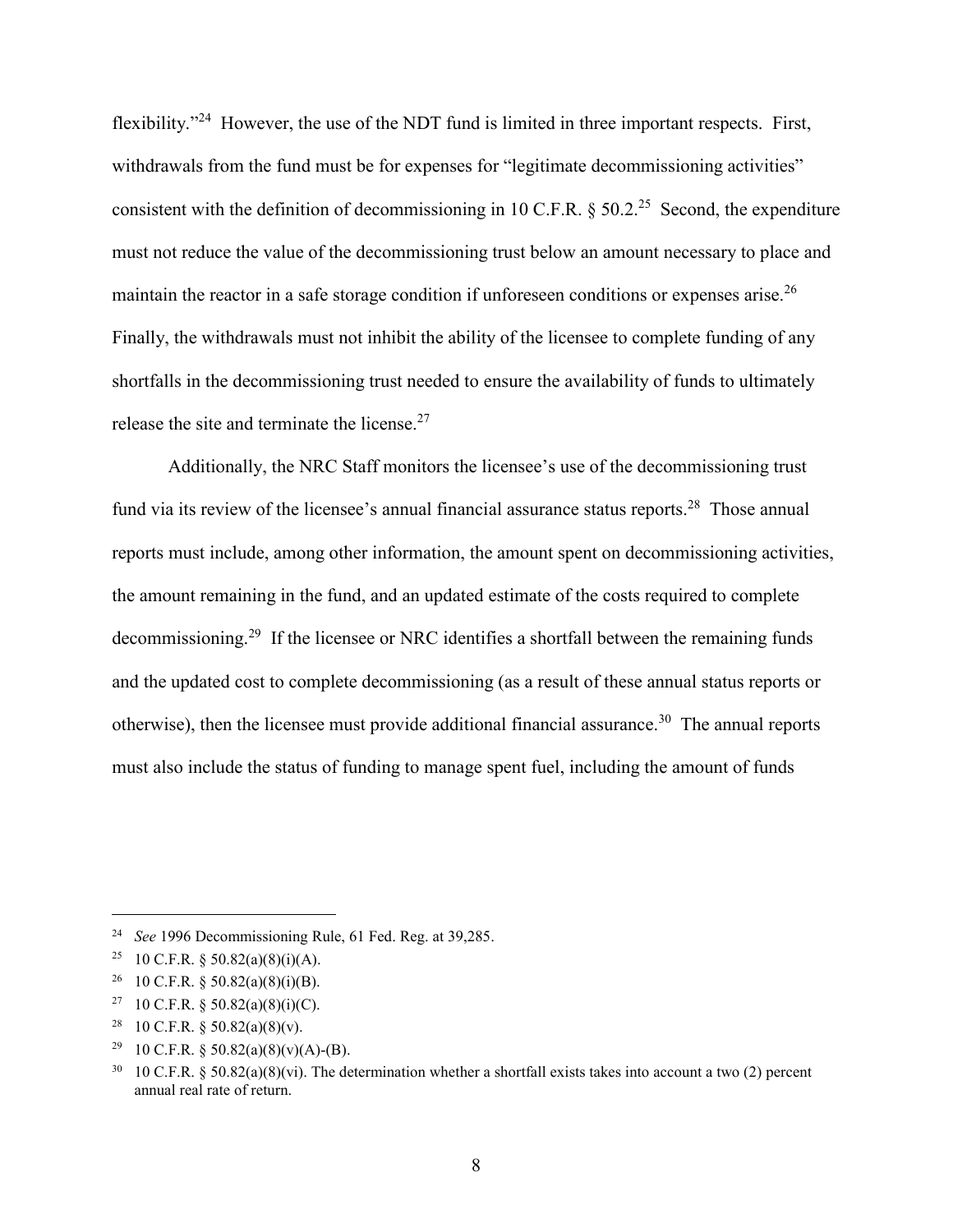flexibility."[24] However, the use of the NDT fund is limited in three important respects. First, withdrawals from the fund must be for expenses for "legitimate decommissioning activities" consistent with the definition of decommissioning in 10 C.F.R. § 50.2.[25] Second, the expenditure must not reduce the value of the decommissioning trust below an amount necessary to place and maintain the reactor in a safe storage condition if unforeseen conditions or expenses arise.[26] Finally, the withdrawals must not inhibit the ability of the licensee to complete funding of any shortfalls in the decommissioning trust needed to ensure the availability of funds to ultimately release the site and terminate the license.[27]

Additionally, the NRC Staff monitors the licensee's use of the decommissioning trust fund via its review of the licensee's annual financial assurance status reports.[28] Those annual reports must include, among other information, the amount spent on decommissioning activities, the amount remaining in the fund, and an updated estimate of the costs required to complete decommissioning.[29] If the licensee or NRC identifies a shortfall between the remaining funds and the updated cost to complete decommissioning (as a result of these annual status reports or otherwise), then the licensee must provide additional financial assurance.[30] The annual reports must also include the status of funding to manage spent fuel, including the amount of funds

---

[24] *See* 1996 Decommissioning Rule, 61 Fed. Reg. at 39,285.

[25] 10 C.F.R. § 50.82(a)(8)(i)(A).

[26] 10 C.F.R. § 50.82(a)(8)(i)(B).

[27] 10 C.F.R. § 50.82(a)(8)(i)(C).

[28] 10 C.F.R. § 50.82(a)(8)(v).

[29] 10 C.F.R. § 50.82(a)(8)(v)(A)-(B).

[30] 10 C.F.R. § 50.82(a)(8)(vi). The determination whether a shortfall exists takes into account a two (2) percent annual real rate of return.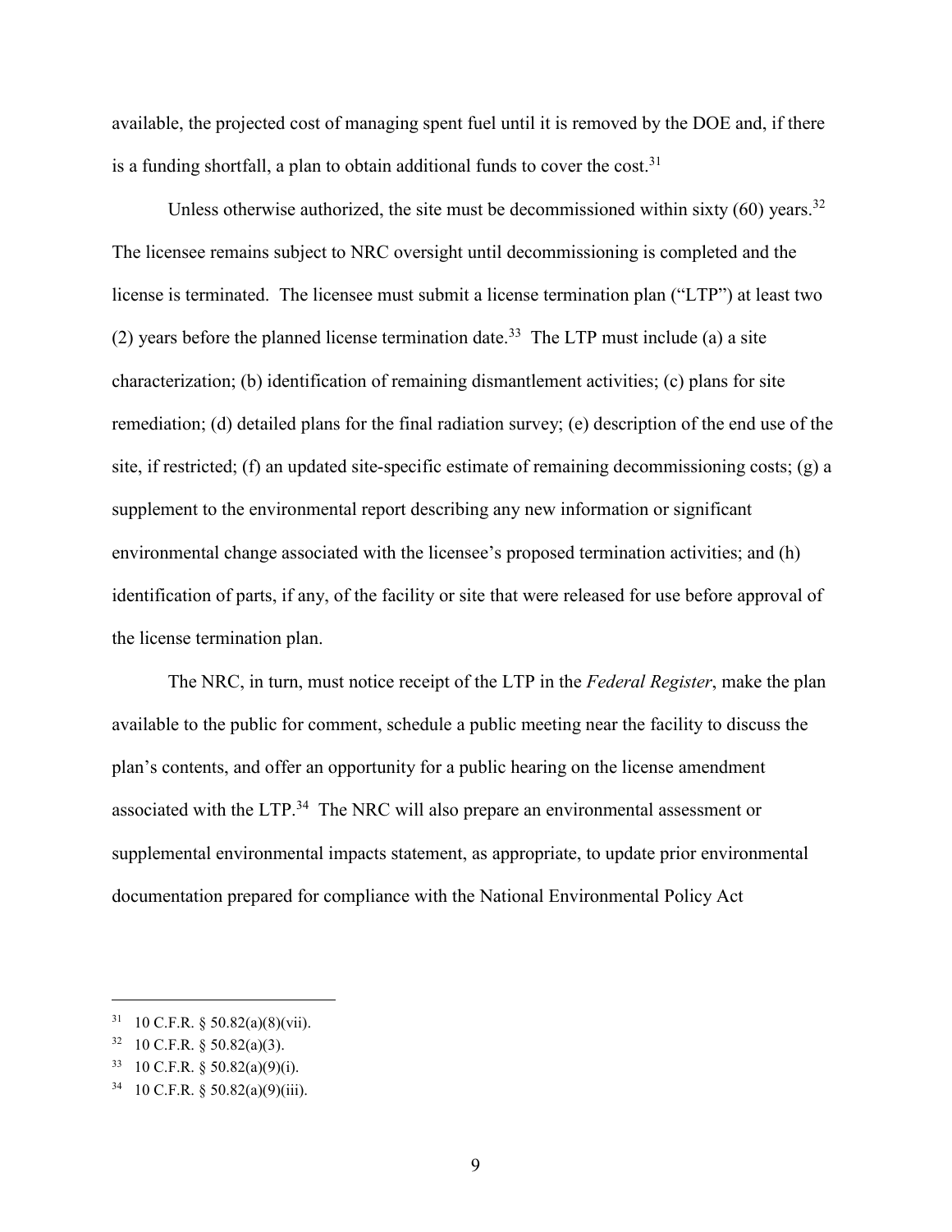available, the projected cost of managing spent fuel until it is removed by the DOE and, if there is a funding shortfall, a plan to obtain additional funds to cover the cost.[31]

Unless otherwise authorized, the site must be decommissioned within sixty (60) years.[32] The licensee remains subject to NRC oversight until decommissioning is completed and the license is terminated. The licensee must submit a license termination plan ("LTP") at least two (2) years before the planned license termination date.[33] The LTP must include (a) a site characterization; (b) identification of remaining dismantlement activities; (c) plans for site remediation; (d) detailed plans for the final radiation survey; (e) description of the end use of the site, if restricted; (f) an updated site-specific estimate of remaining decommissioning costs; (g) a supplement to the environmental report describing any new information or significant environmental change associated with the licensee's proposed termination activities; and (h) identification of parts, if any, of the facility or site that were released for use before approval of the license termination plan.

The NRC, in turn, must notice receipt of the LTP in the *Federal Register*, make the plan available to the public for comment, schedule a public meeting near the facility to discuss the plan's contents, and offer an opportunity for a public hearing on the license amendment associated with the LTP.[34] The NRC will also prepare an environmental assessment or supplemental environmental impacts statement, as appropriate, to update prior environmental documentation prepared for compliance with the National Environmental Policy Act

---

[31] 10 C.F.R. § 50.82(a)(8)(vii).

[32] 10 C.F.R. § 50.82(a)(3).

[33] 10 C.F.R. § 50.82(a)(9)(i).

[34] 10 C.F.R. § 50.82(a)(9)(iii).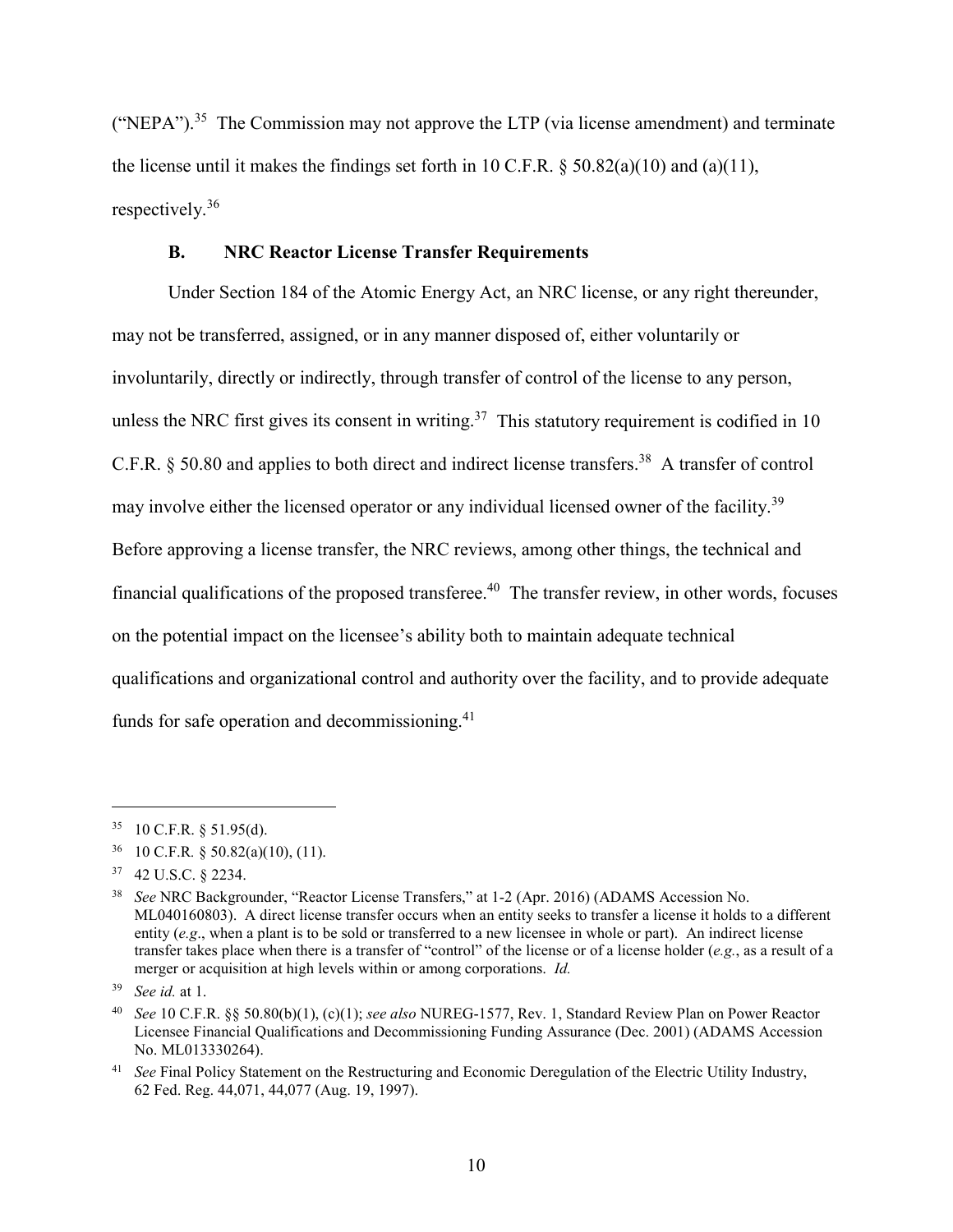("NEPA").[35] The Commission may not approve the LTP (via license amendment) and terminate the license until it makes the findings set forth in 10 C.F.R. § 50.82(a)(10) and (a)(11), respectively.[36]

### B. NRC Reactor License Transfer Requirements

Under Section 184 of the Atomic Energy Act, an NRC license, or any right thereunder, may not be transferred, assigned, or in any manner disposed of, either voluntarily or involuntarily, directly or indirectly, through transfer of control of the license to any person, unless the NRC first gives its consent in writing.[37] This statutory requirement is codified in 10 C.F.R. § 50.80 and applies to both direct and indirect license transfers.[38] A transfer of control may involve either the licensed operator or any individual licensed owner of the facility.[39] Before approving a license transfer, the NRC reviews, among other things, the technical and financial qualifications of the proposed transferee.[40] The transfer review, in other words, focuses on the potential impact on the licensee's ability both to maintain adequate technical qualifications and organizational control and authority over the facility, and to provide adequate funds for safe operation and decommissioning.[41]

---

[35] 10 C.F.R. § 51.95(d).

[36] 10 C.F.R. § 50.82(a)(10), (11).

[37] 42 U.S.C. § 2234.

[38] *See* NRC Backgrounder, "Reactor License Transfers," at 1-2 (Apr. 2016) (ADAMS Accession No. ML040160803). A direct license transfer occurs when an entity seeks to transfer a license it holds to a different entity (*e.g*., when a plant is to be sold or transferred to a new licensee in whole or part). An indirect license transfer takes place when there is a transfer of "control" of the license or of a license holder (*e.g.*, as a result of a merger or acquisition at high levels within or among corporations. *Id.*

[39] *See id.* at 1.

[40] *See* 10 C.F.R. §§ 50.80(b)(1), (c)(1); *see also* NUREG-1577, Rev. 1, Standard Review Plan on Power Reactor Licensee Financial Qualifications and Decommissioning Funding Assurance (Dec. 2001) (ADAMS Accession No. ML013330264).

[41] *See* Final Policy Statement on the Restructuring and Economic Deregulation of the Electric Utility Industry, 62 Fed. Reg. 44,071, 44,077 (Aug. 19, 1997).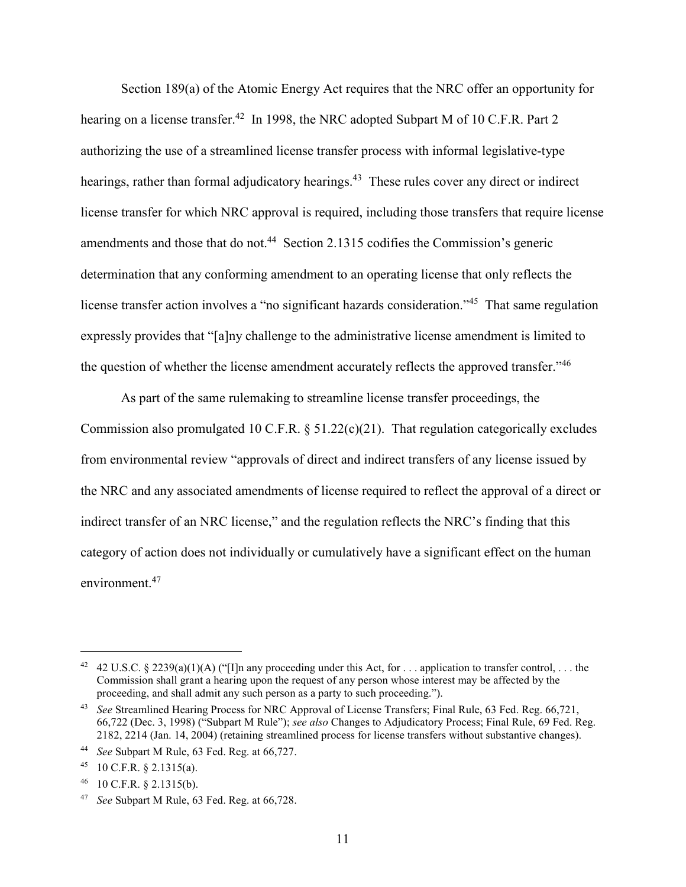Section 189(a) of the Atomic Energy Act requires that the NRC offer an opportunity for hearing on a license transfer.[42] In 1998, the NRC adopted Subpart M of 10 C.F.R. Part 2 authorizing the use of a streamlined license transfer process with informal legislative-type hearings, rather than formal adjudicatory hearings.[43] These rules cover any direct or indirect license transfer for which NRC approval is required, including those transfers that require license amendments and those that do not.[44] Section 2.1315 codifies the Commission's generic determination that any conforming amendment to an operating license that only reflects the license transfer action involves a "no significant hazards consideration."[45] That same regulation expressly provides that "[a]ny challenge to the administrative license amendment is limited to the question of whether the license amendment accurately reflects the approved transfer."[46]

As part of the same rulemaking to streamline license transfer proceedings, the Commission also promulgated 10 C.F.R. § 51.22(c)(21). That regulation categorically excludes from environmental review "approvals of direct and indirect transfers of any license issued by the NRC and any associated amendments of license required to reflect the approval of a direct or indirect transfer of an NRC license," and the regulation reflects the NRC's finding that this category of action does not individually or cumulatively have a significant effect on the human environment.[47]

---

[42] 42 U.S.C. § 2239(a)(1)(A) ("[I]n any proceeding under this Act, for . . . application to transfer control, . . . the Commission shall grant a hearing upon the request of any person whose interest may be affected by the proceeding, and shall admit any such person as a party to such proceeding.").

[43] *See* Streamlined Hearing Process for NRC Approval of License Transfers; Final Rule, 63 Fed. Reg. 66,721, 66,722 (Dec. 3, 1998) ("Subpart M Rule"); *see also* Changes to Adjudicatory Process; Final Rule, 69 Fed. Reg. 2182, 2214 (Jan. 14, 2004) (retaining streamlined process for license transfers without substantive changes).

[44] *See* Subpart M Rule, 63 Fed. Reg. at 66,727.

[45] 10 C.F.R. § 2.1315(a).

[46] 10 C.F.R. § 2.1315(b).

[47] *See* Subpart M Rule, 63 Fed. Reg. at 66,728.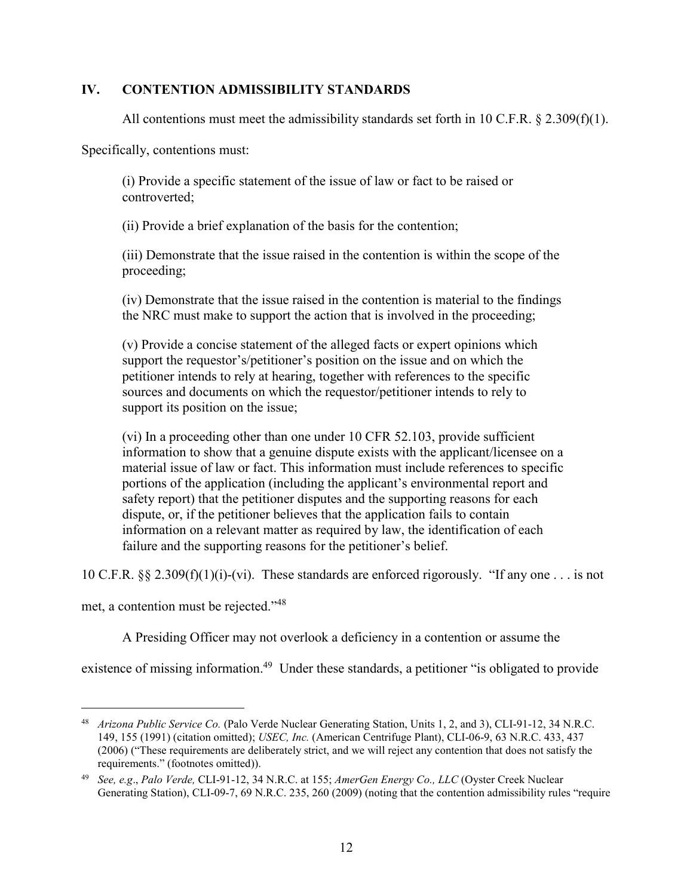## IV. CONTENTION ADMISSIBILITY STANDARDS

All contentions must meet the admissibility standards set forth in 10 C.F.R. § 2.309(f)(1).

Specifically, contentions must:

> (i) Provide a specific statement of the issue of law or fact to be raised or controverted;
>
> (ii) Provide a brief explanation of the basis for the contention;
>
> (iii) Demonstrate that the issue raised in the contention is within the scope of the proceeding;
>
> (iv) Demonstrate that the issue raised in the contention is material to the findings the NRC must make to support the action that is involved in the proceeding;
>
> (v) Provide a concise statement of the alleged facts or expert opinions which support the requestor's/petitioner's position on the issue and on which the petitioner intends to rely at hearing, together with references to the specific sources and documents on which the requestor/petitioner intends to rely to support its position on the issue;
>
> (vi) In a proceeding other than one under 10 CFR 52.103, provide sufficient information to show that a genuine dispute exists with the applicant/licensee on a material issue of law or fact. This information must include references to specific portions of the application (including the applicant's environmental report and safety report) that the petitioner disputes and the supporting reasons for each dispute, or, if the petitioner believes that the application fails to contain information on a relevant matter as required by law, the identification of each failure and the supporting reasons for the petitioner's belief.

10 C.F.R. §§ 2.309(f)(1)(i)-(vi). These standards are enforced rigorously. "If any one . . . is not met, a contention must be rejected."[48]

A Presiding Officer may not overlook a deficiency in a contention or assume the existence of missing information.[49] Under these standards, a petitioner "is obligated to provide

---

[48] *Arizona Public Service Co.* (Palo Verde Nuclear Generating Station, Units 1, 2, and 3), CLI-91-12, 34 N.R.C. 149, 155 (1991) (citation omitted); *USEC, Inc.* (American Centrifuge Plant), CLI-06-9, 63 N.R.C. 433, 437 (2006) ("These requirements are deliberately strict, and we will reject any contention that does not satisfy the requirements." (footnotes omitted)).

[49] *See, e.g.*, *Palo Verde,* CLI-91-12, 34 N.R.C. at 155; *AmerGen Energy Co., LLC* (Oyster Creek Nuclear Generating Station), CLI-09-7, 69 N.R.C. 235, 260 (2009) (noting that the contention admissibility rules "require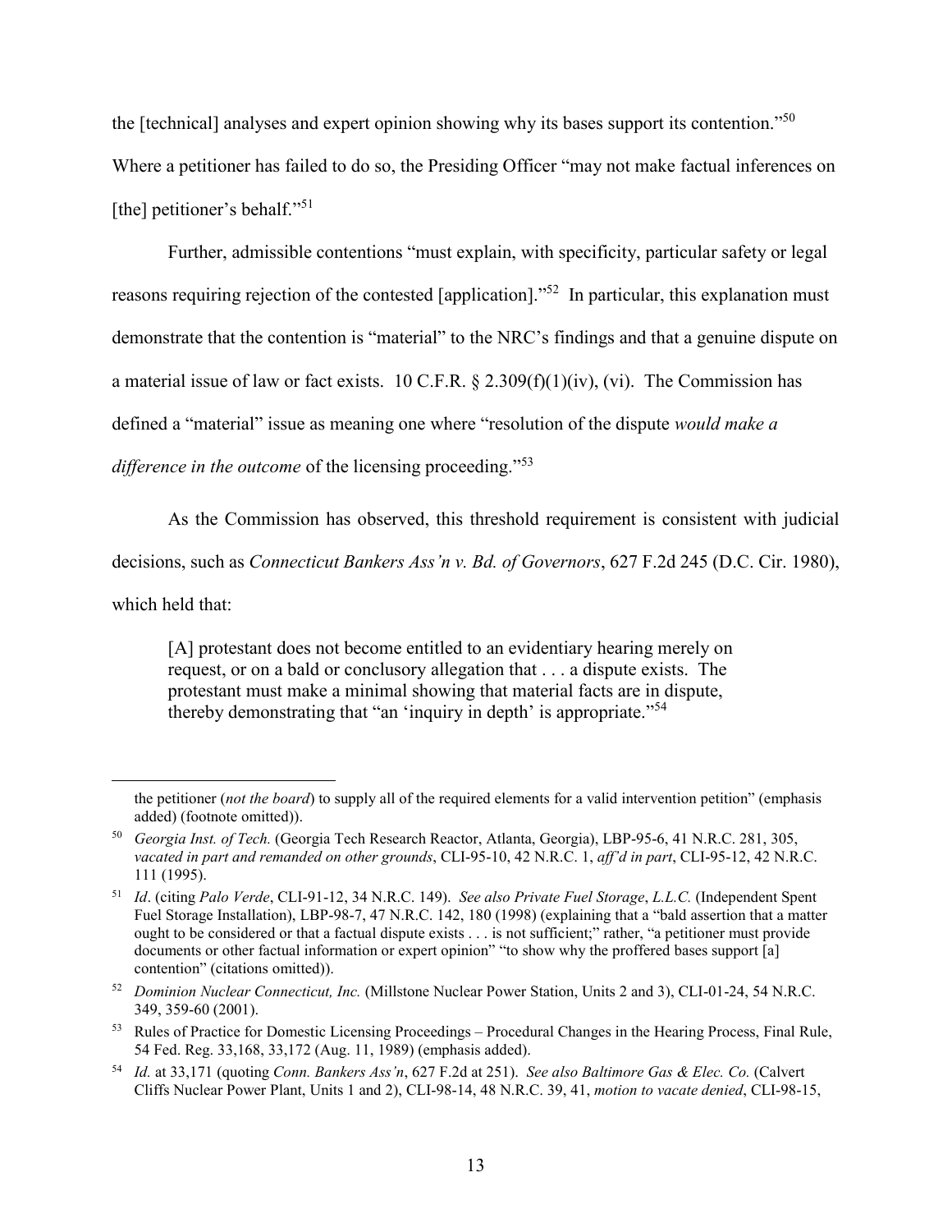the [technical] analyses and expert opinion showing why its bases support its contention."[50] Where a petitioner has failed to do so, the Presiding Officer "may not make factual inferences on [the] petitioner's behalf."[51]

Further, admissible contentions "must explain, with specificity, particular safety or legal reasons requiring rejection of the contested [application]."[52] In particular, this explanation must demonstrate that the contention is "material" to the NRC's findings and that a genuine dispute on a material issue of law or fact exists. 10 C.F.R. § 2.309(f)(1)(iv), (vi). The Commission has defined a "material" issue as meaning one where "resolution of the dispute *would make a difference in the outcome* of the licensing proceeding."[53]

As the Commission has observed, this threshold requirement is consistent with judicial decisions, such as *Connecticut Bankers Ass'n v. Bd. of Governors*, 627 F.2d 245 (D.C. Cir. 1980), which held that:

> [A] protestant does not become entitled to an evidentiary hearing merely on request, or on a bald or conclusory allegation that . . . a dispute exists. The protestant must make a minimal showing that material facts are in dispute, thereby demonstrating that "an 'inquiry in depth' is appropriate."[54]

---

the petitioner (*not the board*) to supply all of the required elements for a valid intervention petition" (emphasis added) (footnote omitted)).

[50] *Georgia Inst. of Tech.* (Georgia Tech Research Reactor, Atlanta, Georgia), LBP-95-6, 41 N.R.C. 281, 305, *vacated in part and remanded on other grounds*, CLI-95-10, 42 N.R.C. 1, *aff'd in part*, CLI-95-12, 42 N.R.C. 111 (1995).

[51] *Id*. (citing *Palo Verde*, CLI-91-12, 34 N.R.C. 149). *See also Private Fuel Storage*, *L.L.C.* (Independent Spent Fuel Storage Installation), LBP-98-7, 47 N.R.C. 142, 180 (1998) (explaining that a "bald assertion that a matter ought to be considered or that a factual dispute exists . . . is not sufficient;" rather, "a petitioner must provide documents or other factual information or expert opinion" "to show why the proffered bases support [a] contention" (citations omitted)).

[52] *Dominion Nuclear Connecticut, Inc.* (Millstone Nuclear Power Station, Units 2 and 3), CLI-01-24, 54 N.R.C. 349, 359-60 (2001).

[53] Rules of Practice for Domestic Licensing Proceedings – Procedural Changes in the Hearing Process, Final Rule, 54 Fed. Reg. 33,168, 33,172 (Aug. 11, 1989) (emphasis added).

[54] *Id.* at 33,171 (quoting *Conn. Bankers Ass'n*, 627 F.2d at 251). *See also Baltimore Gas & Elec. Co.* (Calvert Cliffs Nuclear Power Plant, Units 1 and 2), CLI-98-14, 48 N.R.C. 39, 41, *motion to vacate denied*, CLI-98-15,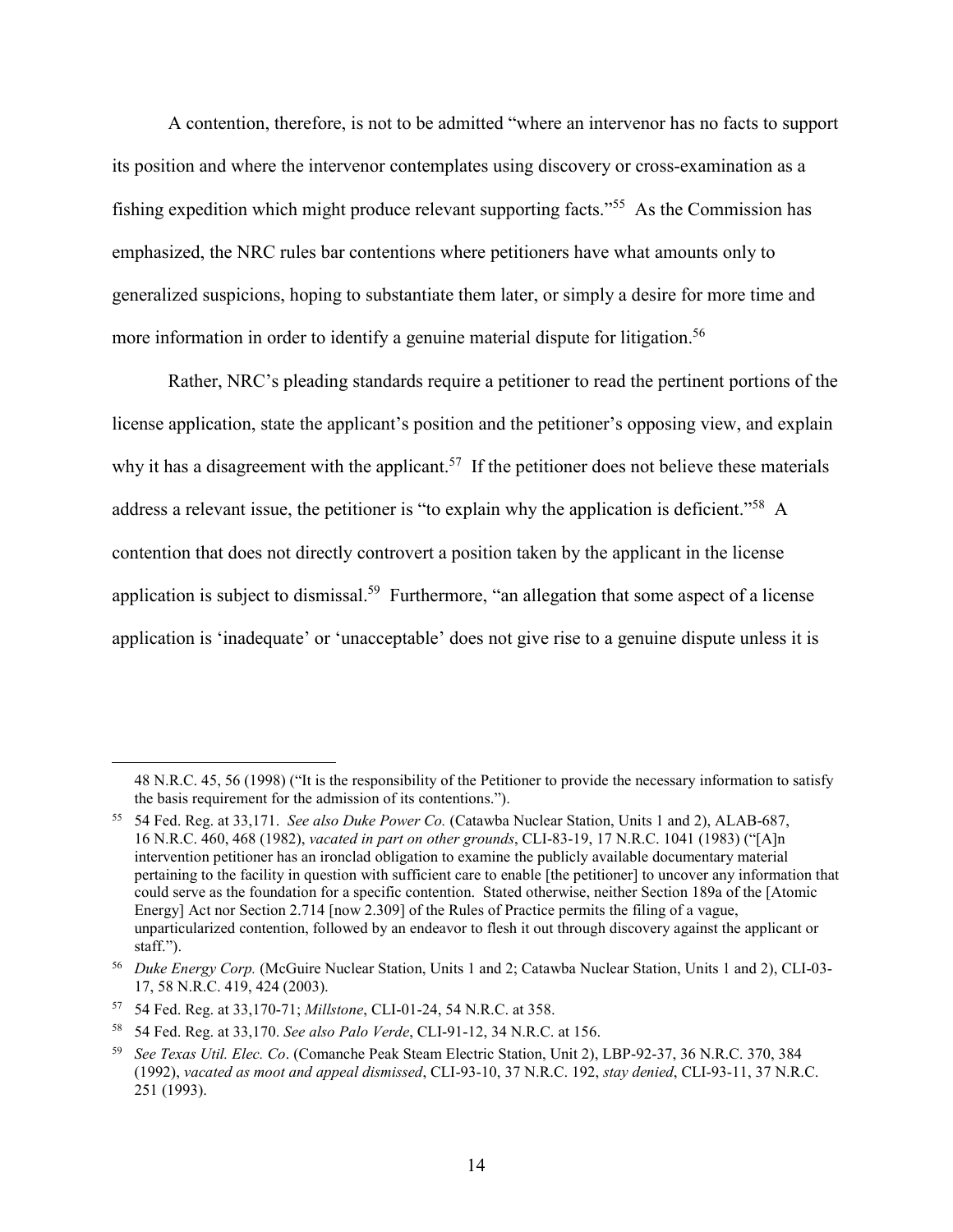A contention, therefore, is not to be admitted "where an intervenor has no facts to support its position and where the intervenor contemplates using discovery or cross-examination as a fishing expedition which might produce relevant supporting facts."[55] As the Commission has emphasized, the NRC rules bar contentions where petitioners have what amounts only to generalized suspicions, hoping to substantiate them later, or simply a desire for more time and more information in order to identify a genuine material dispute for litigation.[56]

Rather, NRC's pleading standards require a petitioner to read the pertinent portions of the license application, state the applicant's position and the petitioner's opposing view, and explain why it has a disagreement with the applicant.[57] If the petitioner does not believe these materials address a relevant issue, the petitioner is "to explain why the application is deficient."[58] A contention that does not directly controvert a position taken by the applicant in the license application is subject to dismissal.[59] Furthermore, "an allegation that some aspect of a license application is 'inadequate' or 'unacceptable' does not give rise to a genuine dispute unless it is

---

48 N.R.C. 45, 56 (1998) ("It is the responsibility of the Petitioner to provide the necessary information to satisfy the basis requirement for the admission of its contentions.").

[55] 54 Fed. Reg. at 33,171. *See also Duke Power Co.* (Catawba Nuclear Station, Units 1 and 2), ALAB-687, 16 N.R.C. 460, 468 (1982), *vacated in part on other grounds*, CLI-83-19, 17 N.R.C. 1041 (1983) ("[A]n intervention petitioner has an ironclad obligation to examine the publicly available documentary material pertaining to the facility in question with sufficient care to enable [the petitioner] to uncover any information that could serve as the foundation for a specific contention. Stated otherwise, neither Section 189a of the [Atomic Energy] Act nor Section 2.714 [now 2.309] of the Rules of Practice permits the filing of a vague, unparticularized contention, followed by an endeavor to flesh it out through discovery against the applicant or staff.").

[56] *Duke Energy Corp.* (McGuire Nuclear Station, Units 1 and 2; Catawba Nuclear Station, Units 1 and 2), CLI-03-17, 58 N.R.C. 419, 424 (2003).

[57] 54 Fed. Reg. at 33,170-71; *Millstone*, CLI-01-24, 54 N.R.C. at 358.

[58] 54 Fed. Reg. at 33,170. *See also Palo Verde*, CLI-91-12, 34 N.R.C. at 156.

[59] *See Texas Util. Elec. Co*. (Comanche Peak Steam Electric Station, Unit 2), LBP-92-37, 36 N.R.C. 370, 384 (1992), *vacated as moot and appeal dismissed*, CLI-93-10, 37 N.R.C. 192, *stay denied*, CLI-93-11, 37 N.R.C. 251 (1993).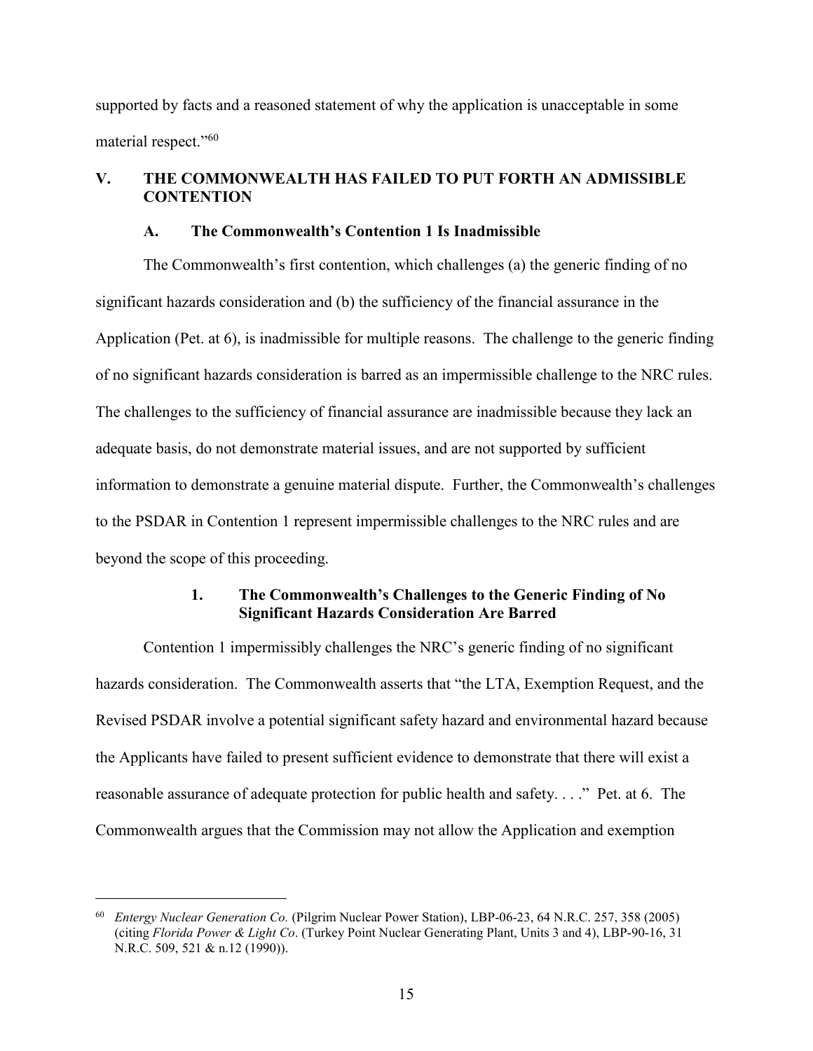supported by facts and a reasoned statement of why the application is unacceptable in some material respect."[60]

## V. THE COMMONWEALTH HAS FAILED TO PUT FORTH AN ADMISSIBLE CONTENTION

### A. The Commonwealth's Contention 1 Is Inadmissible

The Commonwealth's first contention, which challenges (a) the generic finding of no significant hazards consideration and (b) the sufficiency of the financial assurance in the Application (Pet. at 6), is inadmissible for multiple reasons. The challenge to the generic finding of no significant hazards consideration is barred as an impermissible challenge to the NRC rules. The challenges to the sufficiency of financial assurance are inadmissible because they lack an adequate basis, do not demonstrate material issues, and are not supported by sufficient information to demonstrate a genuine material dispute. Further, the Commonwealth's challenges to the PSDAR in Contention 1 represent impermissible challenges to the NRC rules and are beyond the scope of this proceeding.

#### 1. The Commonwealth's Challenges to the Generic Finding of No Significant Hazards Consideration Are Barred

Contention 1 impermissibly challenges the NRC's generic finding of no significant hazards consideration. The Commonwealth asserts that "the LTA, Exemption Request, and the Revised PSDAR involve a potential significant safety hazard and environmental hazard because the Applicants have failed to present sufficient evidence to demonstrate that there will exist a reasonable assurance of adequate protection for public health and safety. . . ." Pet. at 6. The Commonwealth argues that the Commission may not allow the Application and exemption

---

[60] *Entergy Nuclear Generation Co.* (Pilgrim Nuclear Power Station), LBP-06-23, 64 N.R.C. 257, 358 (2005) (citing *Florida Power & Light Co*. (Turkey Point Nuclear Generating Plant, Units 3 and 4), LBP-90-16, 31 N.R.C. 509, 521 & n.12 (1990)).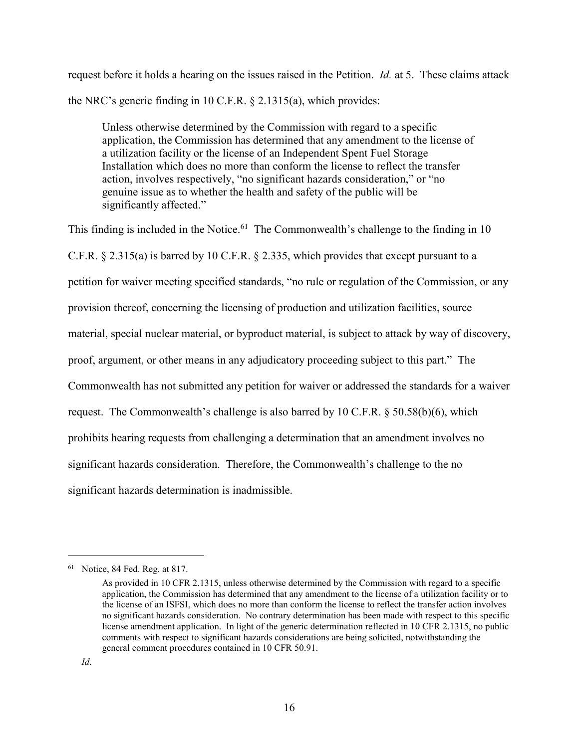request before it holds a hearing on the issues raised in the Petition. *Id.* at 5. These claims attack the NRC's generic finding in 10 C.F.R. § 2.1315(a), which provides:

> Unless otherwise determined by the Commission with regard to a specific application, the Commission has determined that any amendment to the license of a utilization facility or the license of an Independent Spent Fuel Storage Installation which does no more than conform the license to reflect the transfer action, involves respectively, "no significant hazards consideration," or "no genuine issue as to whether the health and safety of the public will be significantly affected."

This finding is included in the Notice.[61] The Commonwealth's challenge to the finding in 10 C.F.R. § 2.315(a) is barred by 10 C.F.R. § 2.335, which provides that except pursuant to a petition for waiver meeting specified standards, "no rule or regulation of the Commission, or any provision thereof, concerning the licensing of production and utilization facilities, source material, special nuclear material, or byproduct material, is subject to attack by way of discovery, proof, argument, or other means in any adjudicatory proceeding subject to this part." The Commonwealth has not submitted any petition for waiver or addressed the standards for a waiver request. The Commonwealth's challenge is also barred by 10 C.F.R. § 50.58(b)(6), which prohibits hearing requests from challenging a determination that an amendment involves no significant hazards consideration. Therefore, the Commonwealth's challenge to the no significant hazards determination is inadmissible.

---

[61] Notice, 84 Fed. Reg. at 817.

> As provided in 10 CFR 2.1315, unless otherwise determined by the Commission with regard to a specific application, the Commission has determined that any amendment to the license of a utilization facility or to the license of an ISFSI, which does no more than conform the license to reflect the transfer action involves no significant hazards consideration. No contrary determination has been made with respect to this specific license amendment application. In light of the generic determination reflected in 10 CFR 2.1315, no public comments with respect to significant hazards considerations are being solicited, notwithstanding the general comment procedures contained in 10 CFR 50.91.

*Id.*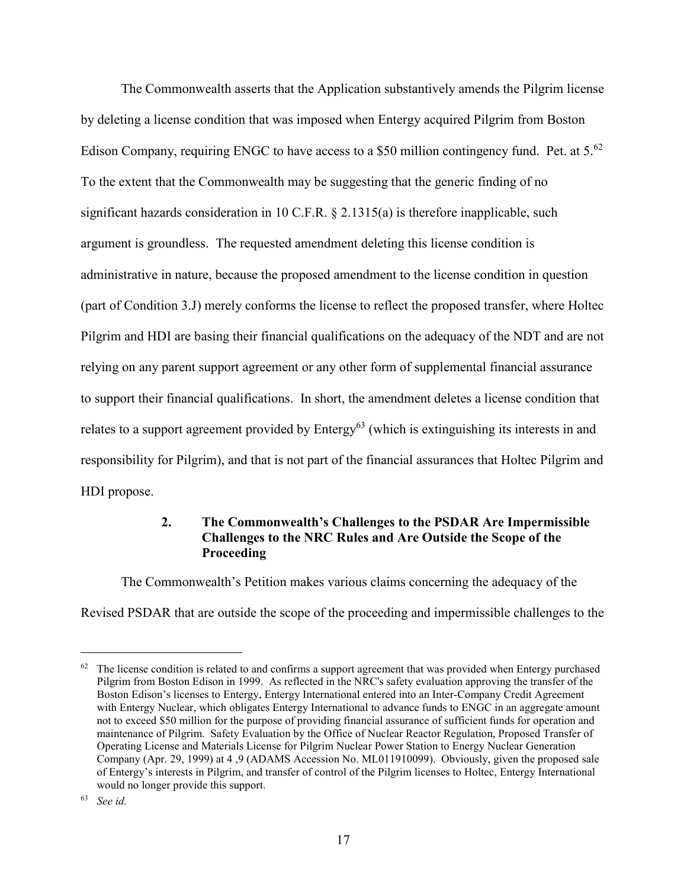The Commonwealth asserts that the Application substantively amends the Pilgrim license by deleting a license condition that was imposed when Entergy acquired Pilgrim from Boston Edison Company, requiring ENGC to have access to a $50 million contingency fund. Pet. at 5.[62] To the extent that the Commonwealth may be suggesting that the generic finding of no significant hazards consideration in 10 C.F.R. § 2.1315(a) is therefore inapplicable, such argument is groundless. The requested amendment deleting this license condition is administrative in nature, because the proposed amendment to the license condition in question (part of Condition 3.J) merely conforms the license to reflect the proposed transfer, where Holtec Pilgrim and HDI are basing their financial qualifications on the adequacy of the NDT and are not relying on any parent support agreement or any other form of supplemental financial assurance to support their financial qualifications. In short, the amendment deletes a license condition that relates to a support agreement provided by Entergy[63] (which is extinguishing its interests in and responsibility for Pilgrim), and that is not part of the financial assurances that Holtec Pilgrim and HDI propose.

### 2. The Commonwealth's Challenges to the PSDAR Are Impermissible Challenges to the NRC Rules and Are Outside the Scope of the Proceeding

The Commonwealth's Petition makes various claims concerning the adequacy of the Revised PSDAR that are outside the scope of the proceeding and impermissible challenges to the

---

[62] The license condition is related to and confirms a support agreement that was provided when Entergy purchased Pilgrim from Boston Edison in 1999. As reflected in the NRC's safety evaluation approving the transfer of the Boston Edison's licenses to Entergy, Entergy International entered into an Inter-Company Credit Agreement with Entergy Nuclear, which obligates Entergy International to advance funds to ENGC in an aggregate amount not to exceed $50 million for the purpose of providing financial assurance of sufficient funds for operation and maintenance of Pilgrim. Safety Evaluation by the Office of Nuclear Reactor Regulation, Proposed Transfer of Operating License and Materials License for Pilgrim Nuclear Power Station to Energy Nuclear Generation Company (Apr. 29, 1999) at 4 ,9 (ADAMS Accession No. ML011910099). Obviously, given the proposed sale of Entergy's interests in Pilgrim, and transfer of control of the Pilgrim licenses to Holtec, Entergy International would no longer provide this support.

[63] *See id.*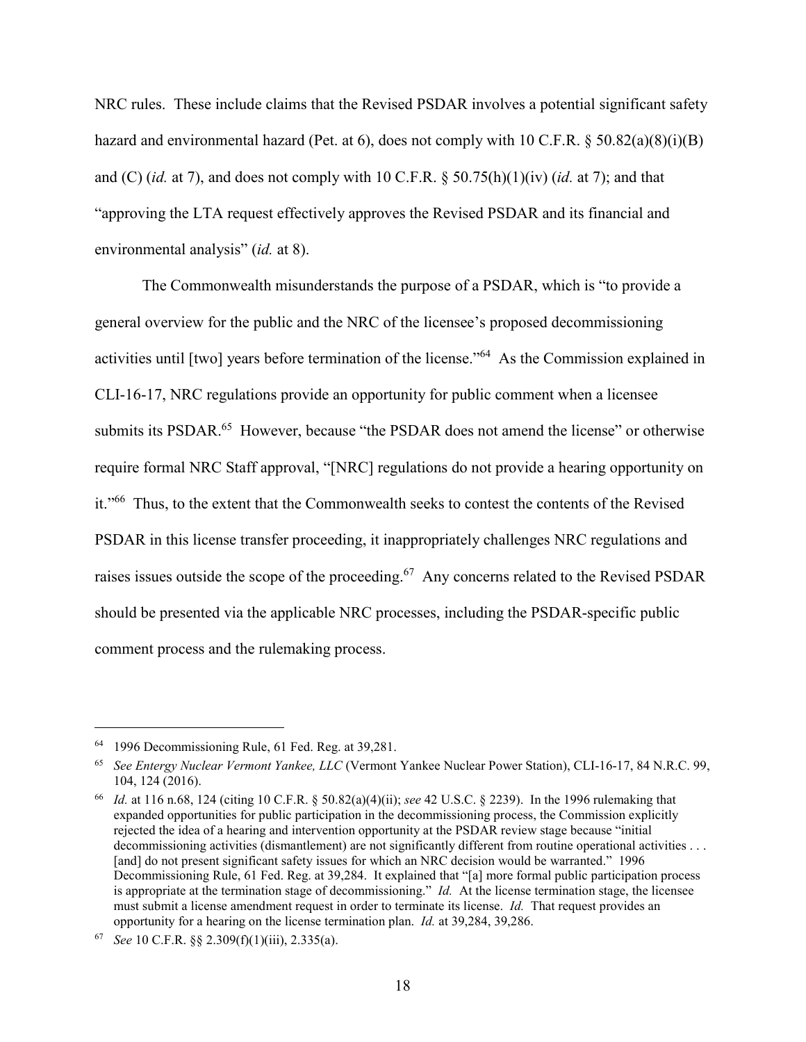NRC rules. These include claims that the Revised PSDAR involves a potential significant safety hazard and environmental hazard (Pet. at 6), does not comply with 10 C.F.R. § 50.82(a)(8)(i)(B) and (C) (*id.* at 7), and does not comply with 10 C.F.R. § 50.75(h)(1)(iv) (*id.* at 7); and that "approving the LTA request effectively approves the Revised PSDAR and its financial and environmental analysis" (*id.* at 8).

The Commonwealth misunderstands the purpose of a PSDAR, which is "to provide a general overview for the public and the NRC of the licensee's proposed decommissioning activities until [two] years before termination of the license."[64] As the Commission explained in CLI-16-17, NRC regulations provide an opportunity for public comment when a licensee submits its PSDAR.[65] However, because "the PSDAR does not amend the license" or otherwise require formal NRC Staff approval, "[NRC] regulations do not provide a hearing opportunity on it."[66] Thus, to the extent that the Commonwealth seeks to contest the contents of the Revised PSDAR in this license transfer proceeding, it inappropriately challenges NRC regulations and raises issues outside the scope of the proceeding.[67] Any concerns related to the Revised PSDAR should be presented via the applicable NRC processes, including the PSDAR-specific public comment process and the rulemaking process.

---

[64] 1996 Decommissioning Rule, 61 Fed. Reg. at 39,281.

[65] *See Entergy Nuclear Vermont Yankee, LLC* (Vermont Yankee Nuclear Power Station), CLI-16-17, 84 N.R.C. 99, 104, 124 (2016).

[66] *Id.* at 116 n.68, 124 (citing 10 C.F.R. § 50.82(a)(4)(ii); *see* 42 U.S.C. § 2239). In the 1996 rulemaking that expanded opportunities for public participation in the decommissioning process, the Commission explicitly rejected the idea of a hearing and intervention opportunity at the PSDAR review stage because "initial decommissioning activities (dismantlement) are not significantly different from routine operational activities . . . [and] do not present significant safety issues for which an NRC decision would be warranted." 1996 Decommissioning Rule, 61 Fed. Reg. at 39,284. It explained that "[a] more formal public participation process is appropriate at the termination stage of decommissioning." *Id.* At the license termination stage, the licensee must submit a license amendment request in order to terminate its license. *Id.* That request provides an opportunity for a hearing on the license termination plan. *Id.* at 39,284, 39,286.

[67] *See* 10 C.F.R. §§ 2.309(f)(1)(iii), 2.335(a).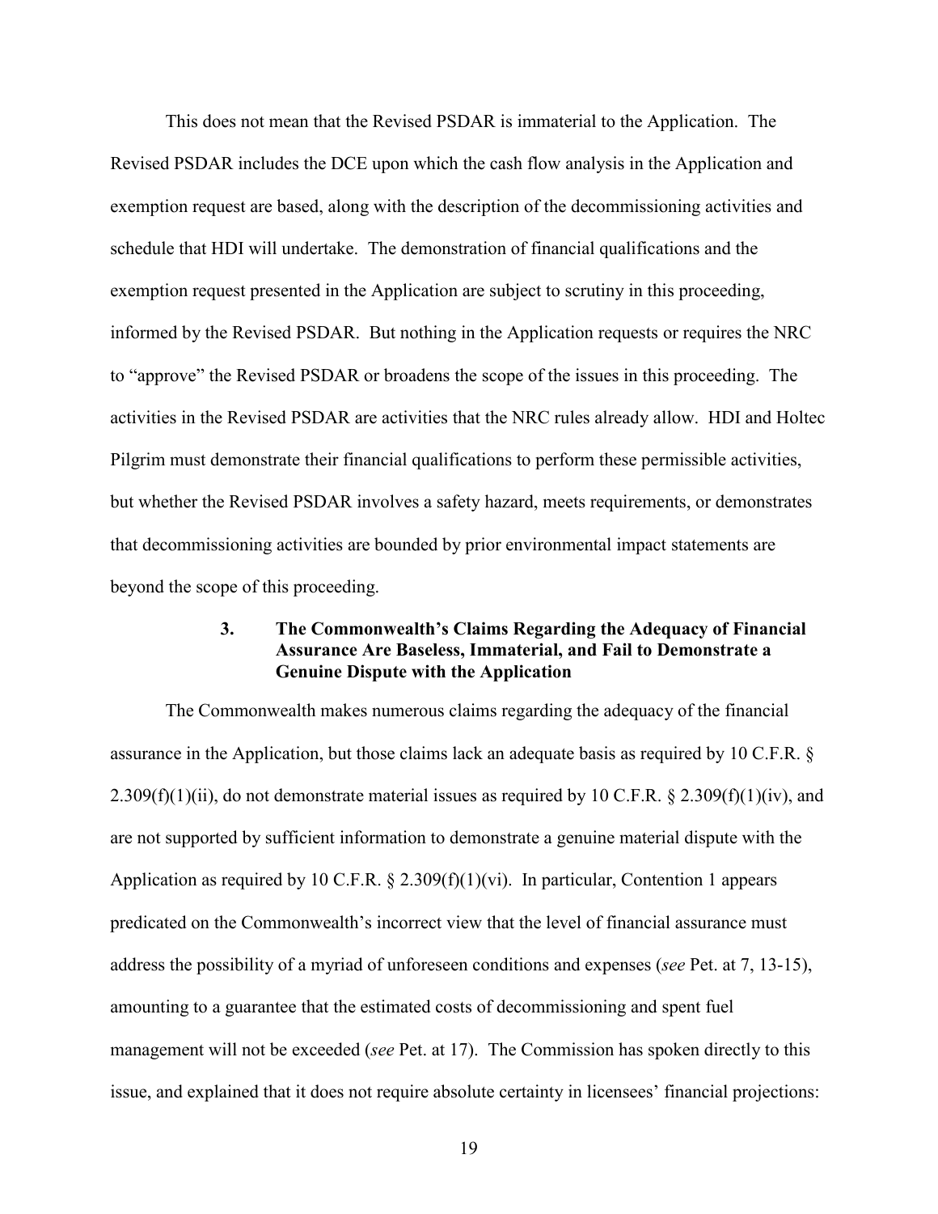This does not mean that the Revised PSDAR is immaterial to the Application. The Revised PSDAR includes the DCE upon which the cash flow analysis in the Application and exemption request are based, along with the description of the decommissioning activities and schedule that HDI will undertake. The demonstration of financial qualifications and the exemption request presented in the Application are subject to scrutiny in this proceeding, informed by the Revised PSDAR. But nothing in the Application requests or requires the NRC to "approve" the Revised PSDAR or broadens the scope of the issues in this proceeding. The activities in the Revised PSDAR are activities that the NRC rules already allow. HDI and Holtec Pilgrim must demonstrate their financial qualifications to perform these permissible activities, but whether the Revised PSDAR involves a safety hazard, meets requirements, or demonstrates that decommissioning activities are bounded by prior environmental impact statements are beyond the scope of this proceeding.

### 3. The Commonwealth's Claims Regarding the Adequacy of Financial Assurance Are Baseless, Immaterial, and Fail to Demonstrate a Genuine Dispute with the Application

The Commonwealth makes numerous claims regarding the adequacy of the financial assurance in the Application, but those claims lack an adequate basis as required by 10 C.F.R. § 2.309(f)(1)(ii), do not demonstrate material issues as required by 10 C.F.R. § 2.309(f)(1)(iv), and are not supported by sufficient information to demonstrate a genuine material dispute with the Application as required by 10 C.F.R. § 2.309(f)(1)(vi). In particular, Contention 1 appears predicated on the Commonwealth's incorrect view that the level of financial assurance must address the possibility of a myriad of unforeseen conditions and expenses (*see* Pet. at 7, 13-15), amounting to a guarantee that the estimated costs of decommissioning and spent fuel management will not be exceeded (*see* Pet. at 17). The Commission has spoken directly to this issue, and explained that it does not require absolute certainty in licensees' financial projections: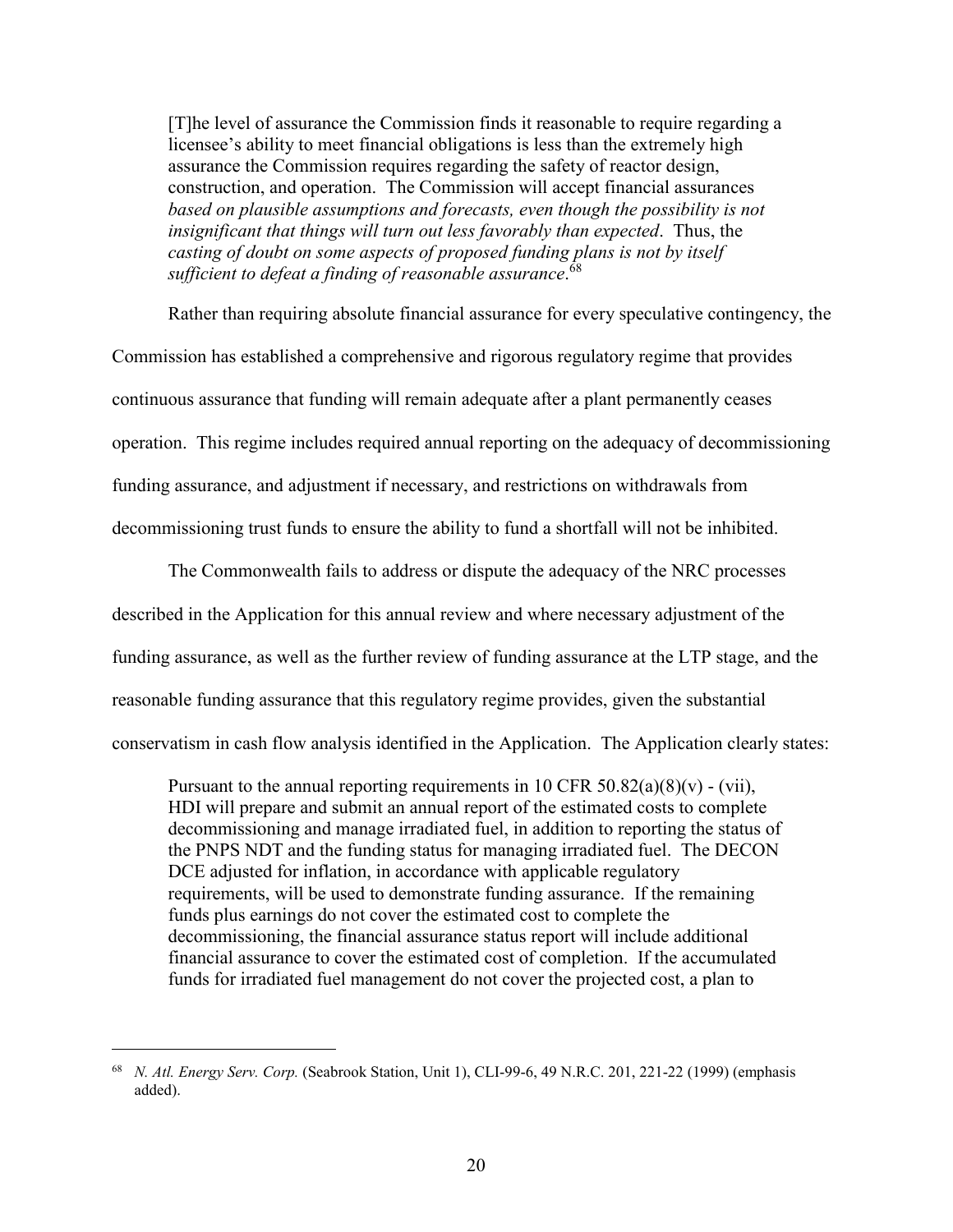> [T]he level of assurance the Commission finds it reasonable to require regarding a licensee's ability to meet financial obligations is less than the extremely high assurance the Commission requires regarding the safety of reactor design, construction, and operation. The Commission will accept financial assurances *based on plausible assumptions and forecasts, even though the possibility is not insignificant that things will turn out less favorably than expected*. Thus, the *casting of doubt on some aspects of proposed funding plans is not by itself sufficient to defeat a finding of reasonable assurance*.[68]

Rather than requiring absolute financial assurance for every speculative contingency, the Commission has established a comprehensive and rigorous regulatory regime that provides continuous assurance that funding will remain adequate after a plant permanently ceases operation. This regime includes required annual reporting on the adequacy of decommissioning funding assurance, and adjustment if necessary, and restrictions on withdrawals from decommissioning trust funds to ensure the ability to fund a shortfall will not be inhibited.

The Commonwealth fails to address or dispute the adequacy of the NRC processes described in the Application for this annual review and where necessary adjustment of the funding assurance, as well as the further review of funding assurance at the LTP stage, and the reasonable funding assurance that this regulatory regime provides, given the substantial conservatism in cash flow analysis identified in the Application. The Application clearly states:

> Pursuant to the annual reporting requirements in 10 CFR 50.82(a)(8)(v) - (vii), HDI will prepare and submit an annual report of the estimated costs to complete decommissioning and manage irradiated fuel, in addition to reporting the status of the PNPS NDT and the funding status for managing irradiated fuel. The DECON DCE adjusted for inflation, in accordance with applicable regulatory requirements, will be used to demonstrate funding assurance. If the remaining funds plus earnings do not cover the estimated cost to complete the decommissioning, the financial assurance status report will include additional financial assurance to cover the estimated cost of completion. If the accumulated funds for irradiated fuel management do not cover the projected cost, a plan to

---

[68] *N. Atl. Energy Serv. Corp.* (Seabrook Station, Unit 1), CLI-99-6, 49 N.R.C. 201, 221-22 (1999) (emphasis added).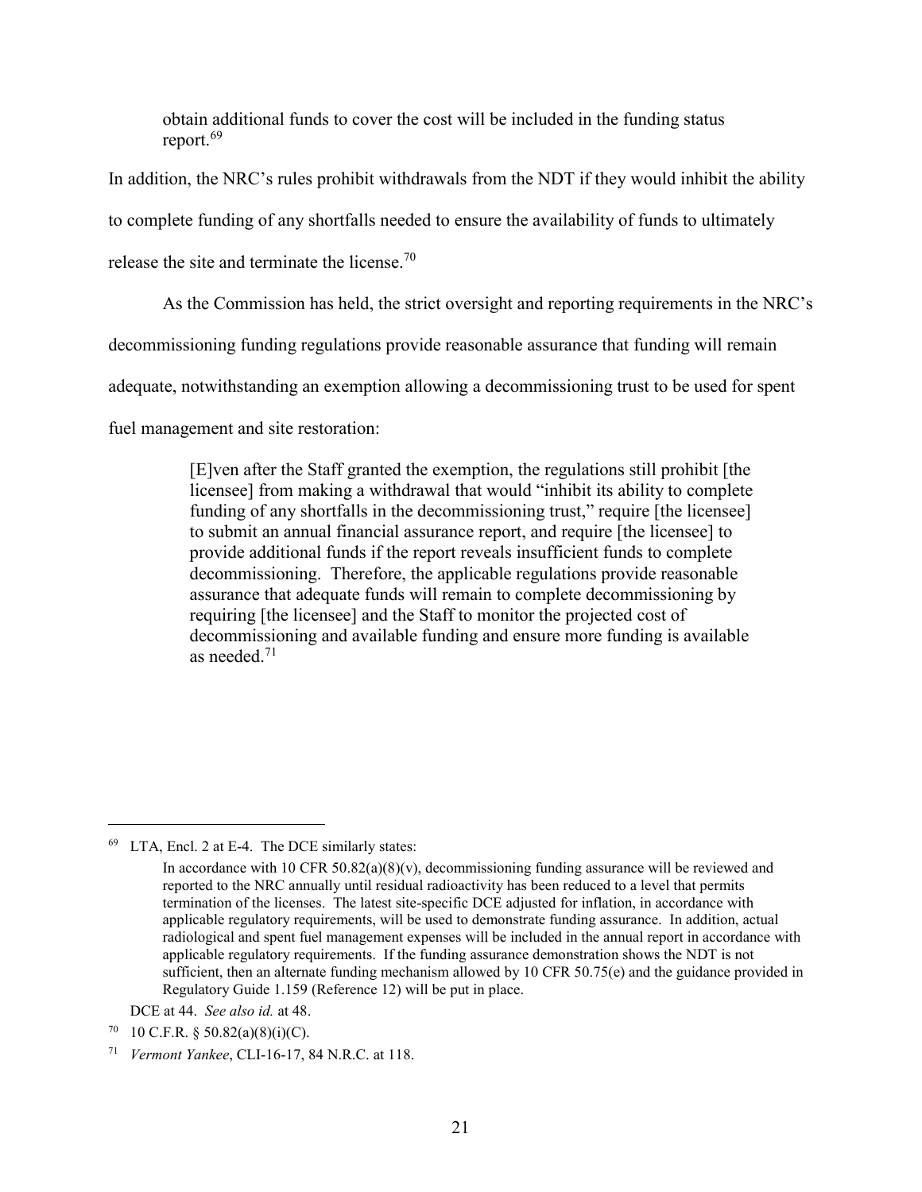> obtain additional funds to cover the cost will be included in the funding status report.[69]

In addition, the NRC's rules prohibit withdrawals from the NDT if they would inhibit the ability to complete funding of any shortfalls needed to ensure the availability of funds to ultimately release the site and terminate the license.[70]

As the Commission has held, the strict oversight and reporting requirements in the NRC's decommissioning funding regulations provide reasonable assurance that funding will remain adequate, notwithstanding an exemption allowing a decommissioning trust to be used for spent fuel management and site restoration:

> [E]ven after the Staff granted the exemption, the regulations still prohibit [the licensee] from making a withdrawal that would "inhibit its ability to complete funding of any shortfalls in the decommissioning trust," require [the licensee] to submit an annual financial assurance report, and require [the licensee] to provide additional funds if the report reveals insufficient funds to complete decommissioning. Therefore, the applicable regulations provide reasonable assurance that adequate funds will remain to complete decommissioning by requiring [the licensee] and the Staff to monitor the projected cost of decommissioning and available funding and ensure more funding is available as needed.[71]

---

[69] LTA, Encl. 2 at E-4. The DCE similarly states:

> In accordance with 10 CFR 50.82(a)(8)(v), decommissioning funding assurance will be reviewed and reported to the NRC annually until residual radioactivity has been reduced to a level that permits termination of the licenses. The latest site-specific DCE adjusted for inflation, in accordance with applicable regulatory requirements, will be used to demonstrate funding assurance. In addition, actual radiological and spent fuel management expenses will be included in the annual report in accordance with applicable regulatory requirements. If the funding assurance demonstration shows the NDT is not sufficient, then an alternate funding mechanism allowed by 10 CFR 50.75(e) and the guidance provided in Regulatory Guide 1.159 (Reference 12) will be put in place.

DCE at 44. *See also id.* at 48.

[70] 10 C.F.R. § 50.82(a)(8)(i)(C).

[71] *Vermont Yankee*, CLI-16-17, 84 N.R.C. at 118.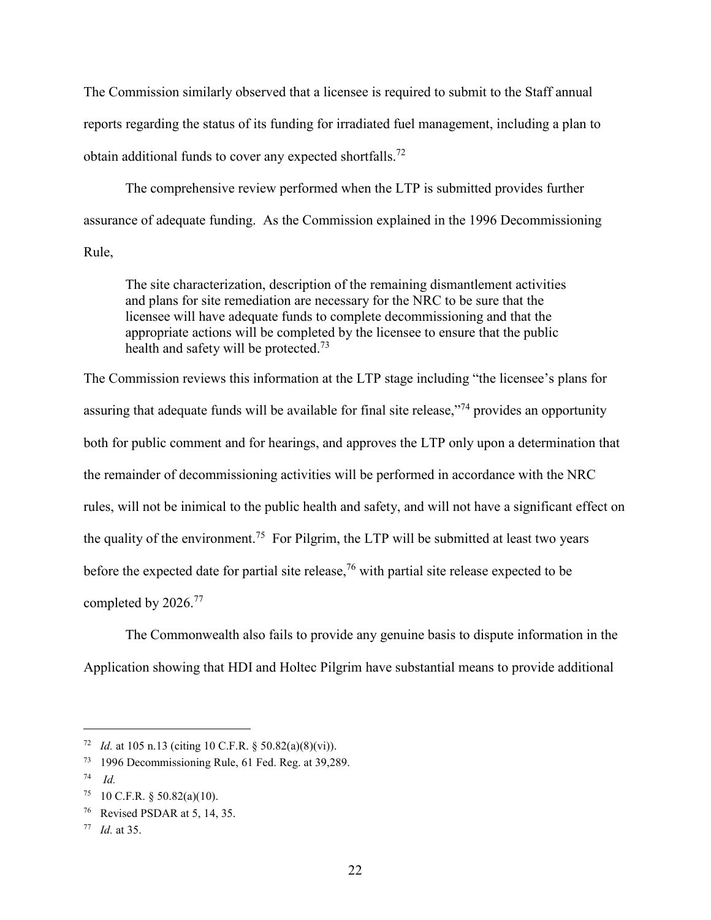The Commission similarly observed that a licensee is required to submit to the Staff annual reports regarding the status of its funding for irradiated fuel management, including a plan to obtain additional funds to cover any expected shortfalls.[72]

The comprehensive review performed when the LTP is submitted provides further assurance of adequate funding. As the Commission explained in the 1996 Decommissioning Rule,

> The site characterization, description of the remaining dismantlement activities and plans for site remediation are necessary for the NRC to be sure that the licensee will have adequate funds to complete decommissioning and that the appropriate actions will be completed by the licensee to ensure that the public health and safety will be protected.[73]

The Commission reviews this information at the LTP stage including "the licensee's plans for assuring that adequate funds will be available for final site release,"[74] provides an opportunity both for public comment and for hearings, and approves the LTP only upon a determination that the remainder of decommissioning activities will be performed in accordance with the NRC rules, will not be inimical to the public health and safety, and will not have a significant effect on the quality of the environment.[75] For Pilgrim, the LTP will be submitted at least two years before the expected date for partial site release,[76] with partial site release expected to be completed by 2026.[77]

The Commonwealth also fails to provide any genuine basis to dispute information in the Application showing that HDI and Holtec Pilgrim have substantial means to provide additional

---

[72] *Id.* at 105 n.13 (citing 10 C.F.R. § 50.82(a)(8)(vi)).

[73] 1996 Decommissioning Rule, 61 Fed. Reg. at 39,289.

[74] *Id.*

[75] 10 C.F.R. § 50.82(a)(10).

[76] Revised PSDAR at 5, 14, 35.

[77] *Id.* at 35.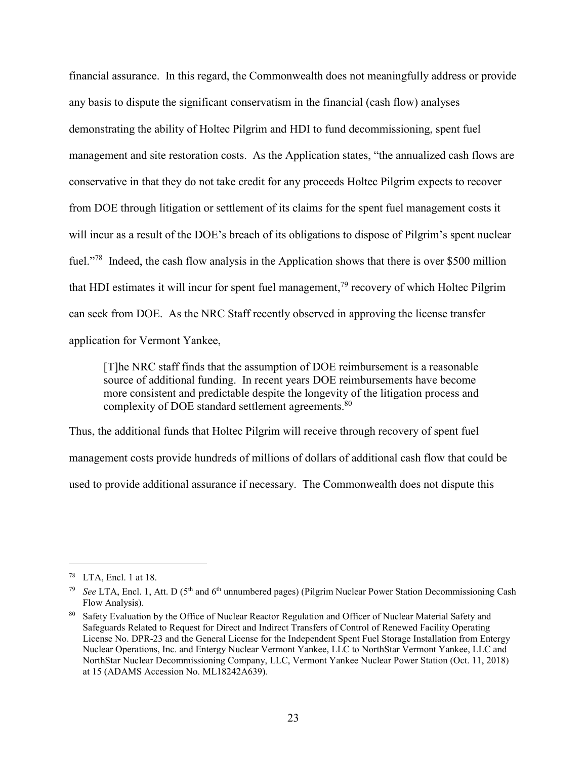financial assurance. In this regard, the Commonwealth does not meaningfully address or provide any basis to dispute the significant conservatism in the financial (cash flow) analyses demonstrating the ability of Holtec Pilgrim and HDI to fund decommissioning, spent fuel management and site restoration costs. As the Application states, "the annualized cash flows are conservative in that they do not take credit for any proceeds Holtec Pilgrim expects to recover from DOE through litigation or settlement of its claims for the spent fuel management costs it will incur as a result of the DOE's breach of its obligations to dispose of Pilgrim's spent nuclear fuel."[78] Indeed, the cash flow analysis in the Application shows that there is over $500 million that HDI estimates it will incur for spent fuel management,[79] recovery of which Holtec Pilgrim can seek from DOE. As the NRC Staff recently observed in approving the license transfer application for Vermont Yankee,

> [T]he NRC staff finds that the assumption of DOE reimbursement is a reasonable source of additional funding. In recent years DOE reimbursements have become more consistent and predictable despite the longevity of the litigation process and complexity of DOE standard settlement agreements.[80]

Thus, the additional funds that Holtec Pilgrim will receive through recovery of spent fuel management costs provide hundreds of millions of dollars of additional cash flow that could be used to provide additional assurance if necessary. The Commonwealth does not dispute this

---

[78] LTA, Encl. 1 at 18.

[79] *See* LTA, Encl. 1, Att. D (5th and 6th unnumbered pages) (Pilgrim Nuclear Power Station Decommissioning Cash Flow Analysis).

[80] Safety Evaluation by the Office of Nuclear Reactor Regulation and Officer of Nuclear Material Safety and Safeguards Related to Request for Direct and Indirect Transfers of Control of Renewed Facility Operating License No. DPR-23 and the General License for the Independent Spent Fuel Storage Installation from Entergy Nuclear Operations, Inc. and Entergy Nuclear Vermont Yankee, LLC to NorthStar Vermont Yankee, LLC and NorthStar Nuclear Decommissioning Company, LLC, Vermont Yankee Nuclear Power Station (Oct. 11, 2018) at 15 (ADAMS Accession No. ML18242A639).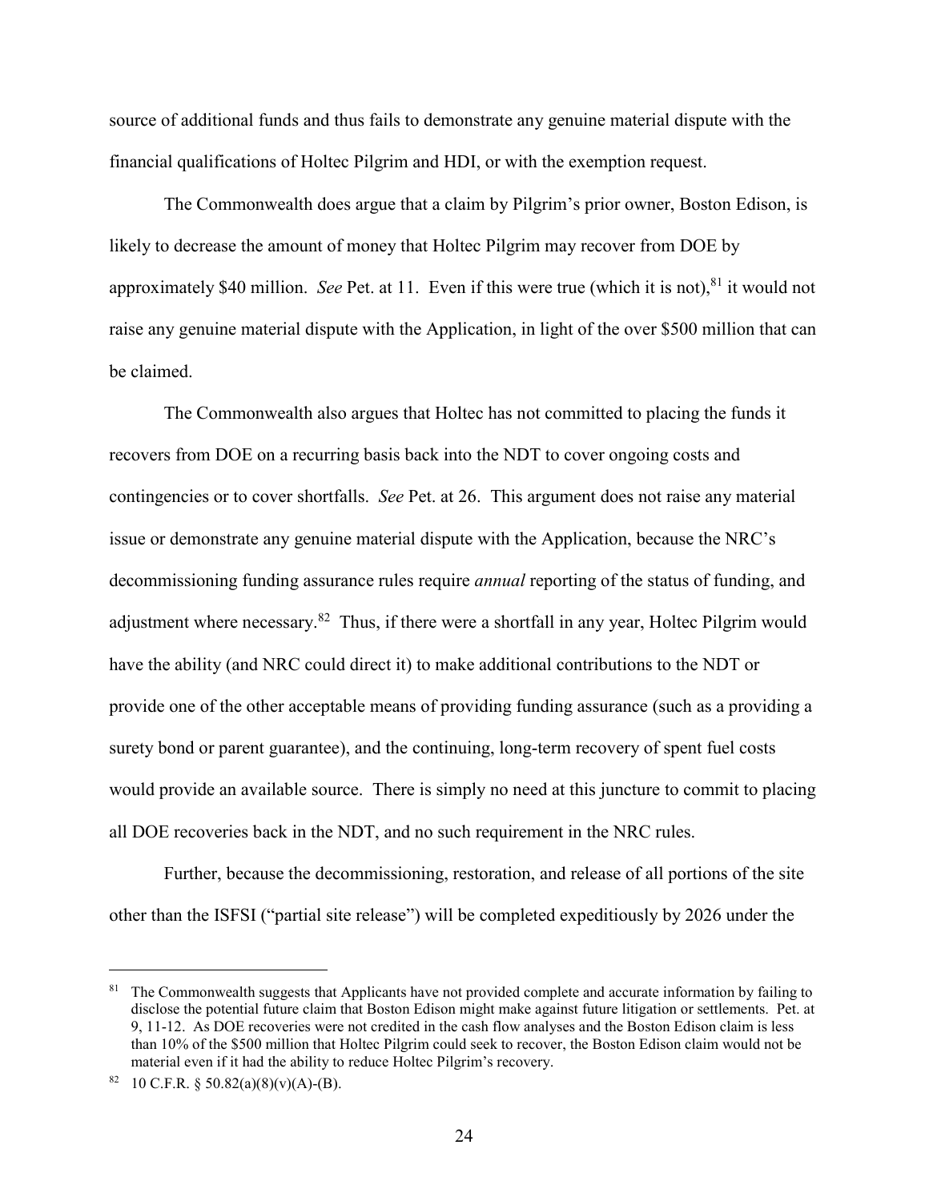source of additional funds and thus fails to demonstrate any genuine material dispute with the financial qualifications of Holtec Pilgrim and HDI, or with the exemption request.

The Commonwealth does argue that a claim by Pilgrim's prior owner, Boston Edison, is likely to decrease the amount of money that Holtec Pilgrim may recover from DOE by approximately $40 million. *See* Pet. at 11. Even if this were true (which it is not),[81] it would not raise any genuine material dispute with the Application, in light of the over $500 million that can be claimed.

The Commonwealth also argues that Holtec has not committed to placing the funds it recovers from DOE on a recurring basis back into the NDT to cover ongoing costs and contingencies or to cover shortfalls. *See* Pet. at 26. This argument does not raise any material issue or demonstrate any genuine material dispute with the Application, because the NRC's decommissioning funding assurance rules require *annual* reporting of the status of funding, and adjustment where necessary.[82] Thus, if there were a shortfall in any year, Holtec Pilgrim would have the ability (and NRC could direct it) to make additional contributions to the NDT or provide one of the other acceptable means of providing funding assurance (such as a providing a surety bond or parent guarantee), and the continuing, long-term recovery of spent fuel costs would provide an available source. There is simply no need at this juncture to commit to placing all DOE recoveries back in the NDT, and no such requirement in the NRC rules.

Further, because the decommissioning, restoration, and release of all portions of the site other than the ISFSI ("partial site release") will be completed expeditiously by 2026 under the

---

[81] The Commonwealth suggests that Applicants have not provided complete and accurate information by failing to disclose the potential future claim that Boston Edison might make against future litigation or settlements. Pet. at 9, 11-12. As DOE recoveries were not credited in the cash flow analyses and the Boston Edison claim is less than 10% of the $500 million that Holtec Pilgrim could seek to recover, the Boston Edison claim would not be material even if it had the ability to reduce Holtec Pilgrim's recovery.

[82] 10 C.F.R. § 50.82(a)(8)(v)(A)-(B).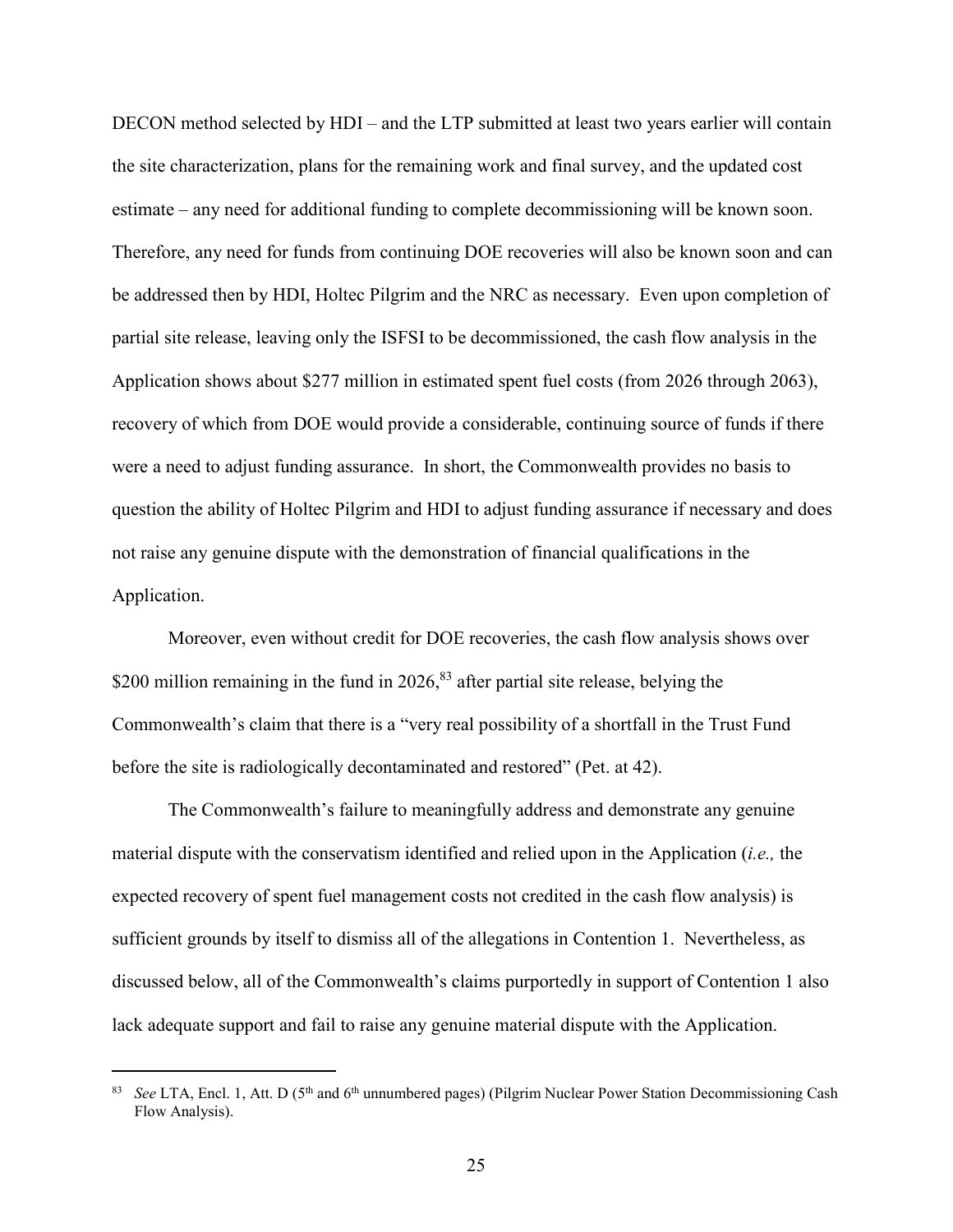DECON method selected by HDI – and the LTP submitted at least two years earlier will contain the site characterization, plans for the remaining work and final survey, and the updated cost estimate – any need for additional funding to complete decommissioning will be known soon. Therefore, any need for funds from continuing DOE recoveries will also be known soon and can be addressed then by HDI, Holtec Pilgrim and the NRC as necessary. Even upon completion of partial site release, leaving only the ISFSI to be decommissioned, the cash flow analysis in the Application shows about $277 million in estimated spent fuel costs (from 2026 through 2063), recovery of which from DOE would provide a considerable, continuing source of funds if there were a need to adjust funding assurance. In short, the Commonwealth provides no basis to question the ability of Holtec Pilgrim and HDI to adjust funding assurance if necessary and does not raise any genuine dispute with the demonstration of financial qualifications in the Application.

Moreover, even without credit for DOE recoveries, the cash flow analysis shows over $200 million remaining in the fund in 2026,[83] after partial site release, belying the Commonwealth's claim that there is a "very real possibility of a shortfall in the Trust Fund before the site is radiologically decontaminated and restored" (Pet. at 42).

The Commonwealth's failure to meaningfully address and demonstrate any genuine material dispute with the conservatism identified and relied upon in the Application (*i.e.,* the expected recovery of spent fuel management costs not credited in the cash flow analysis) is sufficient grounds by itself to dismiss all of the allegations in Contention 1. Nevertheless, as discussed below, all of the Commonwealth's claims purportedly in support of Contention 1 also lack adequate support and fail to raise any genuine material dispute with the Application.

---

[83] *See* LTA, Encl. 1, Att. D (5th and 6th unnumbered pages) (Pilgrim Nuclear Power Station Decommissioning Cash Flow Analysis).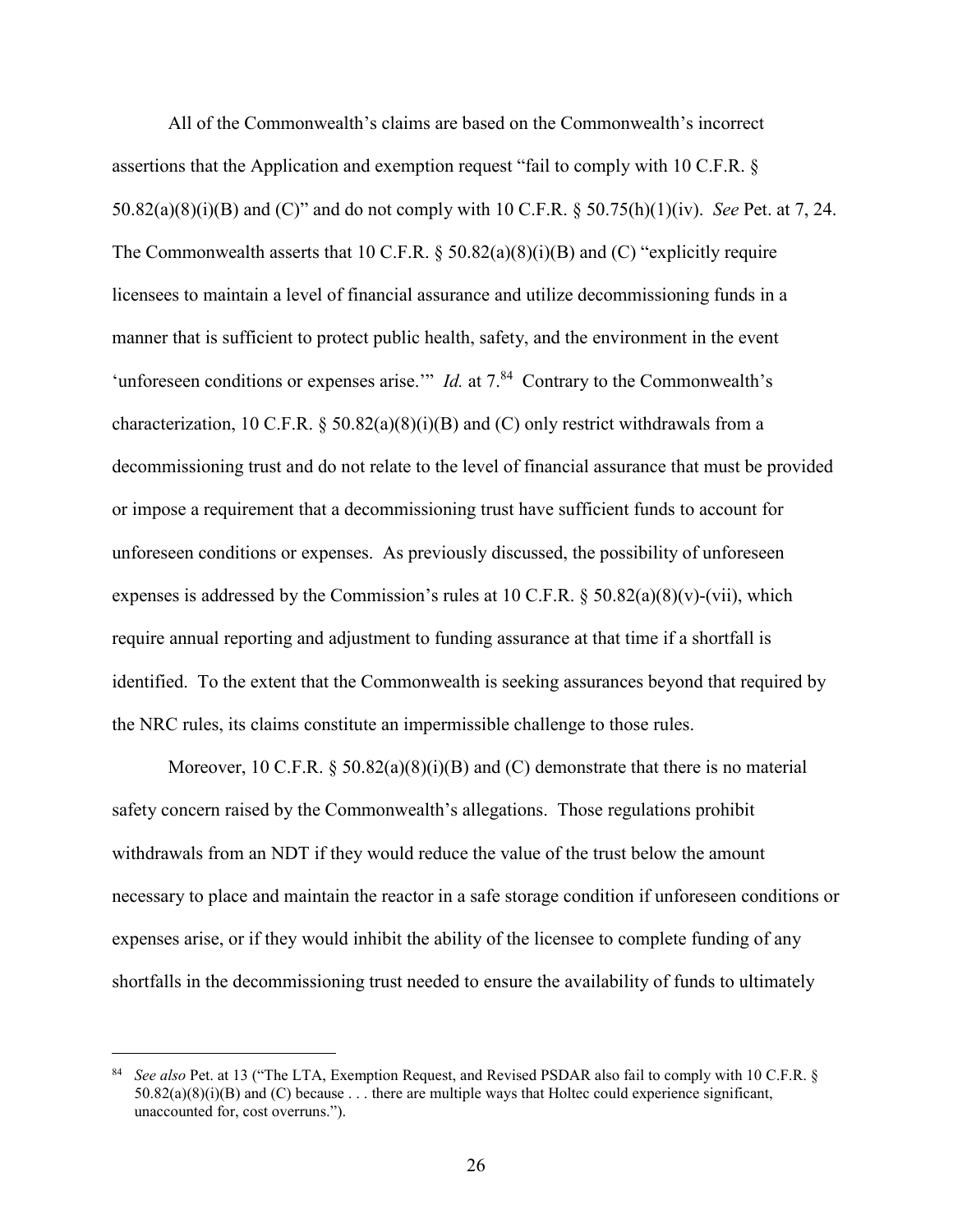All of the Commonwealth's claims are based on the Commonwealth's incorrect assertions that the Application and exemption request "fail to comply with 10 C.F.R. § 50.82(a)(8)(i)(B) and (C)" and do not comply with 10 C.F.R. § 50.75(h)(1)(iv). *See* Pet. at 7, 24. The Commonwealth asserts that 10 C.F.R. § 50.82(a)(8)(i)(B) and (C) "explicitly require licensees to maintain a level of financial assurance and utilize decommissioning funds in a manner that is sufficient to protect public health, safety, and the environment in the event 'unforeseen conditions or expenses arise.'" *Id.* at 7.[84] Contrary to the Commonwealth's characterization, 10 C.F.R. § 50.82(a)(8)(i)(B) and (C) only restrict withdrawals from a decommissioning trust and do not relate to the level of financial assurance that must be provided or impose a requirement that a decommissioning trust have sufficient funds to account for unforeseen conditions or expenses. As previously discussed, the possibility of unforeseen expenses is addressed by the Commission's rules at 10 C.F.R. § 50.82(a)(8)(v)-(vii), which require annual reporting and adjustment to funding assurance at that time if a shortfall is identified. To the extent that the Commonwealth is seeking assurances beyond that required by the NRC rules, its claims constitute an impermissible challenge to those rules.

Moreover, 10 C.F.R. § 50.82(a)(8)(i)(B) and (C) demonstrate that there is no material safety concern raised by the Commonwealth's allegations. Those regulations prohibit withdrawals from an NDT if they would reduce the value of the trust below the amount necessary to place and maintain the reactor in a safe storage condition if unforeseen conditions or expenses arise, or if they would inhibit the ability of the licensee to complete funding of any shortfalls in the decommissioning trust needed to ensure the availability of funds to ultimately

---

[84] *See also* Pet. at 13 ("The LTA, Exemption Request, and Revised PSDAR also fail to comply with 10 C.F.R. § 50.82(a)(8)(i)(B) and (C) because . . . there are multiple ways that Holtec could experience significant, unaccounted for, cost overruns.").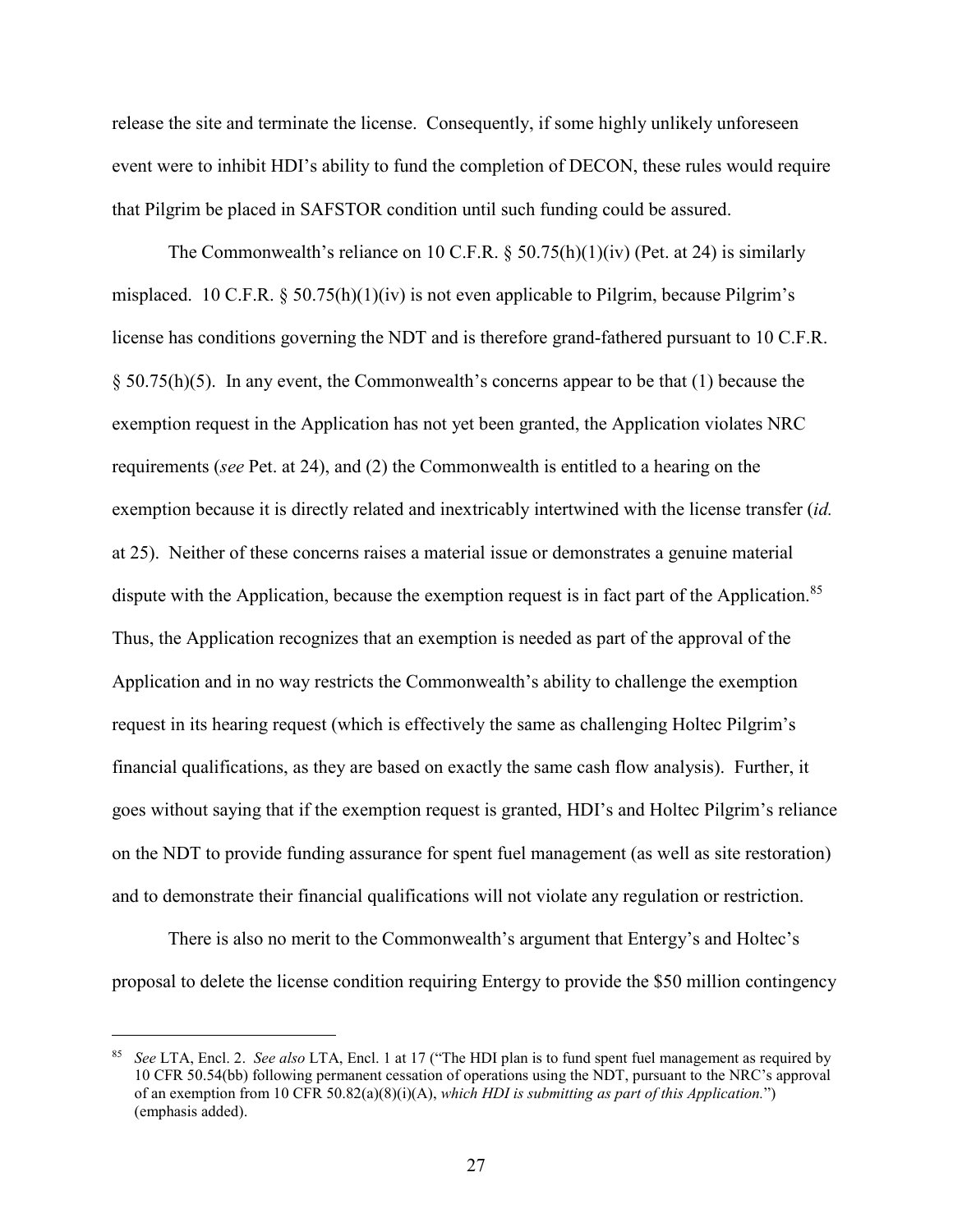release the site and terminate the license. Consequently, if some highly unlikely unforeseen event were to inhibit HDI's ability to fund the completion of DECON, these rules would require that Pilgrim be placed in SAFSTOR condition until such funding could be assured.

The Commonwealth's reliance on 10 C.F.R. § 50.75(h)(1)(iv) (Pet. at 24) is similarly misplaced. 10 C.F.R. § 50.75(h)(1)(iv) is not even applicable to Pilgrim, because Pilgrim's license has conditions governing the NDT and is therefore grand-fathered pursuant to 10 C.F.R. § 50.75(h)(5). In any event, the Commonwealth's concerns appear to be that (1) because the exemption request in the Application has not yet been granted, the Application violates NRC requirements (*see* Pet. at 24), and (2) the Commonwealth is entitled to a hearing on the exemption because it is directly related and inextricably intertwined with the license transfer (*id.* at 25). Neither of these concerns raises a material issue or demonstrates a genuine material dispute with the Application, because the exemption request is in fact part of the Application.[85] Thus, the Application recognizes that an exemption is needed as part of the approval of the Application and in no way restricts the Commonwealth's ability to challenge the exemption request in its hearing request (which is effectively the same as challenging Holtec Pilgrim's financial qualifications, as they are based on exactly the same cash flow analysis). Further, it goes without saying that if the exemption request is granted, HDI's and Holtec Pilgrim's reliance on the NDT to provide funding assurance for spent fuel management (as well as site restoration) and to demonstrate their financial qualifications will not violate any regulation or restriction.

There is also no merit to the Commonwealth's argument that Entergy's and Holtec's proposal to delete the license condition requiring Entergy to provide the $50 million contingency

---

[85] *See* LTA, Encl. 2. *See also* LTA, Encl. 1 at 17 ("The HDI plan is to fund spent fuel management as required by 10 CFR 50.54(bb) following permanent cessation of operations using the NDT, pursuant to the NRC's approval of an exemption from 10 CFR 50.82(a)(8)(i)(A), *which HDI is submitting as part of this Application.*") (emphasis added).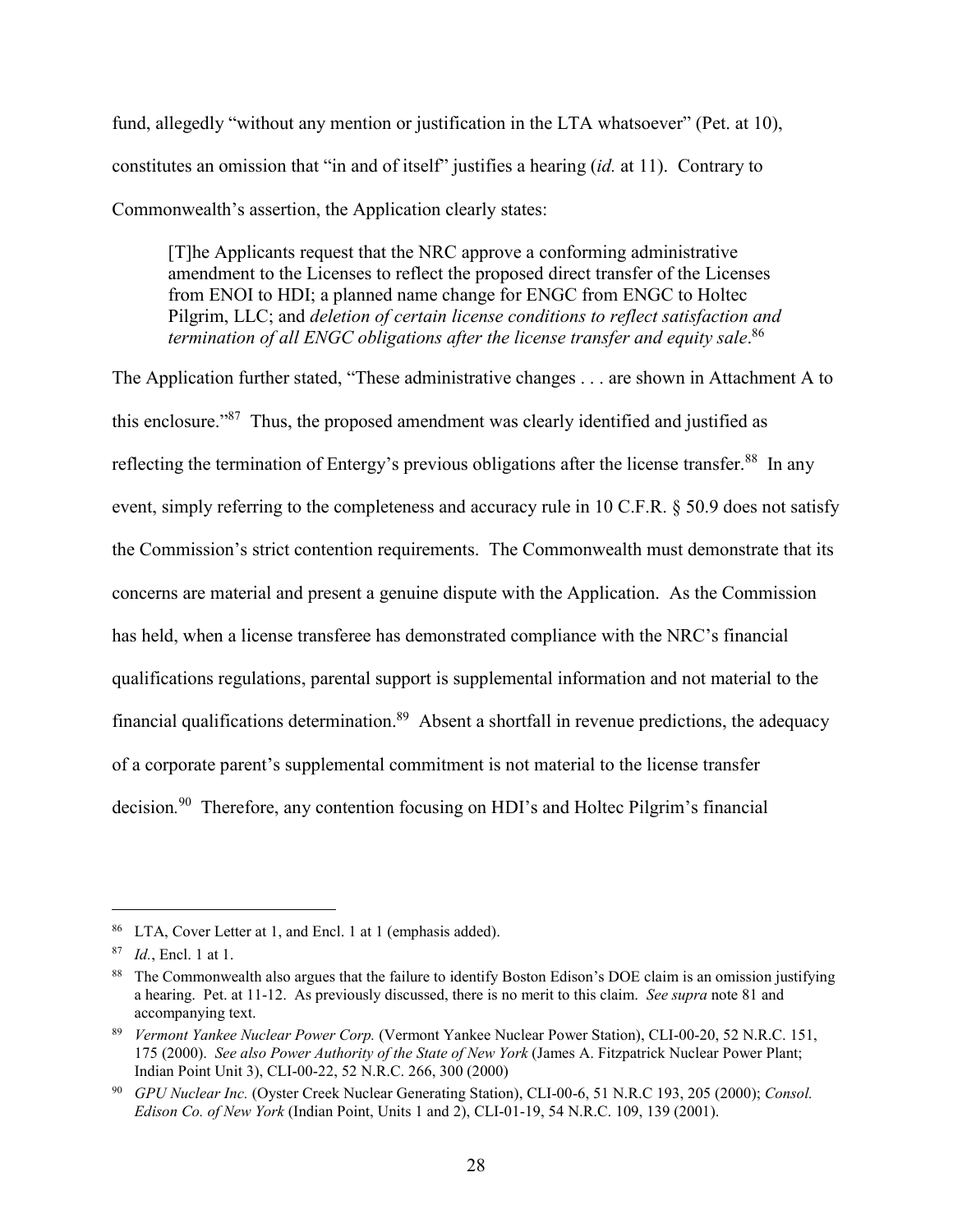fund, allegedly "without any mention or justification in the LTA whatsoever" (Pet. at 10), constitutes an omission that "in and of itself" justifies a hearing (*id.* at 11). Contrary to Commonwealth's assertion, the Application clearly states:

> [T]he Applicants request that the NRC approve a conforming administrative amendment to the Licenses to reflect the proposed direct transfer of the Licenses from ENOI to HDI; a planned name change for ENGC from ENGC to Holtec Pilgrim, LLC; and *deletion of certain license conditions to reflect satisfaction and termination of all ENGC obligations after the license transfer and equity sale*.[86]

The Application further stated, "These administrative changes . . . are shown in Attachment A to this enclosure."[87] Thus, the proposed amendment was clearly identified and justified as reflecting the termination of Entergy's previous obligations after the license transfer.[88] In any event, simply referring to the completeness and accuracy rule in 10 C.F.R. § 50.9 does not satisfy the Commission's strict contention requirements. The Commonwealth must demonstrate that its concerns are material and present a genuine dispute with the Application. As the Commission has held, when a license transferee has demonstrated compliance with the NRC's financial qualifications regulations, parental support is supplemental information and not material to the financial qualifications determination.[89] Absent a shortfall in revenue predictions, the adequacy of a corporate parent's supplemental commitment is not material to the license transfer decision.[90] Therefore, any contention focusing on HDI's and Holtec Pilgrim's financial

---

[86] LTA, Cover Letter at 1, and Encl. 1 at 1 (emphasis added).

[87] *Id.*, Encl. 1 at 1.

[88] The Commonwealth also argues that the failure to identify Boston Edison's DOE claim is an omission justifying a hearing. Pet. at 11-12. As previously discussed, there is no merit to this claim. *See supra* note 81 and accompanying text.

[89] *Vermont Yankee Nuclear Power Corp.* (Vermont Yankee Nuclear Power Station), CLI-00-20, 52 N.R.C. 151, 175 (2000). *See also Power Authority of the State of New York* (James A. Fitzpatrick Nuclear Power Plant; Indian Point Unit 3), CLI-00-22, 52 N.R.C. 266, 300 (2000)

[90] *GPU Nuclear Inc.* (Oyster Creek Nuclear Generating Station), CLI-00-6, 51 N.R.C 193, 205 (2000); *Consol. Edison Co. of New York* (Indian Point, Units 1 and 2), CLI-01-19, 54 N.R.C. 109, 139 (2001).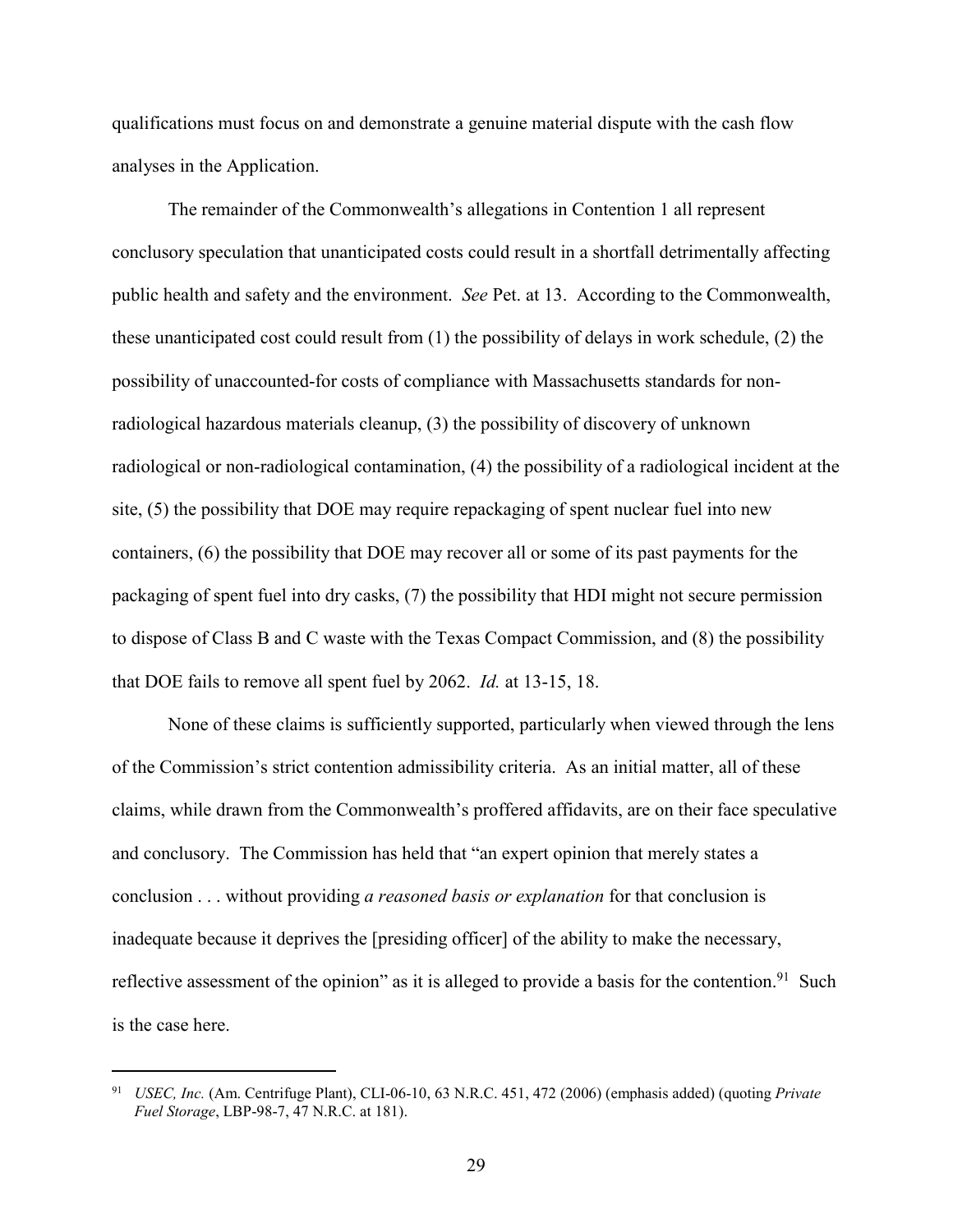qualifications must focus on and demonstrate a genuine material dispute with the cash flow analyses in the Application.

The remainder of the Commonwealth's allegations in Contention 1 all represent conclusory speculation that unanticipated costs could result in a shortfall detrimentally affecting public health and safety and the environment. *See* Pet. at 13. According to the Commonwealth, these unanticipated cost could result from (1) the possibility of delays in work schedule, (2) the possibility of unaccounted-for costs of compliance with Massachusetts standards for non-radiological hazardous materials cleanup, (3) the possibility of discovery of unknown radiological or non-radiological contamination, (4) the possibility of a radiological incident at the site, (5) the possibility that DOE may require repackaging of spent nuclear fuel into new containers, (6) the possibility that DOE may recover all or some of its past payments for the packaging of spent fuel into dry casks, (7) the possibility that HDI might not secure permission to dispose of Class B and C waste with the Texas Compact Commission, and (8) the possibility that DOE fails to remove all spent fuel by 2062. *Id.* at 13-15, 18.

None of these claims is sufficiently supported, particularly when viewed through the lens of the Commission's strict contention admissibility criteria. As an initial matter, all of these claims, while drawn from the Commonwealth's proffered affidavits, are on their face speculative and conclusory. The Commission has held that "an expert opinion that merely states a conclusion . . . without providing *a reasoned basis or explanation* for that conclusion is inadequate because it deprives the [presiding officer] of the ability to make the necessary, reflective assessment of the opinion" as it is alleged to provide a basis for the contention.[91] Such is the case here.

---

[91] *USEC, Inc.* (Am. Centrifuge Plant), CLI-06-10, 63 N.R.C. 451, 472 (2006) (emphasis added) (quoting *Private Fuel Storage*, LBP-98-7, 47 N.R.C. at 181).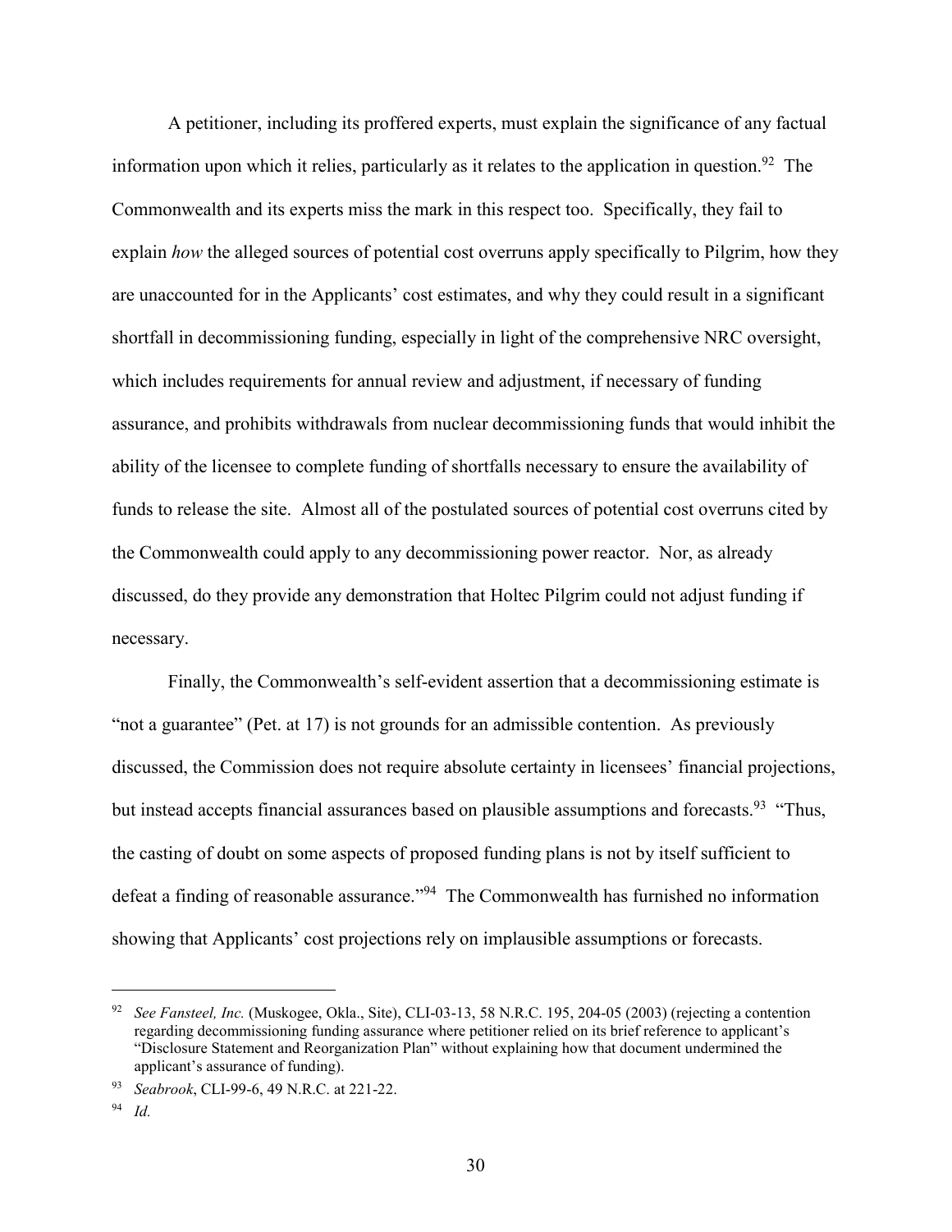A petitioner, including its proffered experts, must explain the significance of any factual information upon which it relies, particularly as it relates to the application in question.[92] The Commonwealth and its experts miss the mark in this respect too. Specifically, they fail to explain *how* the alleged sources of potential cost overruns apply specifically to Pilgrim, how they are unaccounted for in the Applicants' cost estimates, and why they could result in a significant shortfall in decommissioning funding, especially in light of the comprehensive NRC oversight, which includes requirements for annual review and adjustment, if necessary of funding assurance, and prohibits withdrawals from nuclear decommissioning funds that would inhibit the ability of the licensee to complete funding of shortfalls necessary to ensure the availability of funds to release the site. Almost all of the postulated sources of potential cost overruns cited by the Commonwealth could apply to any decommissioning power reactor. Nor, as already discussed, do they provide any demonstration that Holtec Pilgrim could not adjust funding if necessary.

Finally, the Commonwealth's self-evident assertion that a decommissioning estimate is "not a guarantee" (Pet. at 17) is not grounds for an admissible contention. As previously discussed, the Commission does not require absolute certainty in licensees' financial projections, but instead accepts financial assurances based on plausible assumptions and forecasts.[93] "Thus, the casting of doubt on some aspects of proposed funding plans is not by itself sufficient to defeat a finding of reasonable assurance."[94] The Commonwealth has furnished no information showing that Applicants' cost projections rely on implausible assumptions or forecasts.

---

[92] *See Fansteel, Inc.* (Muskogee, Okla., Site), CLI-03-13, 58 N.R.C. 195, 204-05 (2003) (rejecting a contention regarding decommissioning funding assurance where petitioner relied on its brief reference to applicant's "Disclosure Statement and Reorganization Plan" without explaining how that document undermined the applicant's assurance of funding).

[93] *Seabrook*, CLI-99-6, 49 N.R.C. at 221-22.

[94] *Id.*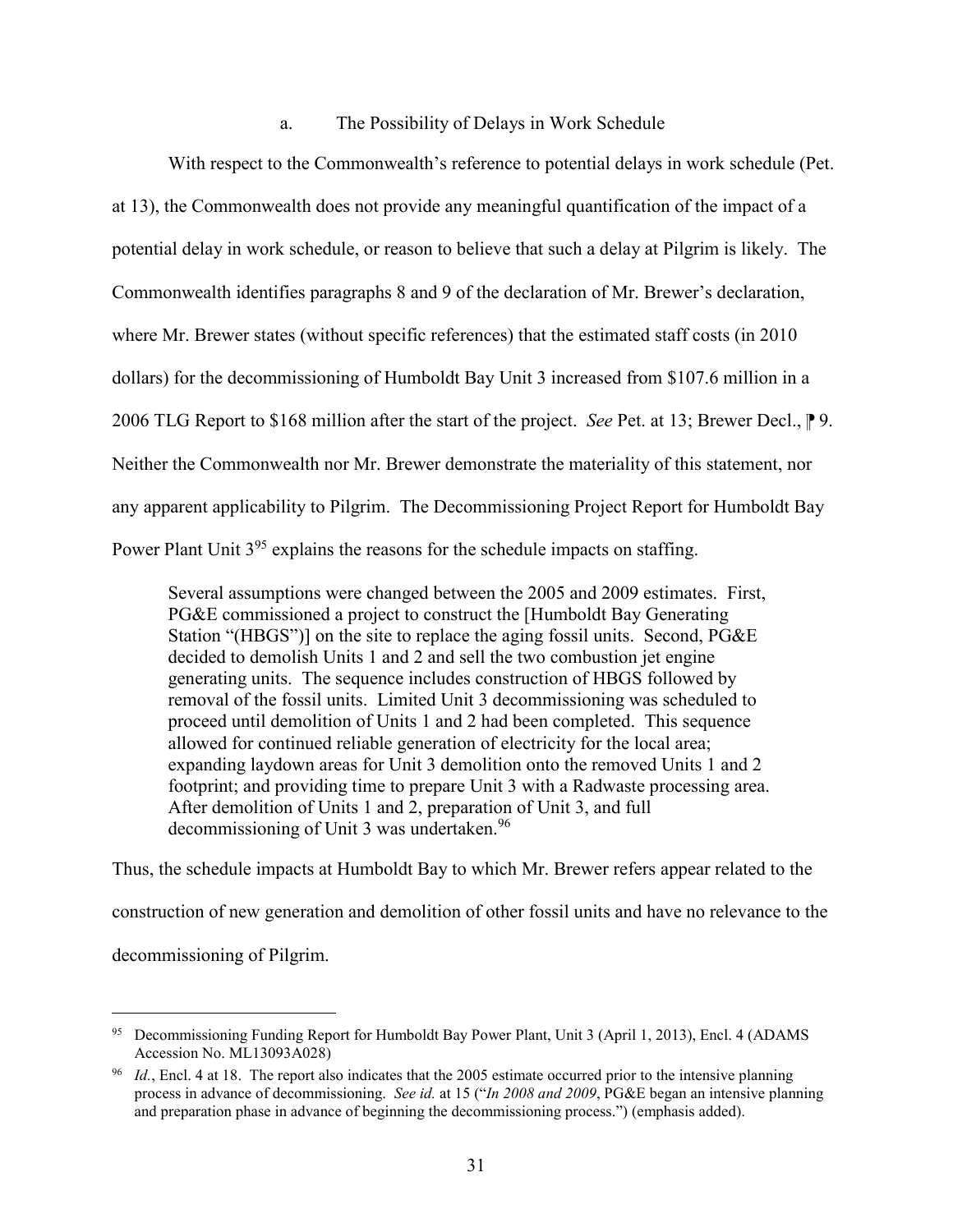### a. The Possibility of Delays in Work Schedule

With respect to the Commonwealth's reference to potential delays in work schedule (Pet. at 13), the Commonwealth does not provide any meaningful quantification of the impact of a potential delay in work schedule, or reason to believe that such a delay at Pilgrim is likely. The Commonwealth identifies paragraphs 8 and 9 of the declaration of Mr. Brewer's declaration, where Mr. Brewer states (without specific references) that the estimated staff costs (in 2010 dollars) for the decommissioning of Humboldt Bay Unit 3 increased from $107.6 million in a 2006 TLG Report to $168 million after the start of the project. *See* Pet. at 13; Brewer Decl., ⁋ 9. Neither the Commonwealth nor Mr. Brewer demonstrate the materiality of this statement, nor any apparent applicability to Pilgrim. The Decommissioning Project Report for Humboldt Bay Power Plant Unit 3[95] explains the reasons for the schedule impacts on staffing.

> Several assumptions were changed between the 2005 and 2009 estimates. First, PG&E commissioned a project to construct the [Humboldt Bay Generating Station "(HBGS")] on the site to replace the aging fossil units. Second, PG&E decided to demolish Units 1 and 2 and sell the two combustion jet engine generating units. The sequence includes construction of HBGS followed by removal of the fossil units. Limited Unit 3 decommissioning was scheduled to proceed until demolition of Units 1 and 2 had been completed. This sequence allowed for continued reliable generation of electricity for the local area; expanding laydown areas for Unit 3 demolition onto the removed Units 1 and 2 footprint; and providing time to prepare Unit 3 with a Radwaste processing area. After demolition of Units 1 and 2, preparation of Unit 3, and full decommissioning of Unit 3 was undertaken.[96]

Thus, the schedule impacts at Humboldt Bay to which Mr. Brewer refers appear related to the construction of new generation and demolition of other fossil units and have no relevance to the decommissioning of Pilgrim.

---

[95] Decommissioning Funding Report for Humboldt Bay Power Plant, Unit 3 (April 1, 2013), Encl. 4 (ADAMS Accession No. ML13093A028)

[96] *Id.*, Encl. 4 at 18. The report also indicates that the 2005 estimate occurred prior to the intensive planning process in advance of decommissioning. *See id.* at 15 ("*In 2008 and 2009*, PG&E began an intensive planning and preparation phase in advance of beginning the decommissioning process.") (emphasis added).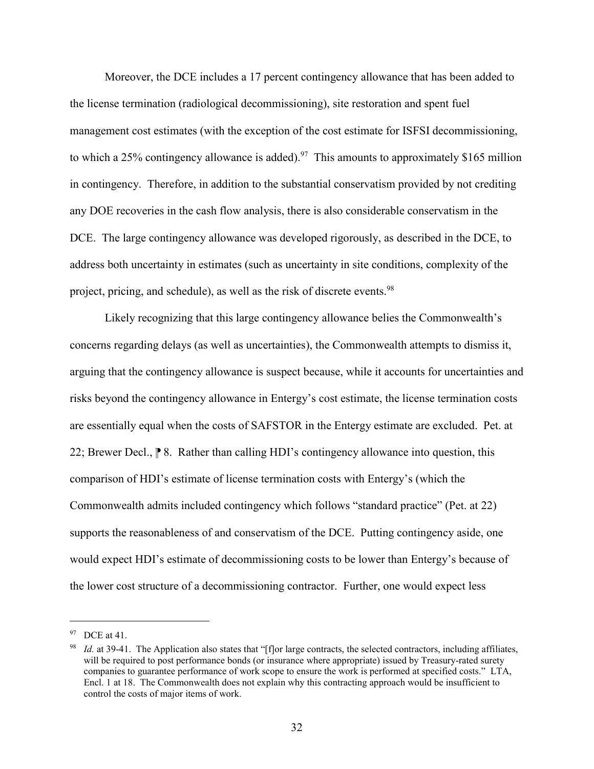Moreover, the DCE includes a 17 percent contingency allowance that has been added to the license termination (radiological decommissioning), site restoration and spent fuel management cost estimates (with the exception of the cost estimate for ISFSI decommissioning, to which a 25% contingency allowance is added).[97] This amounts to approximately $165 million in contingency. Therefore, in addition to the substantial conservatism provided by not crediting any DOE recoveries in the cash flow analysis, there is also considerable conservatism in the DCE. The large contingency allowance was developed rigorously, as described in the DCE, to address both uncertainty in estimates (such as uncertainty in site conditions, complexity of the project, pricing, and schedule), as well as the risk of discrete events.[98]

Likely recognizing that this large contingency allowance belies the Commonwealth's concerns regarding delays (as well as uncertainties), the Commonwealth attempts to dismiss it, arguing that the contingency allowance is suspect because, while it accounts for uncertainties and risks beyond the contingency allowance in Entergy's cost estimate, the license termination costs are essentially equal when the costs of SAFSTOR in the Entergy estimate are excluded. Pet. at 22; Brewer Decl., ⁋ 8. Rather than calling HDI's contingency allowance into question, this comparison of HDI's estimate of license termination costs with Entergy's (which the Commonwealth admits included contingency which follows "standard practice" (Pet. at 22) supports the reasonableness of and conservatism of the DCE. Putting contingency aside, one would expect HDI's estimate of decommissioning costs to be lower than Entergy's because of the lower cost structure of a decommissioning contractor. Further, one would expect less

---

[97] DCE at 41.

[98] *Id.* at 39-41. The Application also states that "[f]or large contracts, the selected contractors, including affiliates, will be required to post performance bonds (or insurance where appropriate) issued by Treasury-rated surety companies to guarantee performance of work scope to ensure the work is performed at specified costs." LTA, Encl. 1 at 18. The Commonwealth does not explain why this contracting approach would be insufficient to control the costs of major items of work.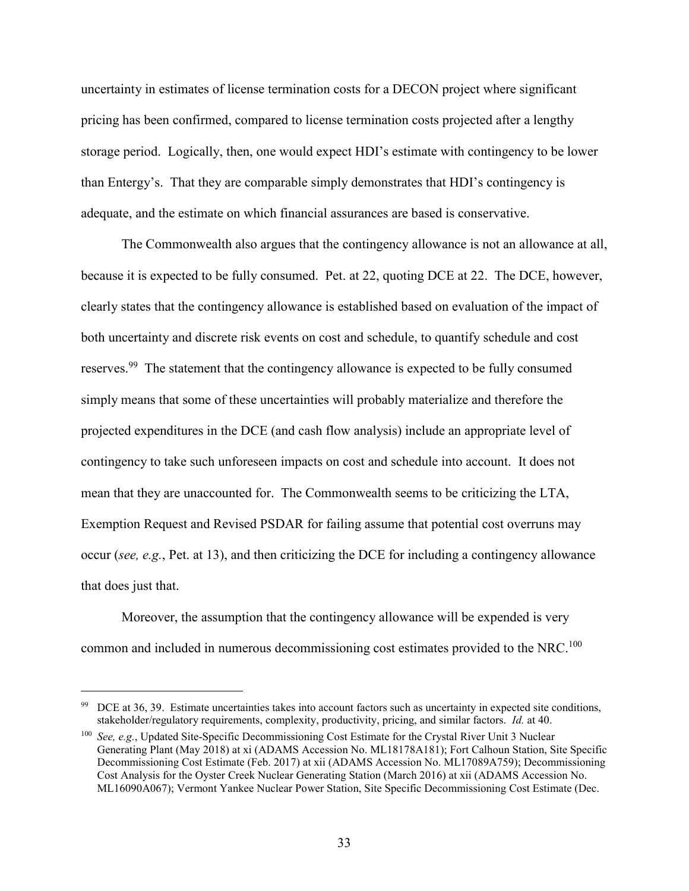uncertainty in estimates of license termination costs for a DECON project where significant pricing has been confirmed, compared to license termination costs projected after a lengthy storage period. Logically, then, one would expect HDI's estimate with contingency to be lower than Entergy's. That they are comparable simply demonstrates that HDI's contingency is adequate, and the estimate on which financial assurances are based is conservative.

The Commonwealth also argues that the contingency allowance is not an allowance at all, because it is expected to be fully consumed. Pet. at 22, quoting DCE at 22. The DCE, however, clearly states that the contingency allowance is established based on evaluation of the impact of both uncertainty and discrete risk events on cost and schedule, to quantify schedule and cost reserves.[99] The statement that the contingency allowance is expected to be fully consumed simply means that some of these uncertainties will probably materialize and therefore the projected expenditures in the DCE (and cash flow analysis) include an appropriate level of contingency to take such unforeseen impacts on cost and schedule into account. It does not mean that they are unaccounted for. The Commonwealth seems to be criticizing the LTA, Exemption Request and Revised PSDAR for failing assume that potential cost overruns may occur (*see, e.g.*, Pet. at 13), and then criticizing the DCE for including a contingency allowance that does just that.

Moreover, the assumption that the contingency allowance will be expended is very common and included in numerous decommissioning cost estimates provided to the NRC.[100]

---

[99] DCE at 36, 39. Estimate uncertainties takes into account factors such as uncertainty in expected site conditions, stakeholder/regulatory requirements, complexity, productivity, pricing, and similar factors. *Id.* at 40.

[100] *See, e.g.*, Updated Site-Specific Decommissioning Cost Estimate for the Crystal River Unit 3 Nuclear Generating Plant (May 2018) at xi (ADAMS Accession No. ML18178A181); Fort Calhoun Station, Site Specific Decommissioning Cost Estimate (Feb. 2017) at xii (ADAMS Accession No. ML17089A759); Decommissioning Cost Analysis for the Oyster Creek Nuclear Generating Station (March 2016) at xii (ADAMS Accession No. ML16090A067); Vermont Yankee Nuclear Power Station, Site Specific Decommissioning Cost Estimate (Dec.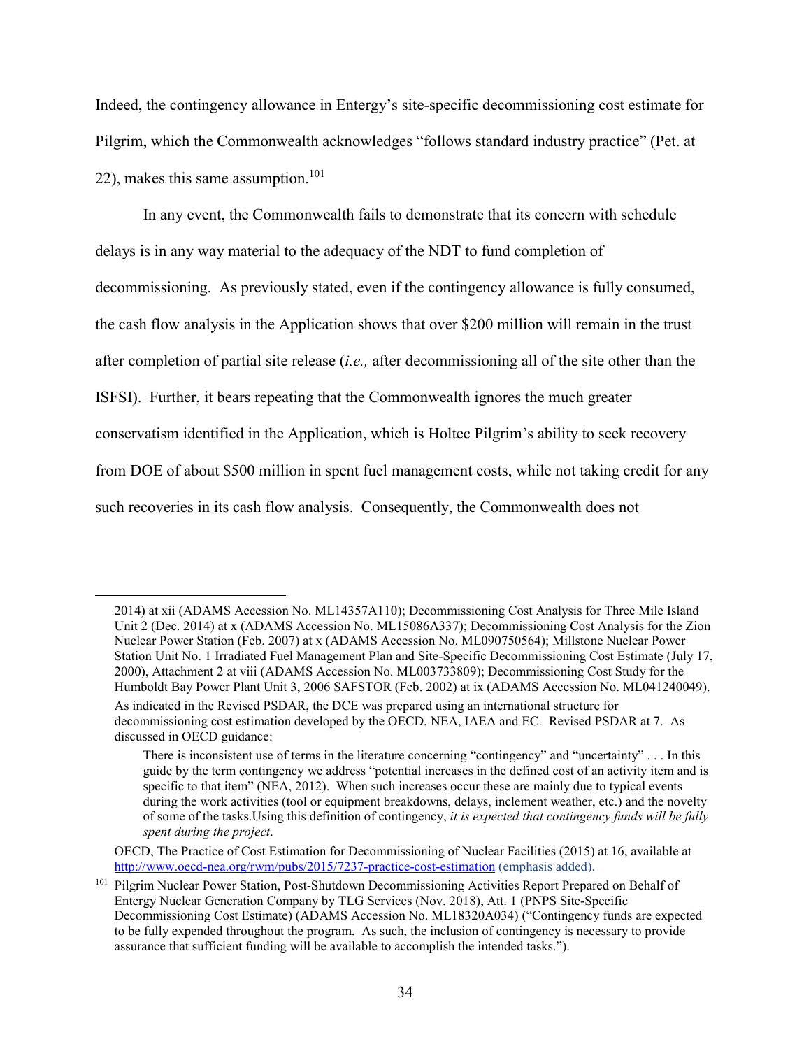Indeed, the contingency allowance in Entergy's site-specific decommissioning cost estimate for Pilgrim, which the Commonwealth acknowledges "follows standard industry practice" (Pet. at 22), makes this same assumption.[101]

In any event, the Commonwealth fails to demonstrate that its concern with schedule delays is in any way material to the adequacy of the NDT to fund completion of decommissioning. As previously stated, even if the contingency allowance is fully consumed, the cash flow analysis in the Application shows that over $200 million will remain in the trust after completion of partial site release (*i.e.,* after decommissioning all of the site other than the ISFSI). Further, it bears repeating that the Commonwealth ignores the much greater conservatism identified in the Application, which is Holtec Pilgrim's ability to seek recovery from DOE of about $500 million in spent fuel management costs, while not taking credit for any such recoveries in its cash flow analysis. Consequently, the Commonwealth does not

---

2014) at xii (ADAMS Accession No. ML14357A110); Decommissioning Cost Analysis for Three Mile Island Unit 2 (Dec. 2014) at x (ADAMS Accession No. ML15086A337); Decommissioning Cost Analysis for the Zion Nuclear Power Station (Feb. 2007) at x (ADAMS Accession No. ML090750564); Millstone Nuclear Power Station Unit No. 1 Irradiated Fuel Management Plan and Site-Specific Decommissioning Cost Estimate (July 17, 2000), Attachment 2 at viii (ADAMS Accession No. ML003733809); Decommissioning Cost Study for the Humboldt Bay Power Plant Unit 3, 2006 SAFSTOR (Feb. 2002) at ix (ADAMS Accession No. ML041240049).

As indicated in the Revised PSDAR, the DCE was prepared using an international structure for decommissioning cost estimation developed by the OECD, NEA, IAEA and EC. Revised PSDAR at 7. As discussed in OECD guidance:

> There is inconsistent use of terms in the literature concerning "contingency" and "uncertainty" . . . In this guide by the term contingency we address "potential increases in the defined cost of an activity item and is specific to that item" (NEA, 2012). When such increases occur these are mainly due to typical events during the work activities (tool or equipment breakdowns, delays, inclement weather, etc.) and the novelty of some of the tasks.Using this definition of contingency, *it is expected that contingency funds will be fully spent during the project*.

OECD, The Practice of Cost Estimation for Decommissioning of Nuclear Facilities (2015) at 16, available at http://www.oecd-nea.org/rwm/pubs/2015/7237-practice-cost-estimation (emphasis added).

[101] Pilgrim Nuclear Power Station, Post-Shutdown Decommissioning Activities Report Prepared on Behalf of Entergy Nuclear Generation Company by TLG Services (Nov. 2018), Att. 1 (PNPS Site-Specific Decommissioning Cost Estimate) (ADAMS Accession No. ML18320A034) ("Contingency funds are expected to be fully expended throughout the program. As such, the inclusion of contingency is necessary to provide assurance that sufficient funding will be available to accomplish the intended tasks.").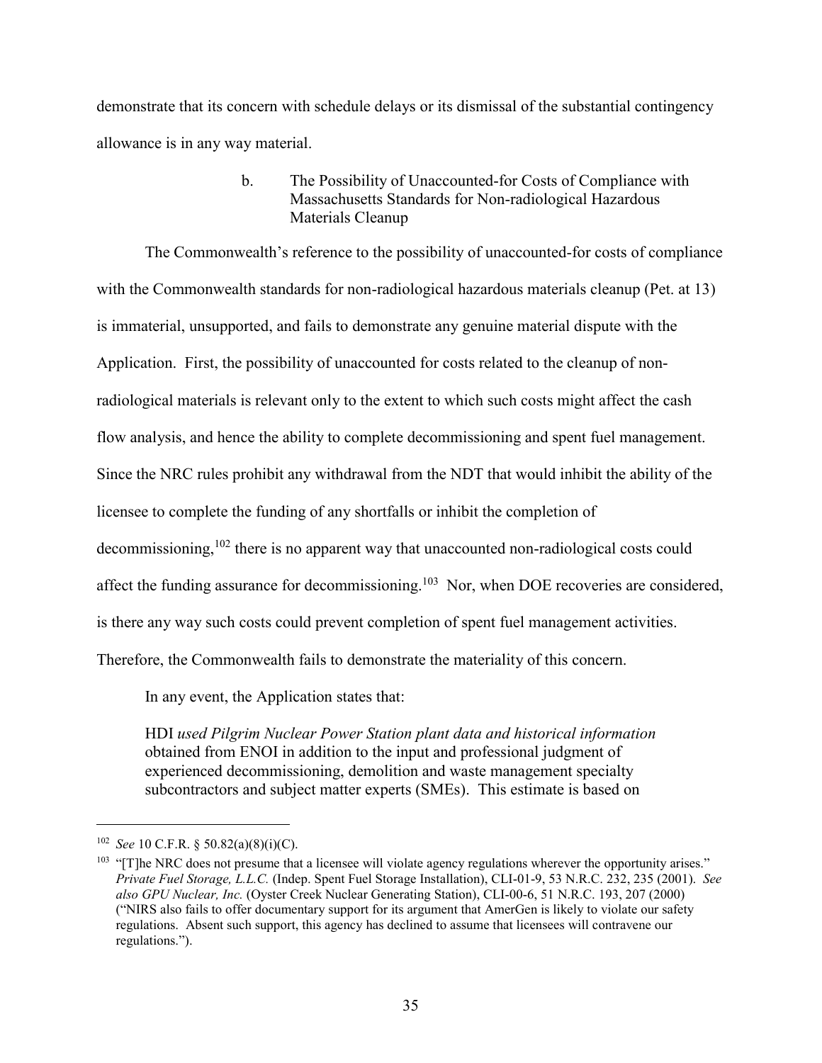demonstrate that its concern with schedule delays or its dismissal of the substantial contingency allowance is in any way material.

#### b. The Possibility of Unaccounted-for Costs of Compliance with Massachusetts Standards for Non-radiological Hazardous Materials Cleanup

The Commonwealth's reference to the possibility of unaccounted-for costs of compliance with the Commonwealth standards for non-radiological hazardous materials cleanup (Pet. at 13) is immaterial, unsupported, and fails to demonstrate any genuine material dispute with the Application. First, the possibility of unaccounted for costs related to the cleanup of non-radiological materials is relevant only to the extent to which such costs might affect the cash flow analysis, and hence the ability to complete decommissioning and spent fuel management. Since the NRC rules prohibit any withdrawal from the NDT that would inhibit the ability of the licensee to complete the funding of any shortfalls or inhibit the completion of decommissioning,[102] there is no apparent way that unaccounted non-radiological costs could affect the funding assurance for decommissioning.[103] Nor, when DOE recoveries are considered, is there any way such costs could prevent completion of spent fuel management activities. Therefore, the Commonwealth fails to demonstrate the materiality of this concern.

In any event, the Application states that:

> HDI *used Pilgrim Nuclear Power Station plant data and historical information* obtained from ENOI in addition to the input and professional judgment of experienced decommissioning, demolition and waste management specialty subcontractors and subject matter experts (SMEs). This estimate is based on

---

[102] *See* 10 C.F.R. § 50.82(a)(8)(i)(C).

[103] "[T]he NRC does not presume that a licensee will violate agency regulations wherever the opportunity arises." *Private Fuel Storage, L.L.C.* (Indep. Spent Fuel Storage Installation), CLI-01-9, 53 N.R.C. 232, 235 (2001). *See also GPU Nuclear, Inc.* (Oyster Creek Nuclear Generating Station), CLI-00-6, 51 N.R.C. 193, 207 (2000) ("NIRS also fails to offer documentary support for its argument that AmerGen is likely to violate our safety regulations. Absent such support, this agency has declined to assume that licensees will contravene our regulations.").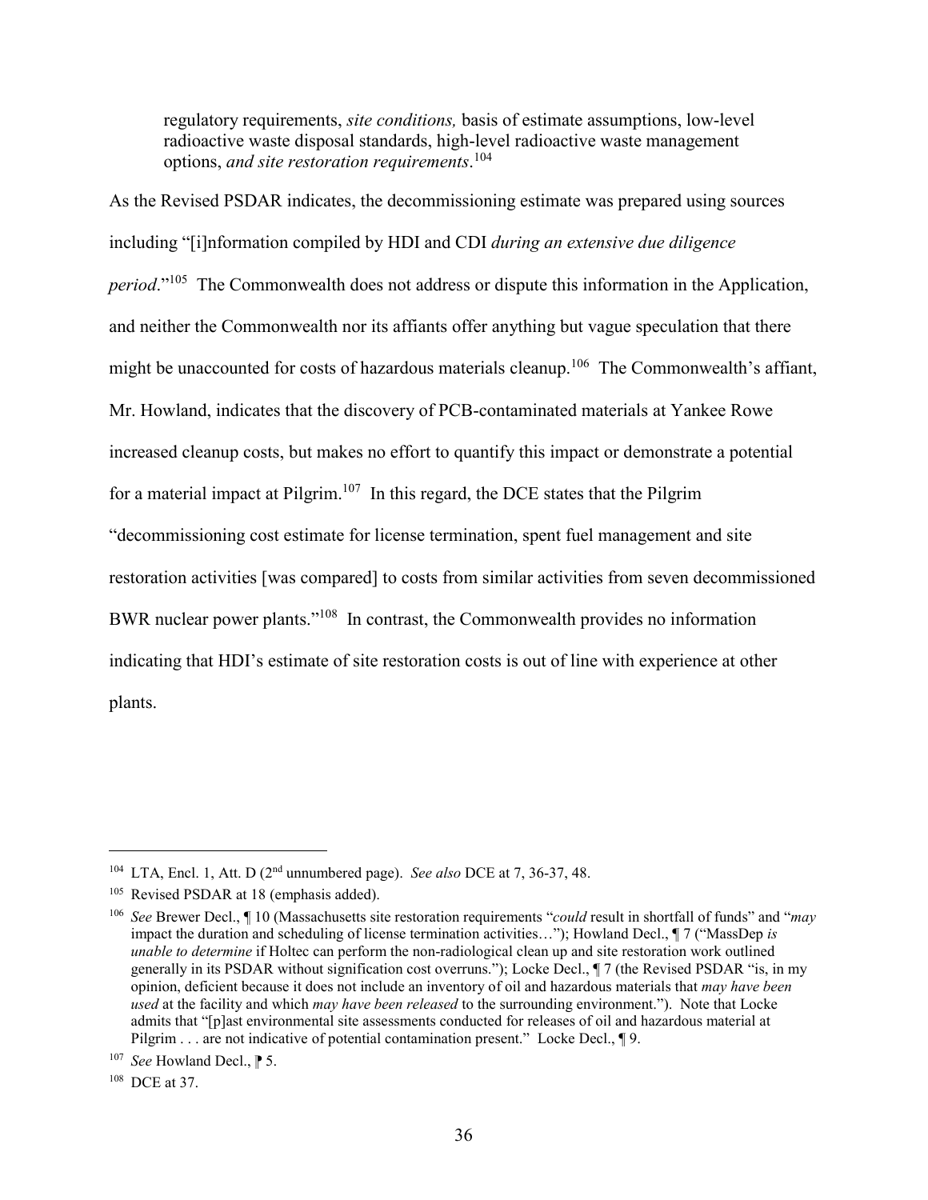> regulatory requirements, *site conditions,* basis of estimate assumptions, low-level radioactive waste disposal standards, high-level radioactive waste management options, *and site restoration requirements*.[104]

As the Revised PSDAR indicates, the decommissioning estimate was prepared using sources including "[i]nformation compiled by HDI and CDI *during an extensive due diligence period*."[105] The Commonwealth does not address or dispute this information in the Application, and neither the Commonwealth nor its affiants offer anything but vague speculation that there might be unaccounted for costs of hazardous materials cleanup.[106] The Commonwealth's affiant, Mr. Howland, indicates that the discovery of PCB-contaminated materials at Yankee Rowe increased cleanup costs, but makes no effort to quantify this impact or demonstrate a potential for a material impact at Pilgrim.[107] In this regard, the DCE states that the Pilgrim "decommissioning cost estimate for license termination, spent fuel management and site restoration activities [was compared] to costs from similar activities from seven decommissioned BWR nuclear power plants."[108] In contrast, the Commonwealth provides no information indicating that HDI's estimate of site restoration costs is out of line with experience at other plants.

---

[104] LTA, Encl. 1, Att. D (2nd unnumbered page). *See also* DCE at 7, 36-37, 48.

[105] Revised PSDAR at 18 (emphasis added).

[106] *See* Brewer Decl., ¶ 10 (Massachusetts site restoration requirements "*could* result in shortfall of funds" and "*may* impact the duration and scheduling of license termination activities…"); Howland Decl., ¶ 7 ("MassDep *is unable to determine* if Holtec can perform the non-radiological clean up and site restoration work outlined generally in its PSDAR without signification cost overruns."); Locke Decl., ¶ 7 (the Revised PSDAR "is, in my opinion, deficient because it does not include an inventory of oil and hazardous materials that *may have been used* at the facility and which *may have been released* to the surrounding environment."). Note that Locke admits that "[p]ast environmental site assessments conducted for releases of oil and hazardous material at Pilgrim . . . are not indicative of potential contamination present." Locke Decl., ¶ 9.

[107] *See* Howland Decl., ¶ 5.

[108] DCE at 37.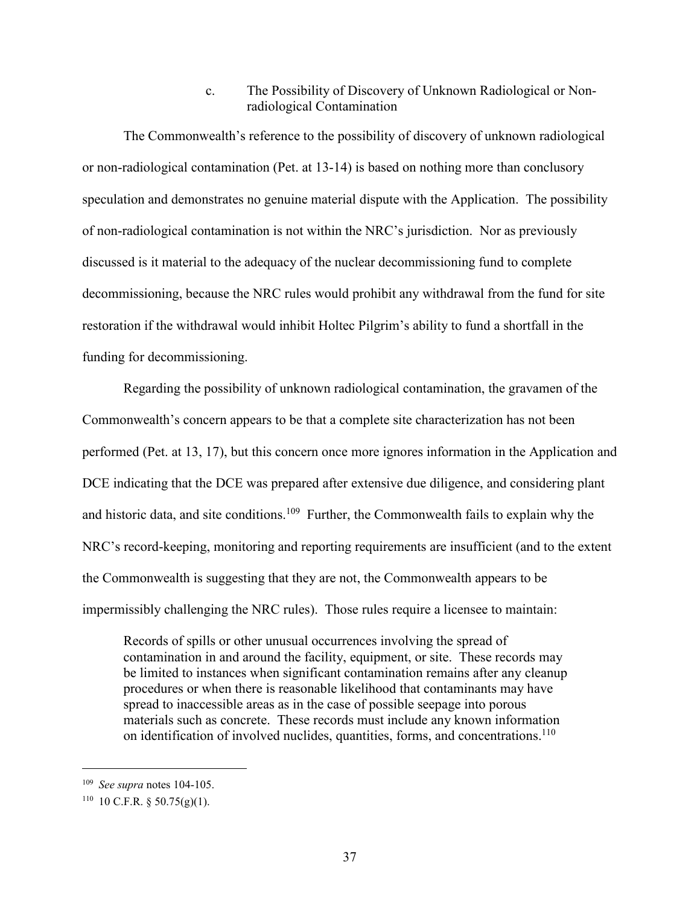#### c. The Possibility of Discovery of Unknown Radiological or Non-radiological Contamination

The Commonwealth's reference to the possibility of discovery of unknown radiological or non-radiological contamination (Pet. at 13-14) is based on nothing more than conclusory speculation and demonstrates no genuine material dispute with the Application. The possibility of non-radiological contamination is not within the NRC's jurisdiction. Nor as previously discussed is it material to the adequacy of the nuclear decommissioning fund to complete decommissioning, because the NRC rules would prohibit any withdrawal from the fund for site restoration if the withdrawal would inhibit Holtec Pilgrim's ability to fund a shortfall in the funding for decommissioning.

Regarding the possibility of unknown radiological contamination, the gravamen of the Commonwealth's concern appears to be that a complete site characterization has not been performed (Pet. at 13, 17), but this concern once more ignores information in the Application and DCE indicating that the DCE was prepared after extensive due diligence, and considering plant and historic data, and site conditions.[109] Further, the Commonwealth fails to explain why the NRC's record-keeping, monitoring and reporting requirements are insufficient (and to the extent the Commonwealth is suggesting that they are not, the Commonwealth appears to be impermissibly challenging the NRC rules). Those rules require a licensee to maintain:

> Records of spills or other unusual occurrences involving the spread of contamination in and around the facility, equipment, or site. These records may be limited to instances when significant contamination remains after any cleanup procedures or when there is reasonable likelihood that contaminants may have spread to inaccessible areas as in the case of possible seepage into porous materials such as concrete. These records must include any known information on identification of involved nuclides, quantities, forms, and concentrations.[110]

---

[109] *See supra* notes 104-105.

[110] 10 C.F.R. § 50.75(g)(1).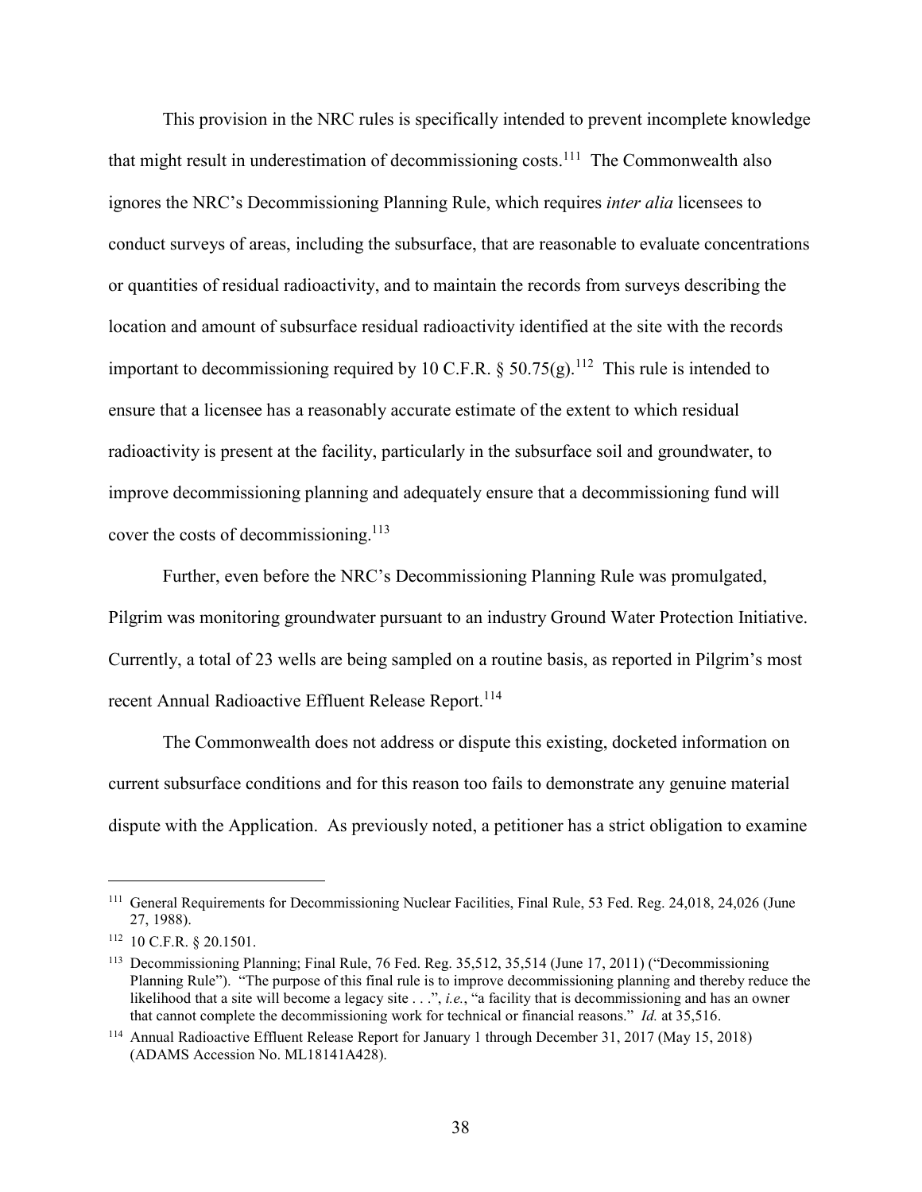This provision in the NRC rules is specifically intended to prevent incomplete knowledge that might result in underestimation of decommissioning costs.[111] The Commonwealth also ignores the NRC's Decommissioning Planning Rule, which requires *inter alia* licensees to conduct surveys of areas, including the subsurface, that are reasonable to evaluate concentrations or quantities of residual radioactivity, and to maintain the records from surveys describing the location and amount of subsurface residual radioactivity identified at the site with the records important to decommissioning required by 10 C.F.R. § 50.75(g).[112] This rule is intended to ensure that a licensee has a reasonably accurate estimate of the extent to which residual radioactivity is present at the facility, particularly in the subsurface soil and groundwater, to improve decommissioning planning and adequately ensure that a decommissioning fund will cover the costs of decommissioning.[113]

Further, even before the NRC's Decommissioning Planning Rule was promulgated, Pilgrim was monitoring groundwater pursuant to an industry Ground Water Protection Initiative. Currently, a total of 23 wells are being sampled on a routine basis, as reported in Pilgrim's most recent Annual Radioactive Effluent Release Report.[114]

The Commonwealth does not address or dispute this existing, docketed information on current subsurface conditions and for this reason too fails to demonstrate any genuine material dispute with the Application. As previously noted, a petitioner has a strict obligation to examine

---

[111] General Requirements for Decommissioning Nuclear Facilities, Final Rule, 53 Fed. Reg. 24,018, 24,026 (June 27, 1988).

[112] 10 C.F.R. § 20.1501.

[113] Decommissioning Planning; Final Rule, 76 Fed. Reg. 35,512, 35,514 (June 17, 2011) ("Decommissioning Planning Rule"). "The purpose of this final rule is to improve decommissioning planning and thereby reduce the likelihood that a site will become a legacy site . . .", *i.e.*, "a facility that is decommissioning and has an owner that cannot complete the decommissioning work for technical or financial reasons." *Id.* at 35,516.

[114] Annual Radioactive Effluent Release Report for January 1 through December 31, 2017 (May 15, 2018) (ADAMS Accession No. ML18141A428).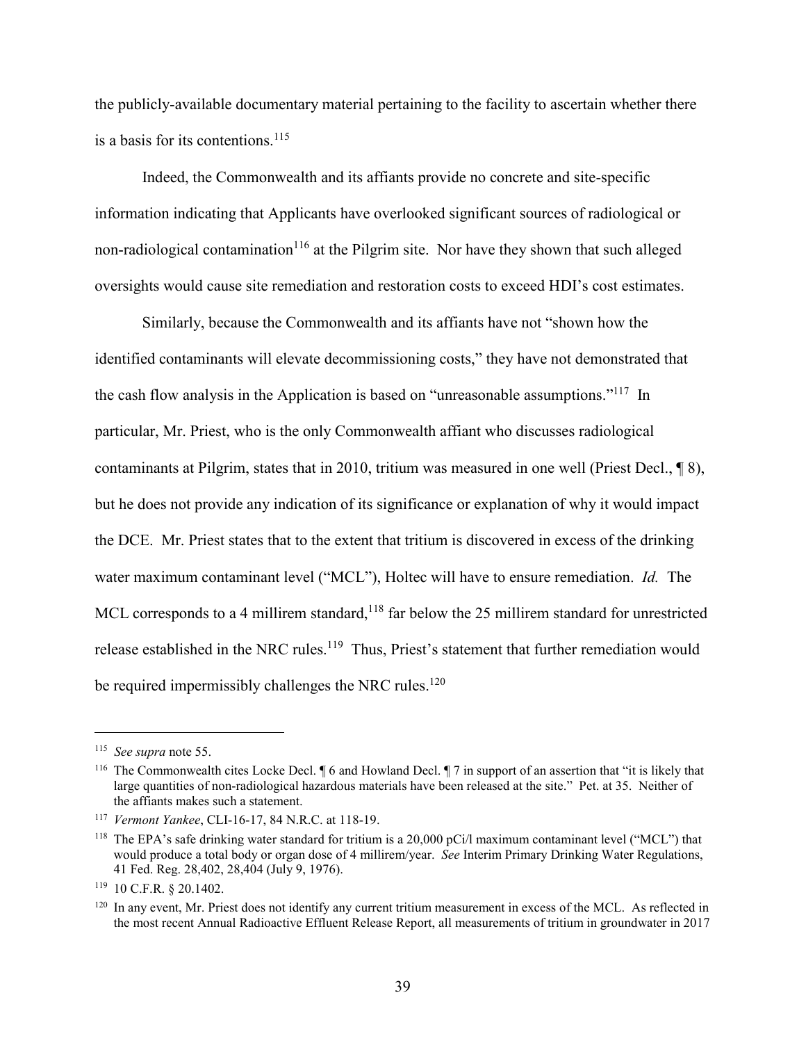the publicly-available documentary material pertaining to the facility to ascertain whether there is a basis for its contentions.[115]

Indeed, the Commonwealth and its affiants provide no concrete and site-specific information indicating that Applicants have overlooked significant sources of radiological or non-radiological contamination[116] at the Pilgrim site. Nor have they shown that such alleged oversights would cause site remediation and restoration costs to exceed HDI's cost estimates.

Similarly, because the Commonwealth and its affiants have not "shown how the identified contaminants will elevate decommissioning costs," they have not demonstrated that the cash flow analysis in the Application is based on "unreasonable assumptions."[117] In particular, Mr. Priest, who is the only Commonwealth affiant who discusses radiological contaminants at Pilgrim, states that in 2010, tritium was measured in one well (Priest Decl., ¶ 8), but he does not provide any indication of its significance or explanation of why it would impact the DCE. Mr. Priest states that to the extent that tritium is discovered in excess of the drinking water maximum contaminant level ("MCL"), Holtec will have to ensure remediation. *Id.* The MCL corresponds to a 4 millirem standard,[118] far below the 25 millirem standard for unrestricted release established in the NRC rules.[119] Thus, Priest's statement that further remediation would be required impermissibly challenges the NRC rules.[120]

---

[115] *See supra* note 55.

[116] The Commonwealth cites Locke Decl. ¶ 6 and Howland Decl. ¶ 7 in support of an assertion that "it is likely that large quantities of non-radiological hazardous materials have been released at the site." Pet. at 35. Neither of the affiants makes such a statement.

[117] *Vermont Yankee*, CLI-16-17, 84 N.R.C. at 118-19.

[118] The EPA's safe drinking water standard for tritium is a 20,000 pCi/l maximum contaminant level ("MCL") that would produce a total body or organ dose of 4 millirem/year. *See* Interim Primary Drinking Water Regulations, 41 Fed. Reg. 28,402, 28,404 (July 9, 1976).

[119] 10 C.F.R. § 20.1402.

[120] In any event, Mr. Priest does not identify any current tritium measurement in excess of the MCL. As reflected in the most recent Annual Radioactive Effluent Release Report, all measurements of tritium in groundwater in 2017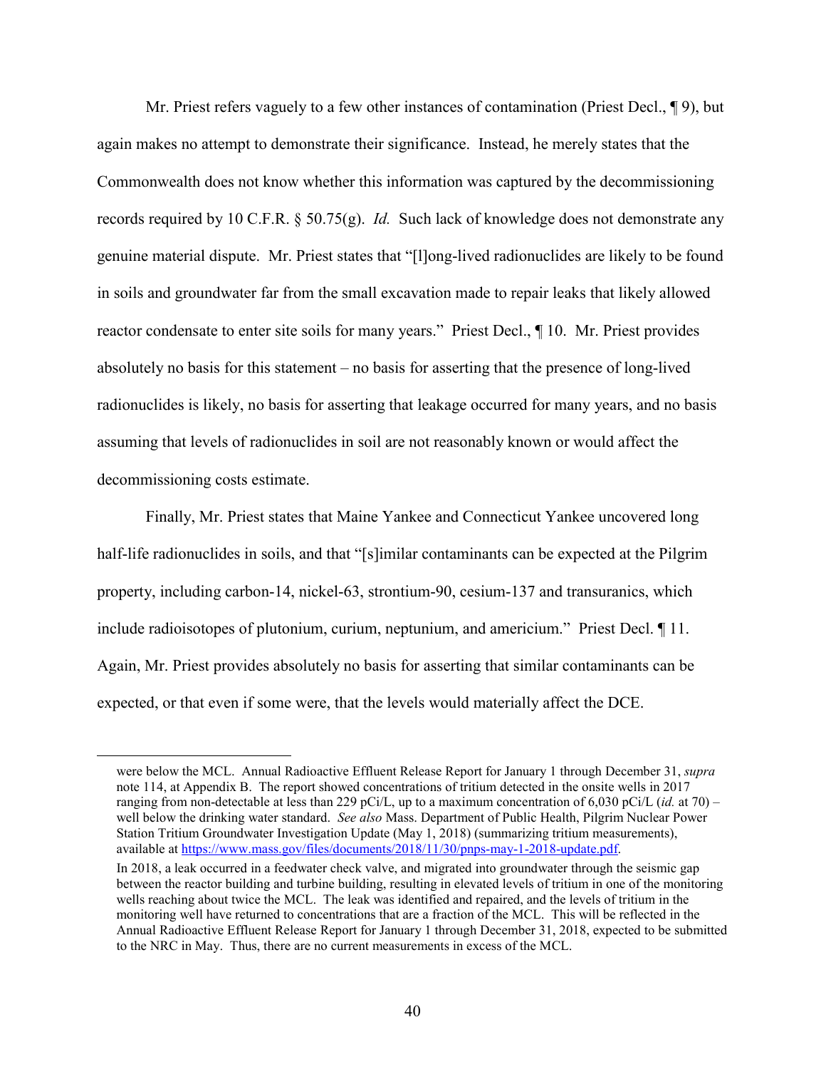Mr. Priest refers vaguely to a few other instances of contamination (Priest Decl., ¶ 9), but again makes no attempt to demonstrate their significance. Instead, he merely states that the Commonwealth does not know whether this information was captured by the decommissioning records required by 10 C.F.R. § 50.75(g). *Id.* Such lack of knowledge does not demonstrate any genuine material dispute. Mr. Priest states that "[l]ong-lived radionuclides are likely to be found in soils and groundwater far from the small excavation made to repair leaks that likely allowed reactor condensate to enter site soils for many years." Priest Decl., ¶ 10. Mr. Priest provides absolutely no basis for this statement – no basis for asserting that the presence of long-lived radionuclides is likely, no basis for asserting that leakage occurred for many years, and no basis assuming that levels of radionuclides in soil are not reasonably known or would affect the decommissioning costs estimate.

Finally, Mr. Priest states that Maine Yankee and Connecticut Yankee uncovered long half-life radionuclides in soils, and that "[s]imilar contaminants can be expected at the Pilgrim property, including carbon-14, nickel-63, strontium-90, cesium-137 and transuranics, which include radioisotopes of plutonium, curium, neptunium, and americium." Priest Decl. ¶ 11. Again, Mr. Priest provides absolutely no basis for asserting that similar contaminants can be expected, or that even if some were, that the levels would materially affect the DCE.

---

were below the MCL. Annual Radioactive Effluent Release Report for January 1 through December 31, *supra* note 114, at Appendix B. The report showed concentrations of tritium detected in the onsite wells in 2017 ranging from non-detectable at less than 229 pCi/L, up to a maximum concentration of 6,030 pCi/L (*id.* at 70) – well below the drinking water standard. *See also* Mass. Department of Public Health, Pilgrim Nuclear Power Station Tritium Groundwater Investigation Update (May 1, 2018) (summarizing tritium measurements), available at https://www.mass.gov/files/documents/2018/11/30/pnps-may-1-2018-update.pdf.

In 2018, a leak occurred in a feedwater check valve, and migrated into groundwater through the seismic gap between the reactor building and turbine building, resulting in elevated levels of tritium in one of the monitoring wells reaching about twice the MCL. The leak was identified and repaired, and the levels of tritium in the monitoring well have returned to concentrations that are a fraction of the MCL. This will be reflected in the Annual Radioactive Effluent Release Report for January 1 through December 31, 2018, expected to be submitted to the NRC in May. Thus, there are no current measurements in excess of the MCL.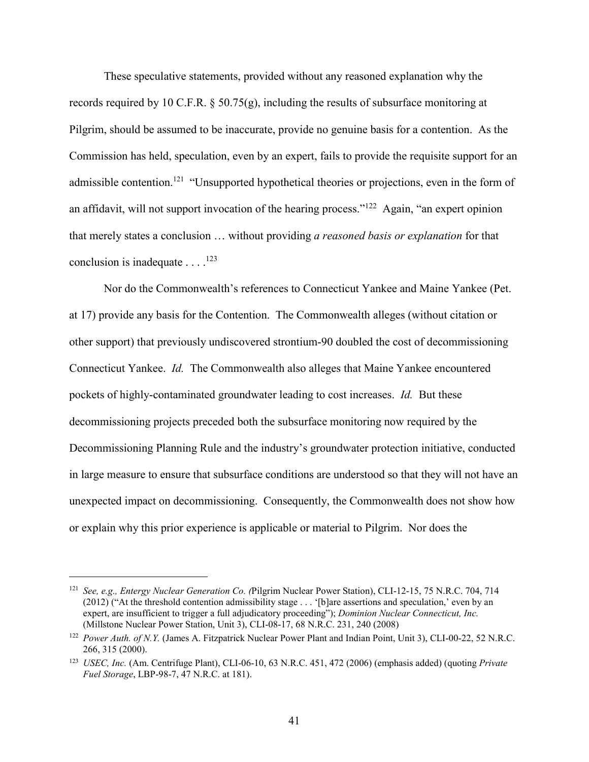These speculative statements, provided without any reasoned explanation why the records required by 10 C.F.R. § 50.75(g), including the results of subsurface monitoring at Pilgrim, should be assumed to be inaccurate, provide no genuine basis for a contention. As the Commission has held, speculation, even by an expert, fails to provide the requisite support for an admissible contention.[121] "Unsupported hypothetical theories or projections, even in the form of an affidavit, will not support invocation of the hearing process."[122] Again, "an expert opinion that merely states a conclusion … without providing *a reasoned basis or explanation* for that conclusion is inadequate . . . .[123]

Nor do the Commonwealth's references to Connecticut Yankee and Maine Yankee (Pet. at 17) provide any basis for the Contention. The Commonwealth alleges (without citation or other support) that previously undiscovered strontium-90 doubled the cost of decommissioning Connecticut Yankee. *Id.* The Commonwealth also alleges that Maine Yankee encountered pockets of highly-contaminated groundwater leading to cost increases. *Id.* But these decommissioning projects preceded both the subsurface monitoring now required by the Decommissioning Planning Rule and the industry's groundwater protection initiative, conducted in large measure to ensure that subsurface conditions are understood so that they will not have an unexpected impact on decommissioning. Consequently, the Commonwealth does not show how or explain why this prior experience is applicable or material to Pilgrim. Nor does the

---

[121] *See, e.g., Entergy Nuclear Generation Co. (*Pilgrim Nuclear Power Station), CLI-12-15, 75 N.R.C. 704, 714 (2012) ("At the threshold contention admissibility stage . . . '[b]are assertions and speculation,' even by an expert, are insufficient to trigger a full adjudicatory proceeding"); *Dominion Nuclear Connecticut, Inc.* (Millstone Nuclear Power Station, Unit 3), CLI-08-17, 68 N.R.C. 231, 240 (2008)

[122] *Power Auth. of N.Y.* (James A. Fitzpatrick Nuclear Power Plant and Indian Point, Unit 3), CLI-00-22, 52 N.R.C. 266, 315 (2000).

[123] *USEC, Inc.* (Am. Centrifuge Plant), CLI-06-10, 63 N.R.C. 451, 472 (2006) (emphasis added) (quoting *Private Fuel Storage*, LBP-98-7, 47 N.R.C. at 181).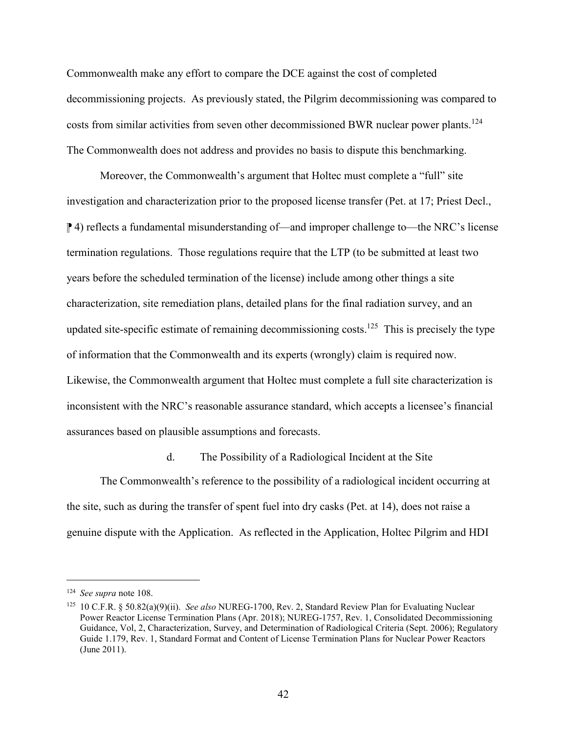Commonwealth make any effort to compare the DCE against the cost of completed decommissioning projects. As previously stated, the Pilgrim decommissioning was compared to costs from similar activities from seven other decommissioned BWR nuclear power plants.[124] The Commonwealth does not address and provides no basis to dispute this benchmarking.

Moreover, the Commonwealth's argument that Holtec must complete a "full" site investigation and characterization prior to the proposed license transfer (Pet. at 17; Priest Decl., ⁋ 4) reflects a fundamental misunderstanding of—and improper challenge to—the NRC's license termination regulations. Those regulations require that the LTP (to be submitted at least two years before the scheduled termination of the license) include among other things a site characterization, site remediation plans, detailed plans for the final radiation survey, and an updated site-specific estimate of remaining decommissioning costs.[125] This is precisely the type of information that the Commonwealth and its experts (wrongly) claim is required now. Likewise, the Commonwealth argument that Holtec must complete a full site characterization is inconsistent with the NRC's reasonable assurance standard, which accepts a licensee's financial assurances based on plausible assumptions and forecasts.

d. The Possibility of a Radiological Incident at the Site

The Commonwealth's reference to the possibility of a radiological incident occurring at the site, such as during the transfer of spent fuel into dry casks (Pet. at 14), does not raise a genuine dispute with the Application. As reflected in the Application, Holtec Pilgrim and HDI

---

[124] *See supra* note 108.

[125] 10 C.F.R. § 50.82(a)(9)(ii). *See also* NUREG-1700, Rev. 2, Standard Review Plan for Evaluating Nuclear Power Reactor License Termination Plans (Apr. 2018); NUREG-1757, Rev. 1, Consolidated Decommissioning Guidance, Vol, 2, Characterization, Survey, and Determination of Radiological Criteria (Sept. 2006); Regulatory Guide 1.179, Rev. 1, Standard Format and Content of License Termination Plans for Nuclear Power Reactors (June 2011).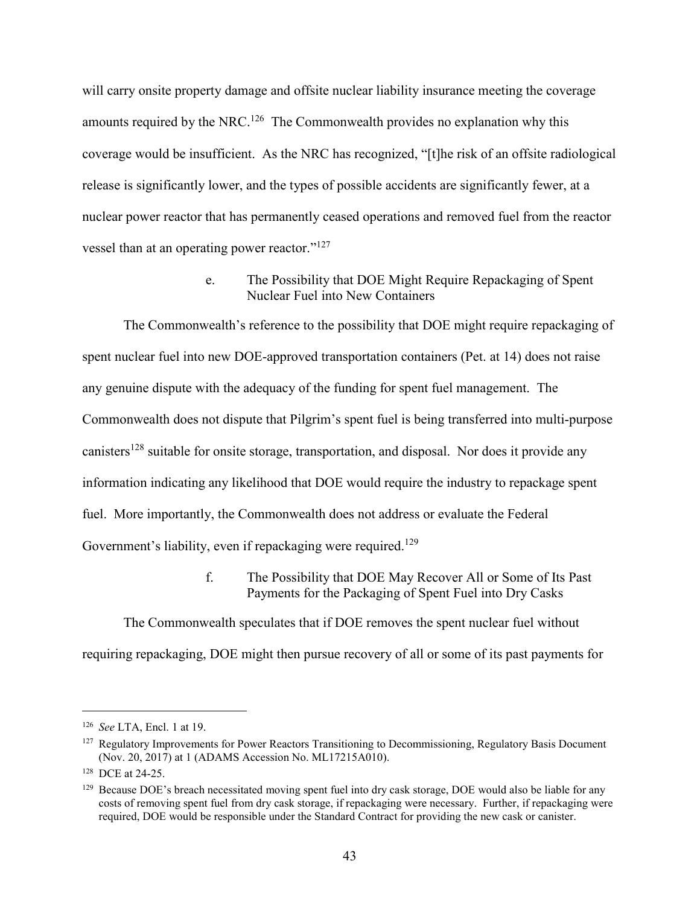will carry onsite property damage and offsite nuclear liability insurance meeting the coverage amounts required by the NRC.[126] The Commonwealth provides no explanation why this coverage would be insufficient. As the NRC has recognized, "[t]he risk of an offsite radiological release is significantly lower, and the types of possible accidents are significantly fewer, at a nuclear power reactor that has permanently ceased operations and removed fuel from the reactor vessel than at an operating power reactor."[127]

#### e. The Possibility that DOE Might Require Repackaging of Spent Nuclear Fuel into New Containers

The Commonwealth's reference to the possibility that DOE might require repackaging of spent nuclear fuel into new DOE-approved transportation containers (Pet. at 14) does not raise any genuine dispute with the adequacy of the funding for spent fuel management. The Commonwealth does not dispute that Pilgrim's spent fuel is being transferred into multi-purpose canisters[128] suitable for onsite storage, transportation, and disposal. Nor does it provide any information indicating any likelihood that DOE would require the industry to repackage spent fuel. More importantly, the Commonwealth does not address or evaluate the Federal Government's liability, even if repackaging were required.[129]

#### f. The Possibility that DOE May Recover All or Some of Its Past Payments for the Packaging of Spent Fuel into Dry Casks

The Commonwealth speculates that if DOE removes the spent nuclear fuel without requiring repackaging, DOE might then pursue recovery of all or some of its past payments for

---

[126] *See* LTA, Encl. 1 at 19.

[127] Regulatory Improvements for Power Reactors Transitioning to Decommissioning, Regulatory Basis Document (Nov. 20, 2017) at 1 (ADAMS Accession No. ML17215A010).

[128] DCE at 24-25.

[129] Because DOE's breach necessitated moving spent fuel into dry cask storage, DOE would also be liable for any costs of removing spent fuel from dry cask storage, if repackaging were necessary. Further, if repackaging were required, DOE would be responsible under the Standard Contract for providing the new cask or canister.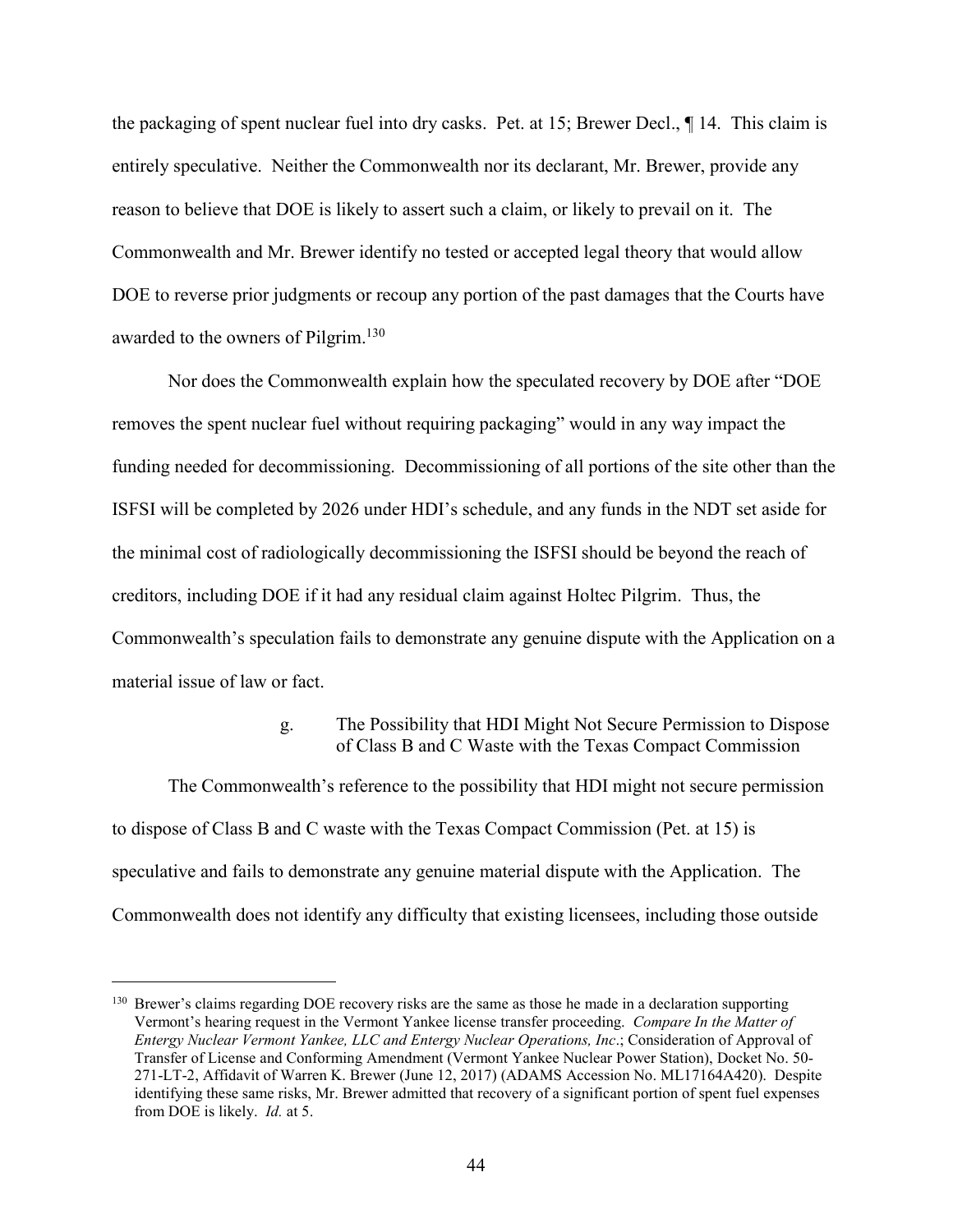the packaging of spent nuclear fuel into dry casks. Pet. at 15; Brewer Decl., ¶ 14. This claim is entirely speculative. Neither the Commonwealth nor its declarant, Mr. Brewer, provide any reason to believe that DOE is likely to assert such a claim, or likely to prevail on it. The Commonwealth and Mr. Brewer identify no tested or accepted legal theory that would allow DOE to reverse prior judgments or recoup any portion of the past damages that the Courts have awarded to the owners of Pilgrim.[130]

Nor does the Commonwealth explain how the speculated recovery by DOE after "DOE removes the spent nuclear fuel without requiring packaging" would in any way impact the funding needed for decommissioning. Decommissioning of all portions of the site other than the ISFSI will be completed by 2026 under HDI's schedule, and any funds in the NDT set aside for the minimal cost of radiologically decommissioning the ISFSI should be beyond the reach of creditors, including DOE if it had any residual claim against Holtec Pilgrim. Thus, the Commonwealth's speculation fails to demonstrate any genuine dispute with the Application on a material issue of law or fact.

g. The Possibility that HDI Might Not Secure Permission to Dispose of Class B and C Waste with the Texas Compact Commission

The Commonwealth's reference to the possibility that HDI might not secure permission to dispose of Class B and C waste with the Texas Compact Commission (Pet. at 15) is speculative and fails to demonstrate any genuine material dispute with the Application. The Commonwealth does not identify any difficulty that existing licensees, including those outside

---

[130] Brewer's claims regarding DOE recovery risks are the same as those he made in a declaration supporting Vermont's hearing request in the Vermont Yankee license transfer proceeding. *Compare In the Matter of Entergy Nuclear Vermont Yankee, LLC and Entergy Nuclear Operations, Inc*.; Consideration of Approval of Transfer of License and Conforming Amendment (Vermont Yankee Nuclear Power Station), Docket No. 50-271-LT-2, Affidavit of Warren K. Brewer (June 12, 2017) (ADAMS Accession No. ML17164A420). Despite identifying these same risks, Mr. Brewer admitted that recovery of a significant portion of spent fuel expenses from DOE is likely. *Id.* at 5.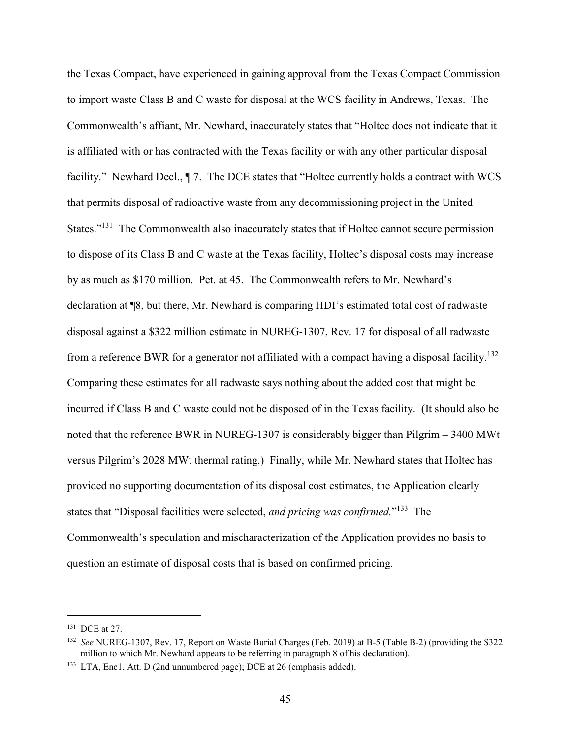the Texas Compact, have experienced in gaining approval from the Texas Compact Commission to import waste Class B and C waste for disposal at the WCS facility in Andrews, Texas. The Commonwealth's affiant, Mr. Newhard, inaccurately states that "Holtec does not indicate that it is affiliated with or has contracted with the Texas facility or with any other particular disposal facility." Newhard Decl., ¶ 7. The DCE states that "Holtec currently holds a contract with WCS that permits disposal of radioactive waste from any decommissioning project in the United States."[131] The Commonwealth also inaccurately states that if Holtec cannot secure permission to dispose of its Class B and C waste at the Texas facility, Holtec's disposal costs may increase by as much as $170 million. Pet. at 45. The Commonwealth refers to Mr. Newhard's declaration at ¶8, but there, Mr. Newhard is comparing HDI's estimated total cost of radwaste disposal against a $322 million estimate in NUREG-1307, Rev. 17 for disposal of all radwaste from a reference BWR for a generator not affiliated with a compact having a disposal facility.[132] Comparing these estimates for all radwaste says nothing about the added cost that might be incurred if Class B and C waste could not be disposed of in the Texas facility. (It should also be noted that the reference BWR in NUREG-1307 is considerably bigger than Pilgrim – 3400 MWt versus Pilgrim's 2028 MWt thermal rating.) Finally, while Mr. Newhard states that Holtec has provided no supporting documentation of its disposal cost estimates, the Application clearly states that "Disposal facilities were selected, *and pricing was confirmed.*"[133] The Commonwealth's speculation and mischaracterization of the Application provides no basis to question an estimate of disposal costs that is based on confirmed pricing.

---

[131] DCE at 27.

[132] *See* NUREG-1307, Rev. 17, Report on Waste Burial Charges (Feb. 2019) at B-5 (Table B-2) (providing the $322 million to which Mr. Newhard appears to be referring in paragraph 8 of his declaration).

[133] LTA, Enc1, Att. D (2nd unnumbered page); DCE at 26 (emphasis added).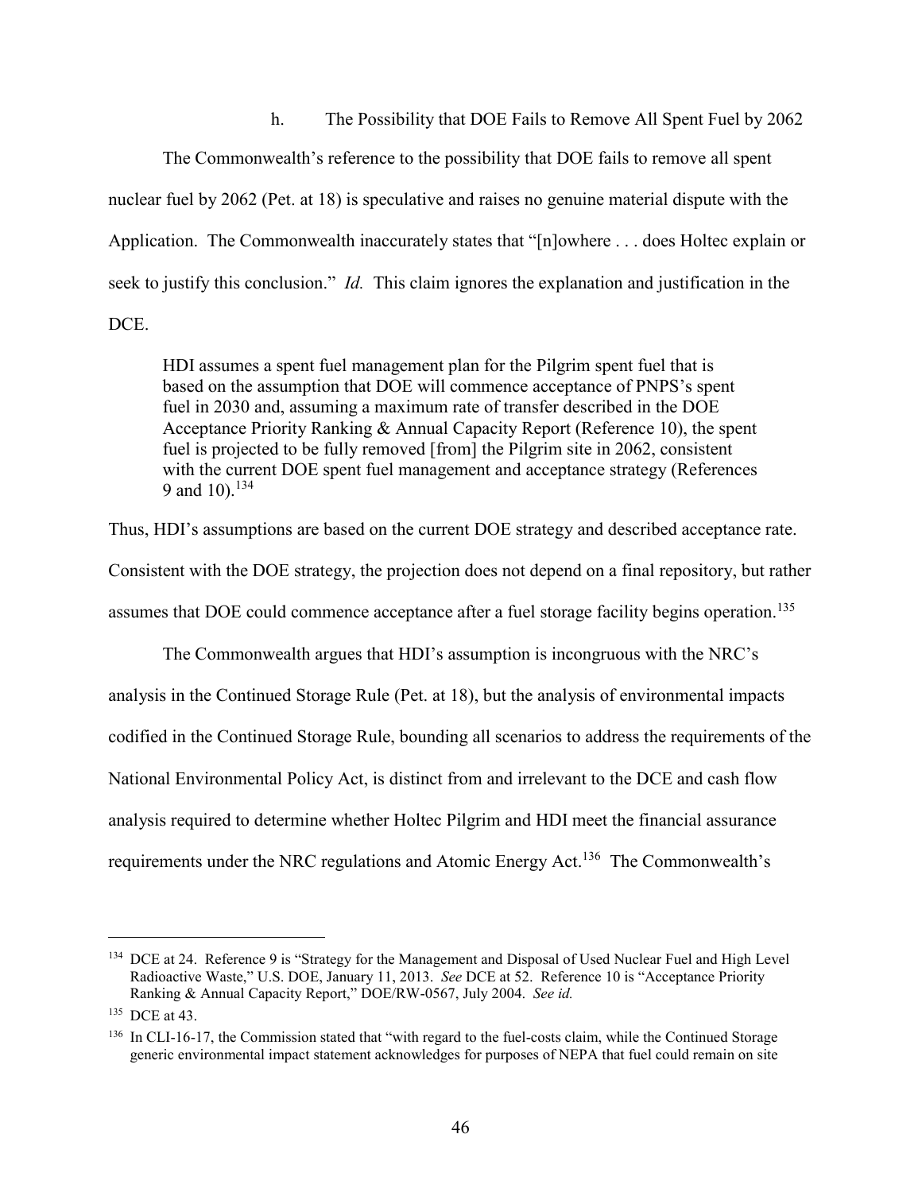h. The Possibility that DOE Fails to Remove All Spent Fuel by 2062

The Commonwealth's reference to the possibility that DOE fails to remove all spent nuclear fuel by 2062 (Pet. at 18) is speculative and raises no genuine material dispute with the Application. The Commonwealth inaccurately states that "[n]owhere . . . does Holtec explain or seek to justify this conclusion." *Id.* This claim ignores the explanation and justification in the DCE.

> HDI assumes a spent fuel management plan for the Pilgrim spent fuel that is based on the assumption that DOE will commence acceptance of PNPS's spent fuel in 2030 and, assuming a maximum rate of transfer described in the DOE Acceptance Priority Ranking & Annual Capacity Report (Reference 10), the spent fuel is projected to be fully removed [from] the Pilgrim site in 2062, consistent with the current DOE spent fuel management and acceptance strategy (References 9 and 10).[134]

Thus, HDI's assumptions are based on the current DOE strategy and described acceptance rate. Consistent with the DOE strategy, the projection does not depend on a final repository, but rather assumes that DOE could commence acceptance after a fuel storage facility begins operation.[135]

The Commonwealth argues that HDI's assumption is incongruous with the NRC's analysis in the Continued Storage Rule (Pet. at 18), but the analysis of environmental impacts codified in the Continued Storage Rule, bounding all scenarios to address the requirements of the National Environmental Policy Act, is distinct from and irrelevant to the DCE and cash flow analysis required to determine whether Holtec Pilgrim and HDI meet the financial assurance requirements under the NRC regulations and Atomic Energy Act.[136] The Commonwealth's

---

[134] DCE at 24. Reference 9 is "Strategy for the Management and Disposal of Used Nuclear Fuel and High Level Radioactive Waste," U.S. DOE, January 11, 2013. *See* DCE at 52. Reference 10 is "Acceptance Priority Ranking & Annual Capacity Report," DOE/RW-0567, July 2004. *See id.*

[135] DCE at 43.

[136] In CLI-16-17, the Commission stated that "with regard to the fuel-costs claim, while the Continued Storage generic environmental impact statement acknowledges for purposes of NEPA that fuel could remain on site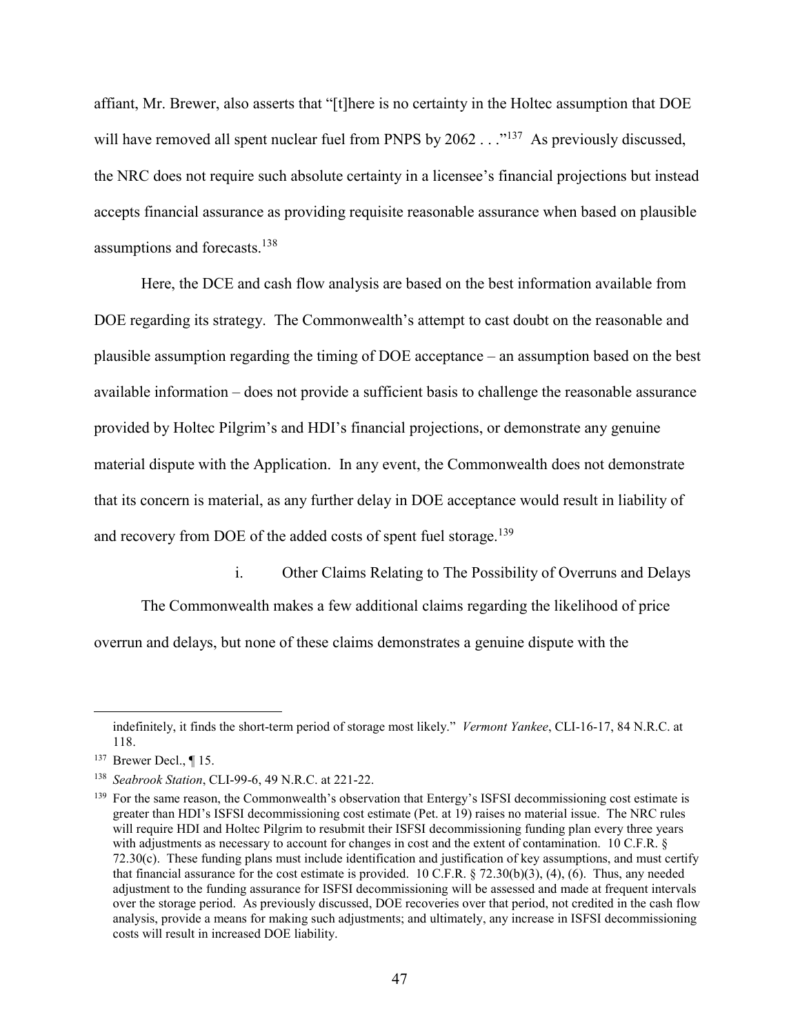affiant, Mr. Brewer, also asserts that "[t]here is no certainty in the Holtec assumption that DOE will have removed all spent nuclear fuel from PNPS by 2062 . . ."[137] As previously discussed, the NRC does not require such absolute certainty in a licensee's financial projections but instead accepts financial assurance as providing requisite reasonable assurance when based on plausible assumptions and forecasts.[138]

Here, the DCE and cash flow analysis are based on the best information available from DOE regarding its strategy. The Commonwealth's attempt to cast doubt on the reasonable and plausible assumption regarding the timing of DOE acceptance – an assumption based on the best available information – does not provide a sufficient basis to challenge the reasonable assurance provided by Holtec Pilgrim's and HDI's financial projections, or demonstrate any genuine material dispute with the Application. In any event, the Commonwealth does not demonstrate that its concern is material, as any further delay in DOE acceptance would result in liability of and recovery from DOE of the added costs of spent fuel storage.[139]

i. Other Claims Relating to The Possibility of Overruns and Delays

The Commonwealth makes a few additional claims regarding the likelihood of price overrun and delays, but none of these claims demonstrates a genuine dispute with the

---

indefinitely, it finds the short-term period of storage most likely." *Vermont Yankee*, CLI-16-17, 84 N.R.C. at 118.

[137] Brewer Decl., ¶ 15.

[138] *Seabrook Station*, CLI-99-6, 49 N.R.C. at 221-22.

[139] For the same reason, the Commonwealth's observation that Entergy's ISFSI decommissioning cost estimate is greater than HDI's ISFSI decommissioning cost estimate (Pet. at 19) raises no material issue. The NRC rules will require HDI and Holtec Pilgrim to resubmit their ISFSI decommissioning funding plan every three years with adjustments as necessary to account for changes in cost and the extent of contamination. 10 C.F.R. § 72.30(c). These funding plans must include identification and justification of key assumptions, and must certify that financial assurance for the cost estimate is provided. 10 C.F.R. § 72.30(b)(3), (4), (6). Thus, any needed adjustment to the funding assurance for ISFSI decommissioning will be assessed and made at frequent intervals over the storage period. As previously discussed, DOE recoveries over that period, not credited in the cash flow analysis, provide a means for making such adjustments; and ultimately, any increase in ISFSI decommissioning costs will result in increased DOE liability.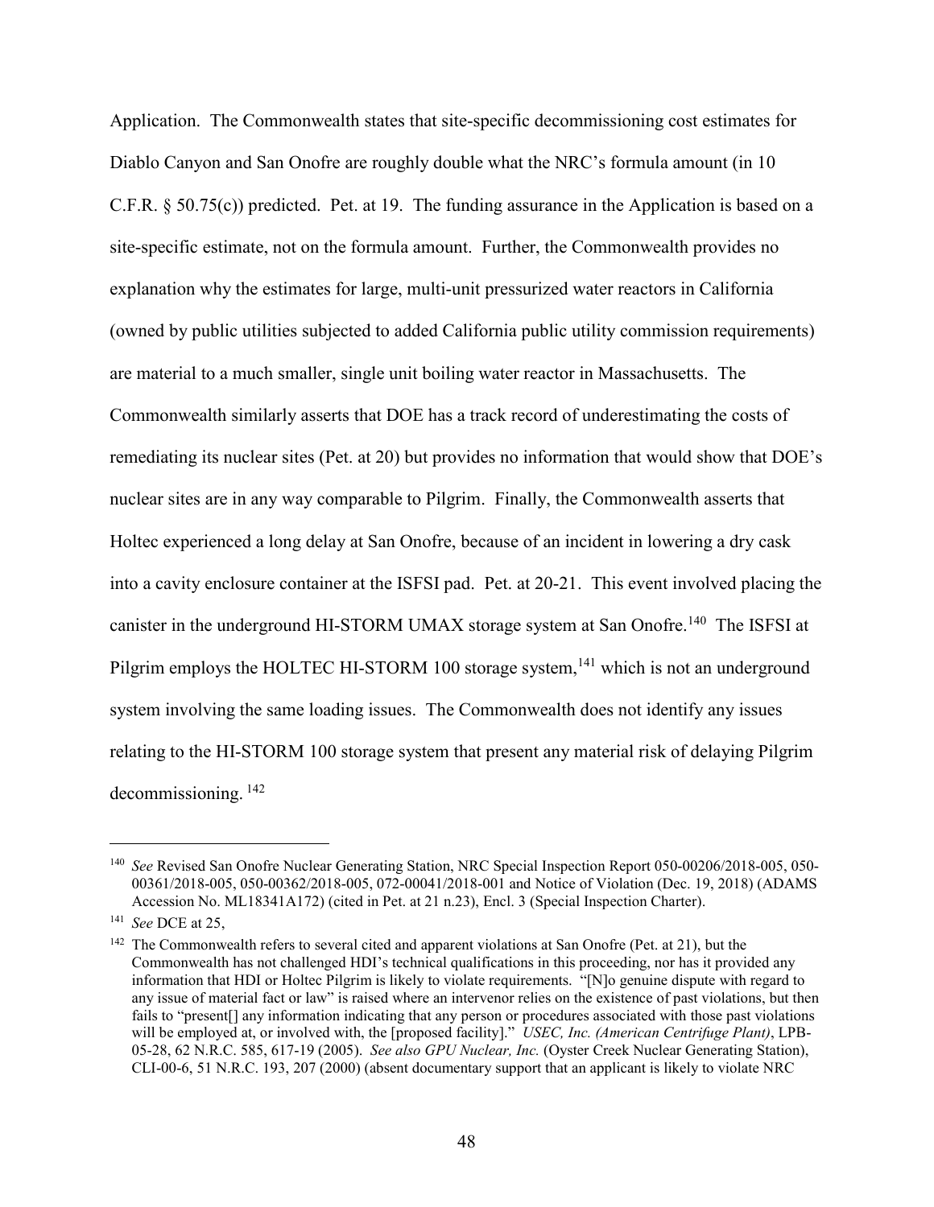Application. The Commonwealth states that site-specific decommissioning cost estimates for Diablo Canyon and San Onofre are roughly double what the NRC's formula amount (in 10 C.F.R. § 50.75(c)) predicted. Pet. at 19. The funding assurance in the Application is based on a site-specific estimate, not on the formula amount. Further, the Commonwealth provides no explanation why the estimates for large, multi-unit pressurized water reactors in California (owned by public utilities subjected to added California public utility commission requirements) are material to a much smaller, single unit boiling water reactor in Massachusetts. The Commonwealth similarly asserts that DOE has a track record of underestimating the costs of remediating its nuclear sites (Pet. at 20) but provides no information that would show that DOE's nuclear sites are in any way comparable to Pilgrim. Finally, the Commonwealth asserts that Holtec experienced a long delay at San Onofre, because of an incident in lowering a dry cask into a cavity enclosure container at the ISFSI pad. Pet. at 20-21. This event involved placing the canister in the underground HI-STORM UMAX storage system at San Onofre.[140] The ISFSI at Pilgrim employs the HOLTEC HI-STORM 100 storage system,[141] which is not an underground system involving the same loading issues. The Commonwealth does not identify any issues relating to the HI-STORM 100 storage system that present any material risk of delaying Pilgrim decommissioning.[142]

---

[140] *See* Revised San Onofre Nuclear Generating Station, NRC Special Inspection Report 050-00206/2018-005, 050-00361/2018-005, 050-00362/2018-005, 072-00041/2018-001 and Notice of Violation (Dec. 19, 2018) (ADAMS Accession No. ML18341A172) (cited in Pet. at 21 n.23), Encl. 3 (Special Inspection Charter).

[141] *See* DCE at 25,

[142] The Commonwealth refers to several cited and apparent violations at San Onofre (Pet. at 21), but the Commonwealth has not challenged HDI's technical qualifications in this proceeding, nor has it provided any information that HDI or Holtec Pilgrim is likely to violate requirements. "[N]o genuine dispute with regard to any issue of material fact or law" is raised where an intervenor relies on the existence of past violations, but then fails to "present[] any information indicating that any person or procedures associated with those past violations will be employed at, or involved with, the [proposed facility]." *USEC, Inc. (American Centrifuge Plant)*, LPB-05-28, 62 N.R.C. 585, 617-19 (2005). *See also GPU Nuclear, Inc.* (Oyster Creek Nuclear Generating Station), CLI-00-6, 51 N.R.C. 193, 207 (2000) (absent documentary support that an applicant is likely to violate NRC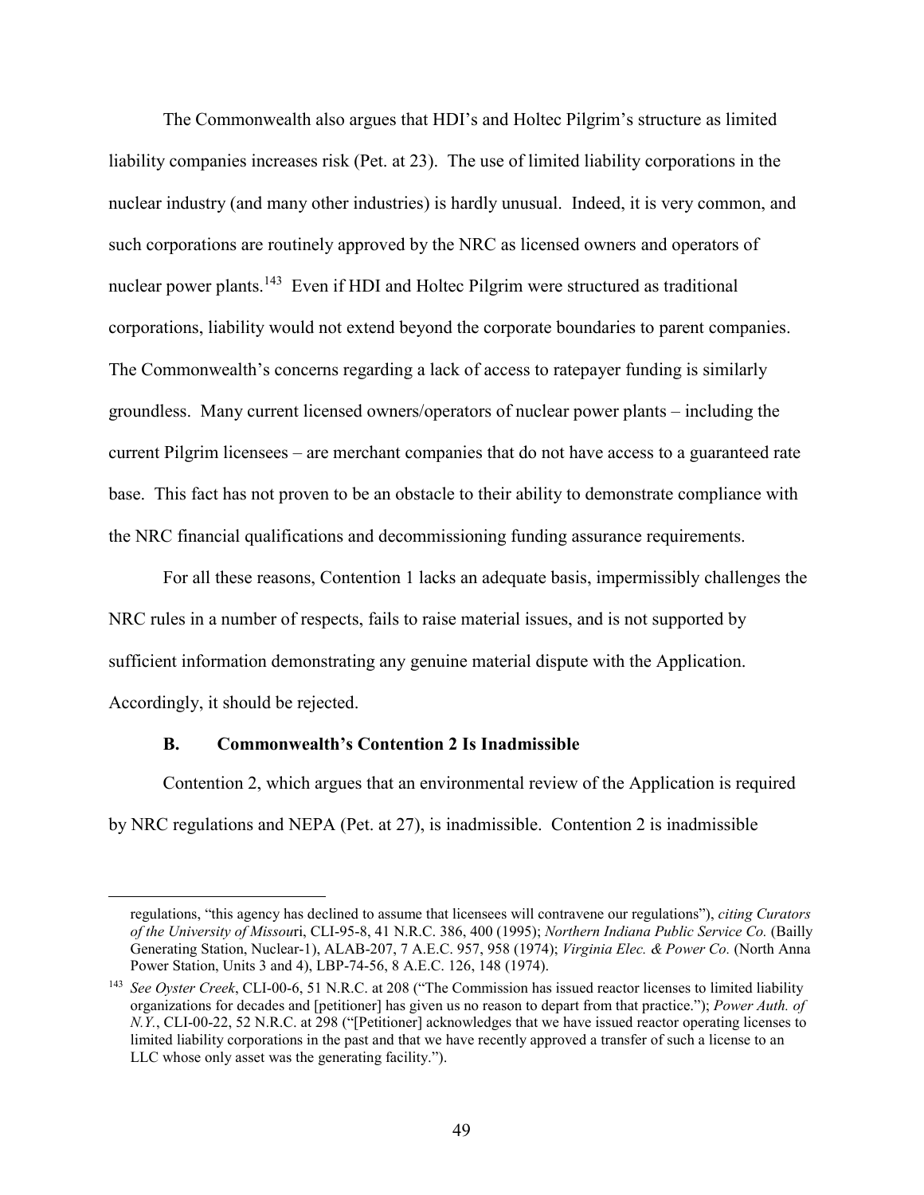The Commonwealth also argues that HDI's and Holtec Pilgrim's structure as limited liability companies increases risk (Pet. at 23). The use of limited liability corporations in the nuclear industry (and many other industries) is hardly unusual. Indeed, it is very common, and such corporations are routinely approved by the NRC as licensed owners and operators of nuclear power plants.[143] Even if HDI and Holtec Pilgrim were structured as traditional corporations, liability would not extend beyond the corporate boundaries to parent companies. The Commonwealth's concerns regarding a lack of access to ratepayer funding is similarly groundless. Many current licensed owners/operators of nuclear power plants – including the current Pilgrim licensees – are merchant companies that do not have access to a guaranteed rate base. This fact has not proven to be an obstacle to their ability to demonstrate compliance with the NRC financial qualifications and decommissioning funding assurance requirements.

For all these reasons, Contention 1 lacks an adequate basis, impermissibly challenges the NRC rules in a number of respects, fails to raise material issues, and is not supported by sufficient information demonstrating any genuine material dispute with the Application. Accordingly, it should be rejected.

### B. Commonwealth's Contention 2 Is Inadmissible

Contention 2, which argues that an environmental review of the Application is required by NRC regulations and NEPA (Pet. at 27), is inadmissible. Contention 2 is inadmissible

---

regulations, "this agency has declined to assume that licensees will contravene our regulations"), *citing Curators of the University of Missouri*, CLI-95-8, 41 N.R.C. 386, 400 (1995); *Northern Indiana Public Service Co.* (Bailly Generating Station, Nuclear-1), ALAB-207, 7 A.E.C. 957, 958 (1974); *Virginia Elec. & Power Co.* (North Anna Power Station, Units 3 and 4), LBP-74-56, 8 A.E.C. 126, 148 (1974).

[143] *See Oyster Creek*, CLI-00-6, 51 N.R.C. at 208 ("The Commission has issued reactor licenses to limited liability organizations for decades and [petitioner] has given us no reason to depart from that practice."); *Power Auth. of N.Y.*, CLI-00-22, 52 N.R.C. at 298 ("[Petitioner] acknowledges that we have issued reactor operating licenses to limited liability corporations in the past and that we have recently approved a transfer of such a license to an LLC whose only asset was the generating facility.").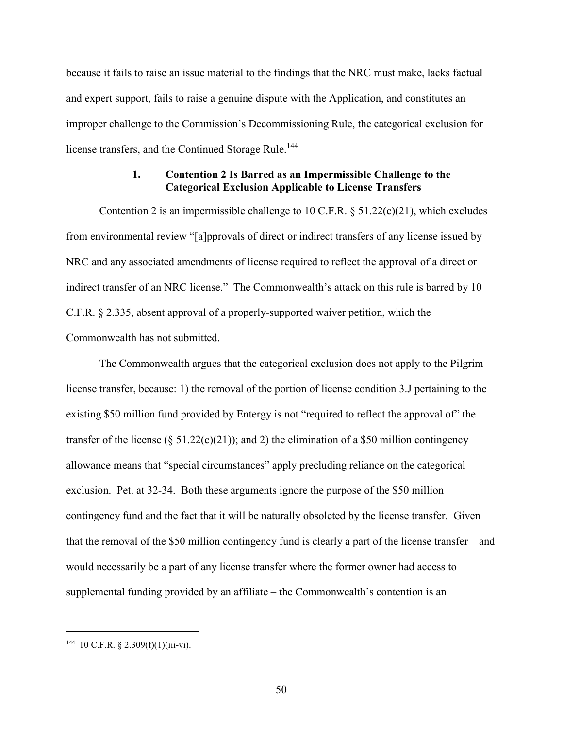because it fails to raise an issue material to the findings that the NRC must make, lacks factual and expert support, fails to raise a genuine dispute with the Application, and constitutes an improper challenge to the Commission's Decommissioning Rule, the categorical exclusion for license transfers, and the Continued Storage Rule.[144]

### 1. Contention 2 Is Barred as an Impermissible Challenge to the Categorical Exclusion Applicable to License Transfers

Contention 2 is an impermissible challenge to 10 C.F.R. § 51.22(c)(21), which excludes from environmental review "[a]pprovals of direct or indirect transfers of any license issued by NRC and any associated amendments of license required to reflect the approval of a direct or indirect transfer of an NRC license." The Commonwealth's attack on this rule is barred by 10 C.F.R. § 2.335, absent approval of a properly-supported waiver petition, which the Commonwealth has not submitted.

The Commonwealth argues that the categorical exclusion does not apply to the Pilgrim license transfer, because: 1) the removal of the portion of license condition 3.J pertaining to the existing $50 million fund provided by Entergy is not "required to reflect the approval of" the transfer of the license (§ 51.22(c)(21)); and 2) the elimination of a $50 million contingency allowance means that "special circumstances" apply precluding reliance on the categorical exclusion. Pet. at 32-34. Both these arguments ignore the purpose of the $50 million contingency fund and the fact that it will be naturally obsoleted by the license transfer. Given that the removal of the $50 million contingency fund is clearly a part of the license transfer – and would necessarily be a part of any license transfer where the former owner had access to supplemental funding provided by an affiliate – the Commonwealth's contention is an

---

[144] 10 C.F.R. § 2.309(f)(1)(iii-vi).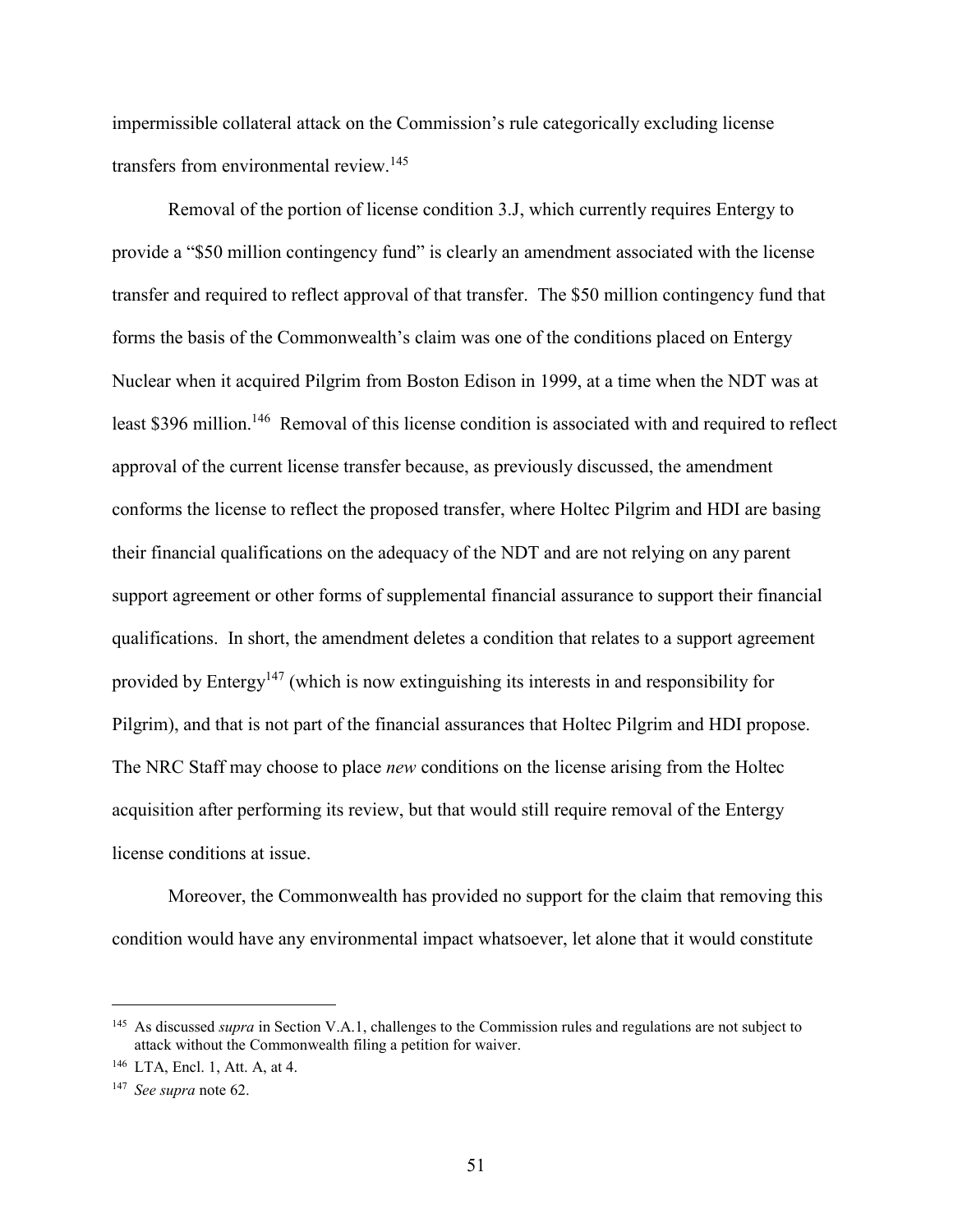impermissible collateral attack on the Commission's rule categorically excluding license transfers from environmental review.[145]

Removal of the portion of license condition 3.J, which currently requires Entergy to provide a "$50 million contingency fund" is clearly an amendment associated with the license transfer and required to reflect approval of that transfer. The $50 million contingency fund that forms the basis of the Commonwealth's claim was one of the conditions placed on Entergy Nuclear when it acquired Pilgrim from Boston Edison in 1999, at a time when the NDT was at least $396 million.[146] Removal of this license condition is associated with and required to reflect approval of the current license transfer because, as previously discussed, the amendment conforms the license to reflect the proposed transfer, where Holtec Pilgrim and HDI are basing their financial qualifications on the adequacy of the NDT and are not relying on any parent support agreement or other forms of supplemental financial assurance to support their financial qualifications. In short, the amendment deletes a condition that relates to a support agreement provided by Entergy[147] (which is now extinguishing its interests in and responsibility for Pilgrim), and that is not part of the financial assurances that Holtec Pilgrim and HDI propose. The NRC Staff may choose to place *new* conditions on the license arising from the Holtec acquisition after performing its review, but that would still require removal of the Entergy license conditions at issue.

Moreover, the Commonwealth has provided no support for the claim that removing this condition would have any environmental impact whatsoever, let alone that it would constitute

---

[145] As discussed *supra* in Section V.A.1, challenges to the Commission rules and regulations are not subject to attack without the Commonwealth filing a petition for waiver.

[146] LTA, Encl. 1, Att. A, at 4.

[147] *See supra* note 62.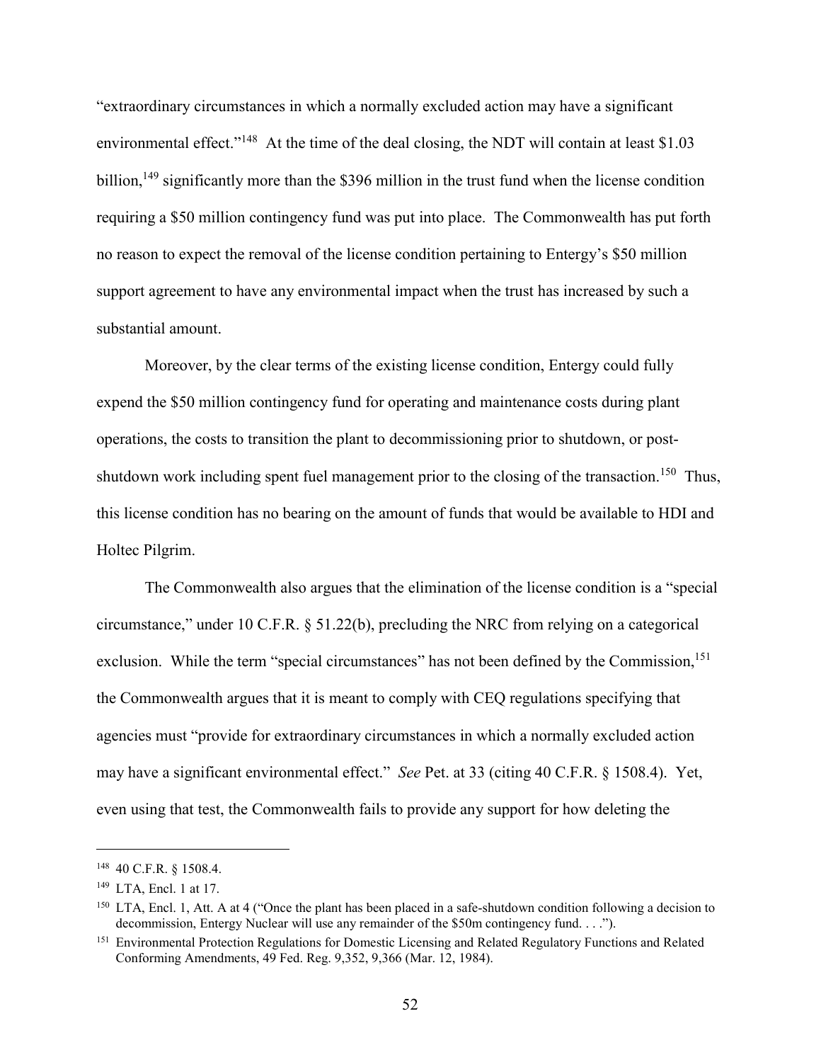"extraordinary circumstances in which a normally excluded action may have a significant environmental effect."[148] At the time of the deal closing, the NDT will contain at least $1.03 billion,[149] significantly more than the $396 million in the trust fund when the license condition requiring a $50 million contingency fund was put into place. The Commonwealth has put forth no reason to expect the removal of the license condition pertaining to Entergy's $50 million support agreement to have any environmental impact when the trust has increased by such a substantial amount.

Moreover, by the clear terms of the existing license condition, Entergy could fully expend the $50 million contingency fund for operating and maintenance costs during plant operations, the costs to transition the plant to decommissioning prior to shutdown, or post-shutdown work including spent fuel management prior to the closing of the transaction.[150] Thus, this license condition has no bearing on the amount of funds that would be available to HDI and Holtec Pilgrim.

The Commonwealth also argues that the elimination of the license condition is a "special circumstance," under 10 C.F.R. § 51.22(b), precluding the NRC from relying on a categorical exclusion. While the term "special circumstances" has not been defined by the Commission,[151] the Commonwealth argues that it is meant to comply with CEQ regulations specifying that agencies must "provide for extraordinary circumstances in which a normally excluded action may have a significant environmental effect." *See* Pet. at 33 (citing 40 C.F.R. § 1508.4). Yet, even using that test, the Commonwealth fails to provide any support for how deleting the

---

[148] 40 C.F.R. § 1508.4.

[149] LTA, Encl. 1 at 17.

[150] LTA, Encl. 1, Att. A at 4 ("Once the plant has been placed in a safe-shutdown condition following a decision to decommission, Entergy Nuclear will use any remainder of the $50m contingency fund. . . .").

[151] Environmental Protection Regulations for Domestic Licensing and Related Regulatory Functions and Related Conforming Amendments, 49 Fed. Reg. 9,352, 9,366 (Mar. 12, 1984).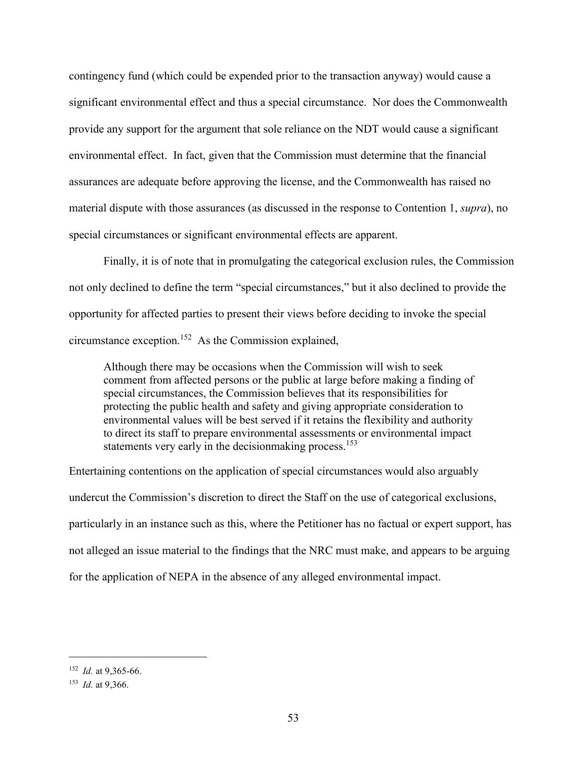contingency fund (which could be expended prior to the transaction anyway) would cause a significant environmental effect and thus a special circumstance. Nor does the Commonwealth provide any support for the argument that sole reliance on the NDT would cause a significant environmental effect. In fact, given that the Commission must determine that the financial assurances are adequate before approving the license, and the Commonwealth has raised no material dispute with those assurances (as discussed in the response to Contention 1, *supra*), no special circumstances or significant environmental effects are apparent.

Finally, it is of note that in promulgating the categorical exclusion rules, the Commission not only declined to define the term "special circumstances," but it also declined to provide the opportunity for affected parties to present their views before deciding to invoke the special circumstance exception.[152] As the Commission explained,

> Although there may be occasions when the Commission will wish to seek comment from affected persons or the public at large before making a finding of special circumstances, the Commission believes that its responsibilities for protecting the public health and safety and giving appropriate consideration to environmental values will be best served if it retains the flexibility and authority to direct its staff to prepare environmental assessments or environmental impact statements very early in the decisionmaking process.[153]

Entertaining contentions on the application of special circumstances would also arguably undercut the Commission's discretion to direct the Staff on the use of categorical exclusions, particularly in an instance such as this, where the Petitioner has no factual or expert support, has not alleged an issue material to the findings that the NRC must make, and appears to be arguing for the application of NEPA in the absence of any alleged environmental impact.

---

[152] *Id.* at 9,365-66.

[153] *Id.* at 9,366.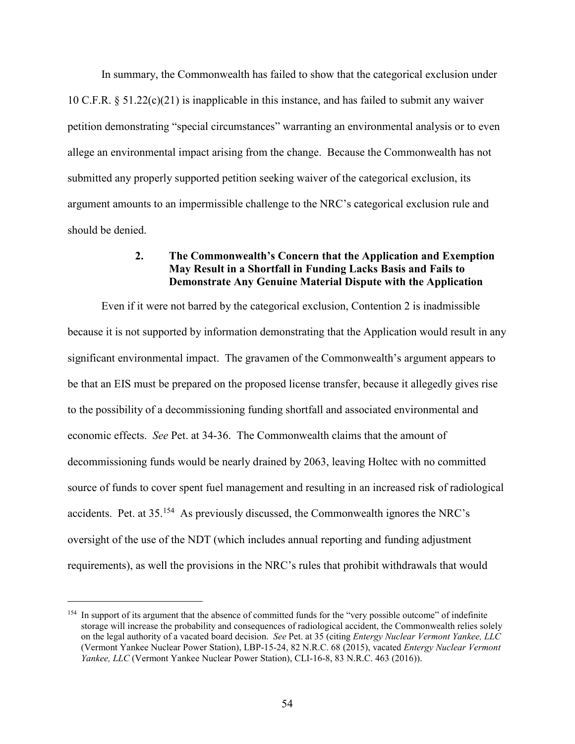In summary, the Commonwealth has failed to show that the categorical exclusion under 10 C.F.R. § 51.22(c)(21) is inapplicable in this instance, and has failed to submit any waiver petition demonstrating "special circumstances" warranting an environmental analysis or to even allege an environmental impact arising from the change. Because the Commonwealth has not submitted any properly supported petition seeking waiver of the categorical exclusion, its argument amounts to an impermissible challenge to the NRC's categorical exclusion rule and should be denied.

### 2. The Commonwealth's Concern that the Application and Exemption May Result in a Shortfall in Funding Lacks Basis and Fails to Demonstrate Any Genuine Material Dispute with the Application

Even if it were not barred by the categorical exclusion, Contention 2 is inadmissible because it is not supported by information demonstrating that the Application would result in any significant environmental impact. The gravamen of the Commonwealth's argument appears to be that an EIS must be prepared on the proposed license transfer, because it allegedly gives rise to the possibility of a decommissioning funding shortfall and associated environmental and economic effects. *See* Pet. at 34-36. The Commonwealth claims that the amount of decommissioning funds would be nearly drained by 2063, leaving Holtec with no committed source of funds to cover spent fuel management and resulting in an increased risk of radiological accidents. Pet. at 35.[154] As previously discussed, the Commonwealth ignores the NRC's oversight of the use of the NDT (which includes annual reporting and funding adjustment requirements), as well the provisions in the NRC's rules that prohibit withdrawals that would

[154] In support of its argument that the absence of committed funds for the "very possible outcome" of indefinite storage will increase the probability and consequences of radiological accident, the Commonwealth relies solely on the legal authority of a vacated board decision. *See* Pet. at 35 (citing *Entergy Nuclear Vermont Yankee, LLC* (Vermont Yankee Nuclear Power Station), LBP-15-24, 82 N.R.C. 68 (2015), vacated *Entergy Nuclear Vermont Yankee, LLC* (Vermont Yankee Nuclear Power Station), CLI-16-8, 83 N.R.C. 463 (2016)).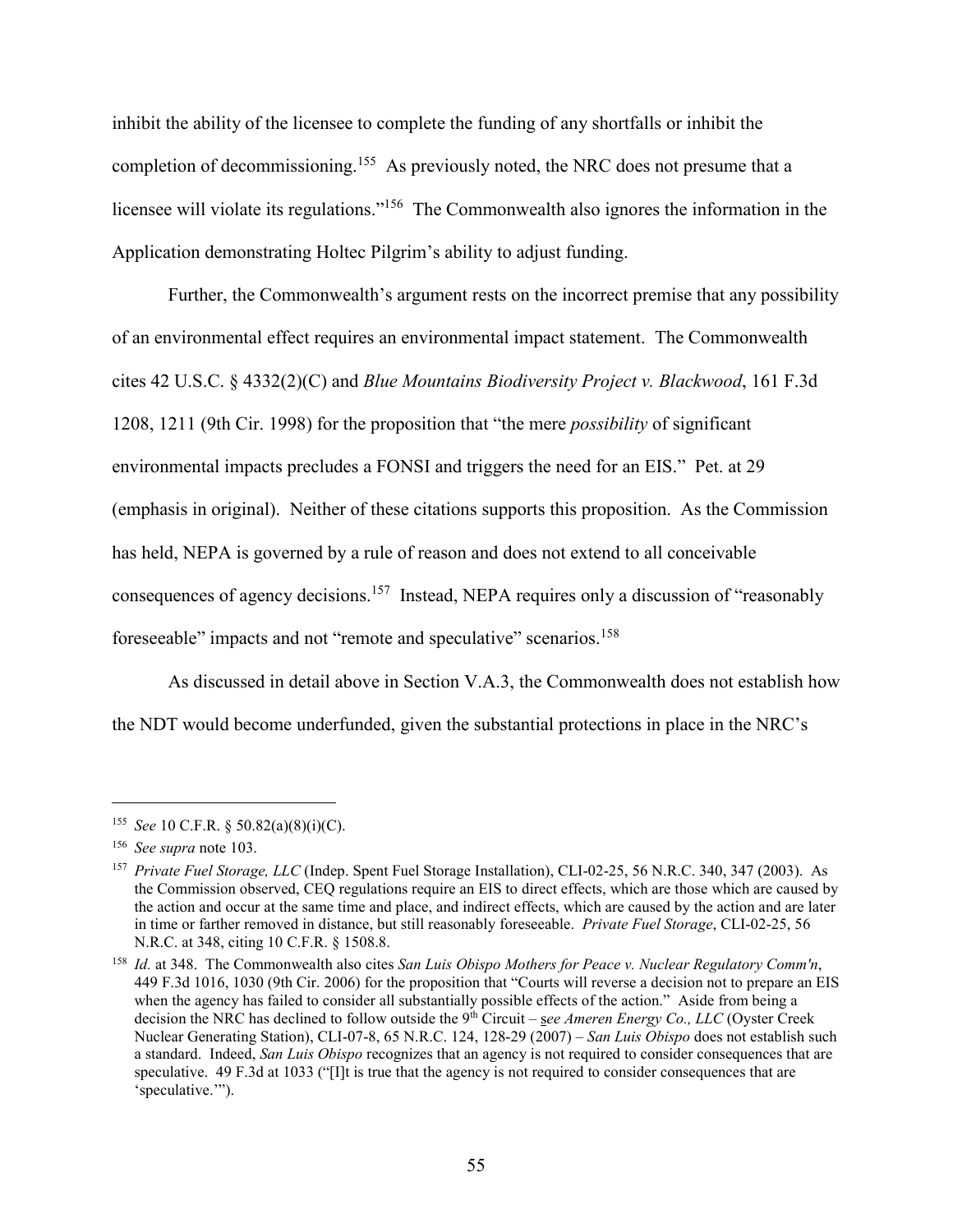inhibit the ability of the licensee to complete the funding of any shortfalls or inhibit the completion of decommissioning.[155] As previously noted, the NRC does not presume that a licensee will violate its regulations."[156] The Commonwealth also ignores the information in the Application demonstrating Holtec Pilgrim's ability to adjust funding.

Further, the Commonwealth's argument rests on the incorrect premise that any possibility of an environmental effect requires an environmental impact statement. The Commonwealth cites 42 U.S.C. § 4332(2)(C) and *Blue Mountains Biodiversity Project v. Blackwood*, 161 F.3d 1208, 1211 (9th Cir. 1998) for the proposition that "the mere *possibility* of significant environmental impacts precludes a FONSI and triggers the need for an EIS." Pet. at 29 (emphasis in original). Neither of these citations supports this proposition. As the Commission has held, NEPA is governed by a rule of reason and does not extend to all conceivable consequences of agency decisions.[157] Instead, NEPA requires only a discussion of "reasonably foreseeable" impacts and not "remote and speculative" scenarios.[158]

As discussed in detail above in Section V.A.3, the Commonwealth does not establish how the NDT would become underfunded, given the substantial protections in place in the NRC's

---

[155] *See* 10 C.F.R. § 50.82(a)(8)(i)(C).

[156] *See supra* note 103.

[157] *Private Fuel Storage, LLC* (Indep. Spent Fuel Storage Installation), CLI-02-25, 56 N.R.C. 340, 347 (2003). As the Commission observed, CEQ regulations require an EIS to direct effects, which are those which are caused by the action and occur at the same time and place, and indirect effects, which are caused by the action and are later in time or farther removed in distance, but still reasonably foreseeable. *Private Fuel Storage*, CLI-02-25, 56 N.R.C. at 348, citing 10 C.F.R. § 1508.8.

[158] *Id.* at 348. The Commonwealth also cites *San Luis Obispo Mothers for Peace v. Nuclear Regulatory Comm'n*, 449 F.3d 1016, 1030 (9th Cir. 2006) for the proposition that "Courts will reverse a decision not to prepare an EIS when the agency has failed to consider all substantially possible effects of the action." Aside from being a decision the NRC has declined to follow outside the 9th Circuit – s*ee Ameren Energy Co., LLC* (Oyster Creek Nuclear Generating Station), CLI-07-8, 65 N.R.C. 124, 128-29 (2007) – *San Luis Obispo* does not establish such a standard. Indeed, *San Luis Obispo* recognizes that an agency is not required to consider consequences that are speculative. 49 F.3d at 1033 ("[I]t is true that the agency is not required to consider consequences that are 'speculative.'").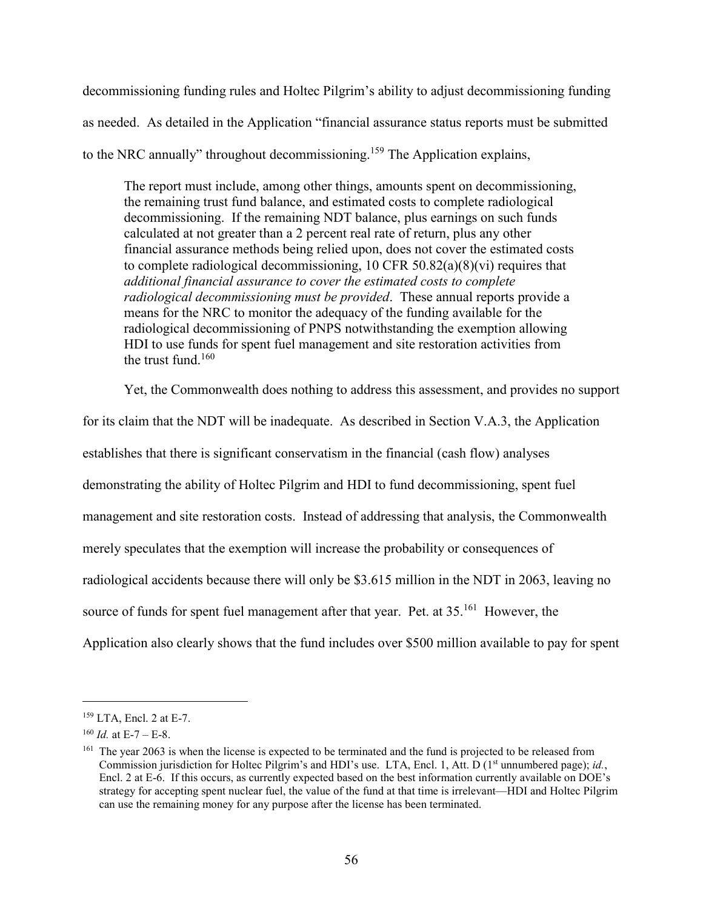decommissioning funding rules and Holtec Pilgrim's ability to adjust decommissioning funding as needed. As detailed in the Application "financial assurance status reports must be submitted to the NRC annually" throughout decommissioning.[159] The Application explains,

> The report must include, among other things, amounts spent on decommissioning, the remaining trust fund balance, and estimated costs to complete radiological decommissioning. If the remaining NDT balance, plus earnings on such funds calculated at not greater than a 2 percent real rate of return, plus any other financial assurance methods being relied upon, does not cover the estimated costs to complete radiological decommissioning, 10 CFR 50.82(a)(8)(vi) requires that *additional financial assurance to cover the estimated costs to complete radiological decommissioning must be provided*. These annual reports provide a means for the NRC to monitor the adequacy of the funding available for the radiological decommissioning of PNPS notwithstanding the exemption allowing HDI to use funds for spent fuel management and site restoration activities from the trust fund.[160]

Yet, the Commonwealth does nothing to address this assessment, and provides no support for its claim that the NDT will be inadequate. As described in Section V.A.3, the Application establishes that there is significant conservatism in the financial (cash flow) analyses demonstrating the ability of Holtec Pilgrim and HDI to fund decommissioning, spent fuel management and site restoration costs. Instead of addressing that analysis, the Commonwealth merely speculates that the exemption will increase the probability or consequences of radiological accidents because there will only be \$3.615 million in the NDT in 2063, leaving no source of funds for spent fuel management after that year. Pet. at 35.[161] However, the Application also clearly shows that the fund includes over \$500 million available to pay for spent

---

[159] LTA, Encl. 2 at E-7.

[160] *Id.* at E-7 – E-8.

[161] The year 2063 is when the license is expected to be terminated and the fund is projected to be released from Commission jurisdiction for Holtec Pilgrim's and HDI's use. LTA, Encl. 1, Att. D (1st unnumbered page); *id.*, Encl. 2 at E-6. If this occurs, as currently expected based on the best information currently available on DOE's strategy for accepting spent nuclear fuel, the value of the fund at that time is irrelevant—HDI and Holtec Pilgrim can use the remaining money for any purpose after the license has been terminated.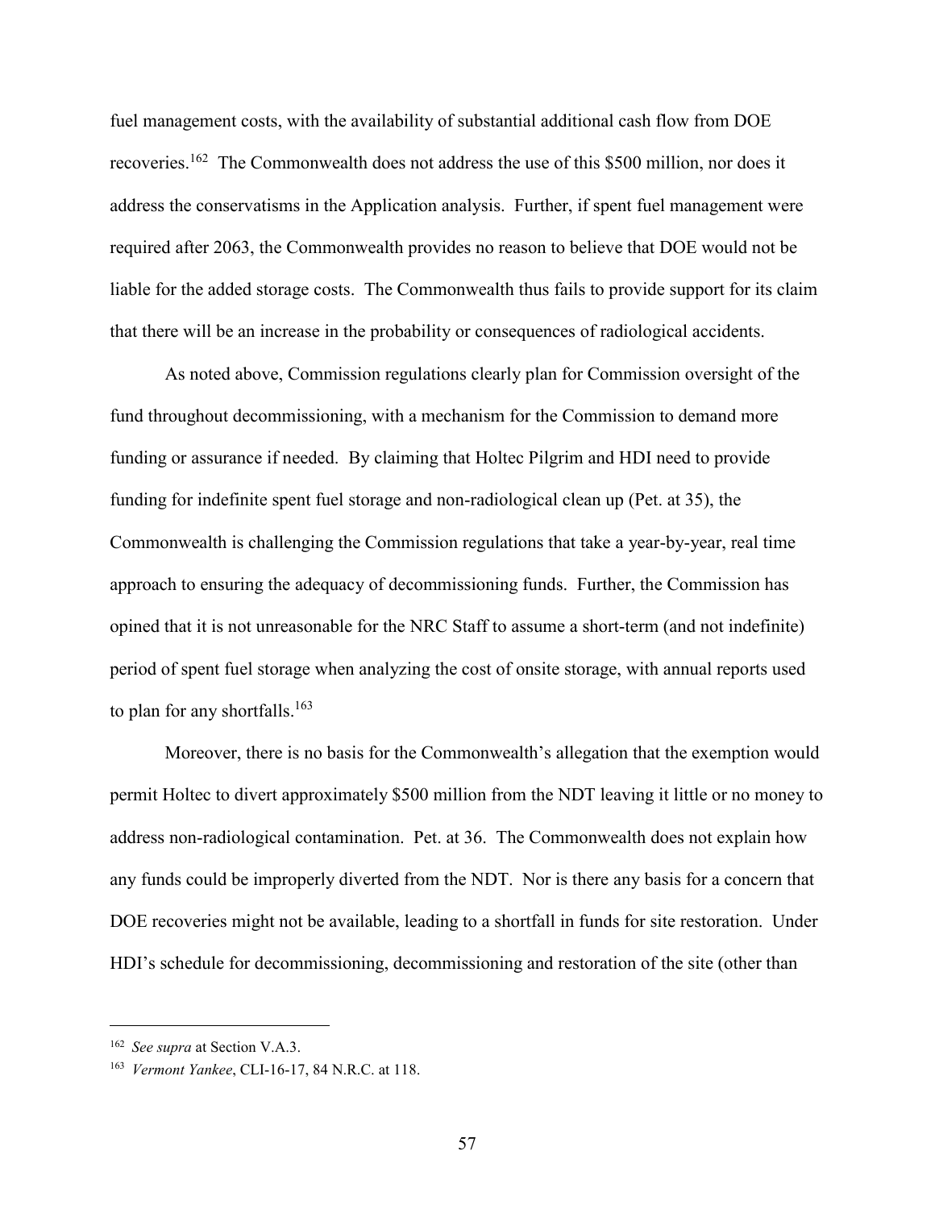fuel management costs, with the availability of substantial additional cash flow from DOE recoveries.[162] The Commonwealth does not address the use of this \$500 million, nor does it address the conservatisms in the Application analysis. Further, if spent fuel management were required after 2063, the Commonwealth provides no reason to believe that DOE would not be liable for the added storage costs. The Commonwealth thus fails to provide support for its claim that there will be an increase in the probability or consequences of radiological accidents.

As noted above, Commission regulations clearly plan for Commission oversight of the fund throughout decommissioning, with a mechanism for the Commission to demand more funding or assurance if needed. By claiming that Holtec Pilgrim and HDI need to provide funding for indefinite spent fuel storage and non-radiological clean up (Pet. at 35), the Commonwealth is challenging the Commission regulations that take a year-by-year, real time approach to ensuring the adequacy of decommissioning funds. Further, the Commission has opined that it is not unreasonable for the NRC Staff to assume a short-term (and not indefinite) period of spent fuel storage when analyzing the cost of onsite storage, with annual reports used to plan for any shortfalls.[163]

Moreover, there is no basis for the Commonwealth's allegation that the exemption would permit Holtec to divert approximately \$500 million from the NDT leaving it little or no money to address non-radiological contamination. Pet. at 36. The Commonwealth does not explain how any funds could be improperly diverted from the NDT. Nor is there any basis for a concern that DOE recoveries might not be available, leading to a shortfall in funds for site restoration. Under HDI's schedule for decommissioning, decommissioning and restoration of the site (other than

---

[162] *See supra* at Section V.A.3.

[163] *Vermont Yankee*, CLI-16-17, 84 N.R.C. at 118.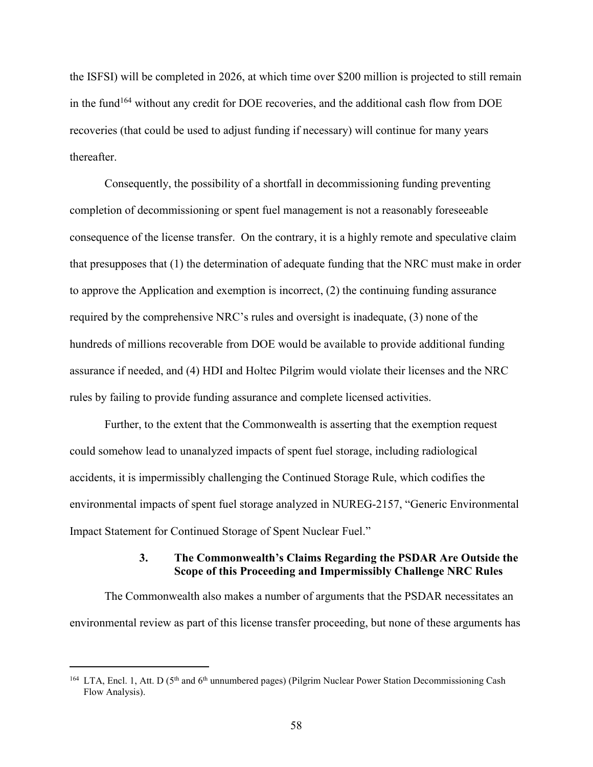the ISFSI) will be completed in 2026, at which time over $200 million is projected to still remain in the fund[164] without any credit for DOE recoveries, and the additional cash flow from DOE recoveries (that could be used to adjust funding if necessary) will continue for many years thereafter.

Consequently, the possibility of a shortfall in decommissioning funding preventing completion of decommissioning or spent fuel management is not a reasonably foreseeable consequence of the license transfer. On the contrary, it is a highly remote and speculative claim that presupposes that (1) the determination of adequate funding that the NRC must make in order to approve the Application and exemption is incorrect, (2) the continuing funding assurance required by the comprehensive NRC's rules and oversight is inadequate, (3) none of the hundreds of millions recoverable from DOE would be available to provide additional funding assurance if needed, and (4) HDI and Holtec Pilgrim would violate their licenses and the NRC rules by failing to provide funding assurance and complete licensed activities.

Further, to the extent that the Commonwealth is asserting that the exemption request could somehow lead to unanalyzed impacts of spent fuel storage, including radiological accidents, it is impermissibly challenging the Continued Storage Rule, which codifies the environmental impacts of spent fuel storage analyzed in NUREG-2157, "Generic Environmental Impact Statement for Continued Storage of Spent Nuclear Fuel."

### 3. The Commonwealth's Claims Regarding the PSDAR Are Outside the Scope of this Proceeding and Impermissibly Challenge NRC Rules

The Commonwealth also makes a number of arguments that the PSDAR necessitates an environmental review as part of this license transfer proceeding, but none of these arguments has

---

[164] LTA, Encl. 1, Att. D (5th and 6th unnumbered pages) (Pilgrim Nuclear Power Station Decommissioning Cash Flow Analysis).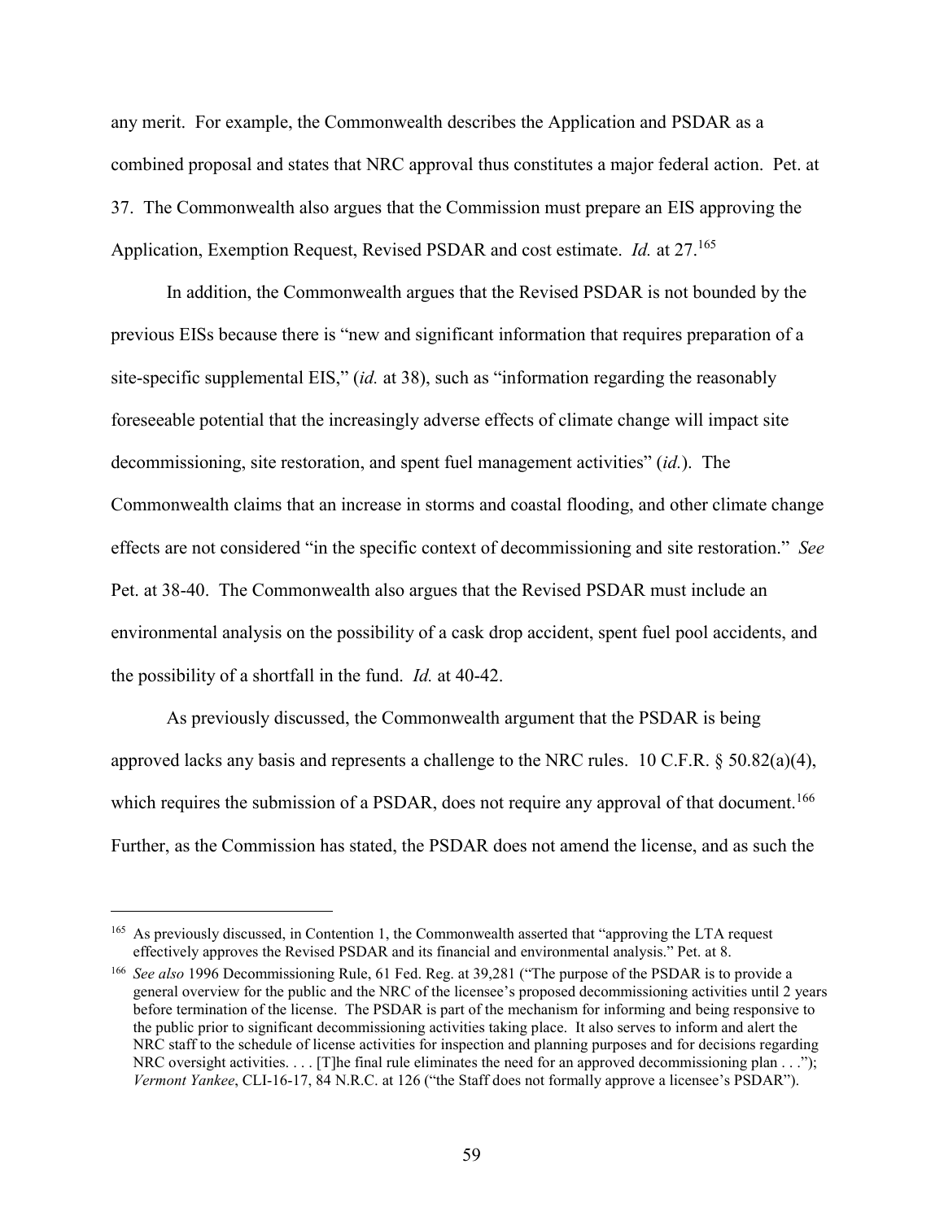any merit. For example, the Commonwealth describes the Application and PSDAR as a combined proposal and states that NRC approval thus constitutes a major federal action. Pet. at 37. The Commonwealth also argues that the Commission must prepare an EIS approving the Application, Exemption Request, Revised PSDAR and cost estimate. *Id.* at 27.[165]

In addition, the Commonwealth argues that the Revised PSDAR is not bounded by the previous EISs because there is "new and significant information that requires preparation of a site-specific supplemental EIS," (*id.* at 38), such as "information regarding the reasonably foreseeable potential that the increasingly adverse effects of climate change will impact site decommissioning, site restoration, and spent fuel management activities" (*id.*). The Commonwealth claims that an increase in storms and coastal flooding, and other climate change effects are not considered "in the specific context of decommissioning and site restoration." *See* Pet. at 38-40. The Commonwealth also argues that the Revised PSDAR must include an environmental analysis on the possibility of a cask drop accident, spent fuel pool accidents, and the possibility of a shortfall in the fund. *Id.* at 40-42.

As previously discussed, the Commonwealth argument that the PSDAR is being approved lacks any basis and represents a challenge to the NRC rules. 10 C.F.R. § 50.82(a)(4), which requires the submission of a PSDAR, does not require any approval of that document.[166] Further, as the Commission has stated, the PSDAR does not amend the license, and as such the

---

[165] As previously discussed, in Contention 1, the Commonwealth asserted that "approving the LTA request effectively approves the Revised PSDAR and its financial and environmental analysis." Pet. at 8.

[166] *See also* 1996 Decommissioning Rule, 61 Fed. Reg. at 39,281 ("The purpose of the PSDAR is to provide a general overview for the public and the NRC of the licensee's proposed decommissioning activities until 2 years before termination of the license. The PSDAR is part of the mechanism for informing and being responsive to the public prior to significant decommissioning activities taking place. It also serves to inform and alert the NRC staff to the schedule of license activities for inspection and planning purposes and for decisions regarding NRC oversight activities. . . . [T]he final rule eliminates the need for an approved decommissioning plan . . ."); *Vermont Yankee*, CLI-16-17, 84 N.R.C. at 126 ("the Staff does not formally approve a licensee's PSDAR").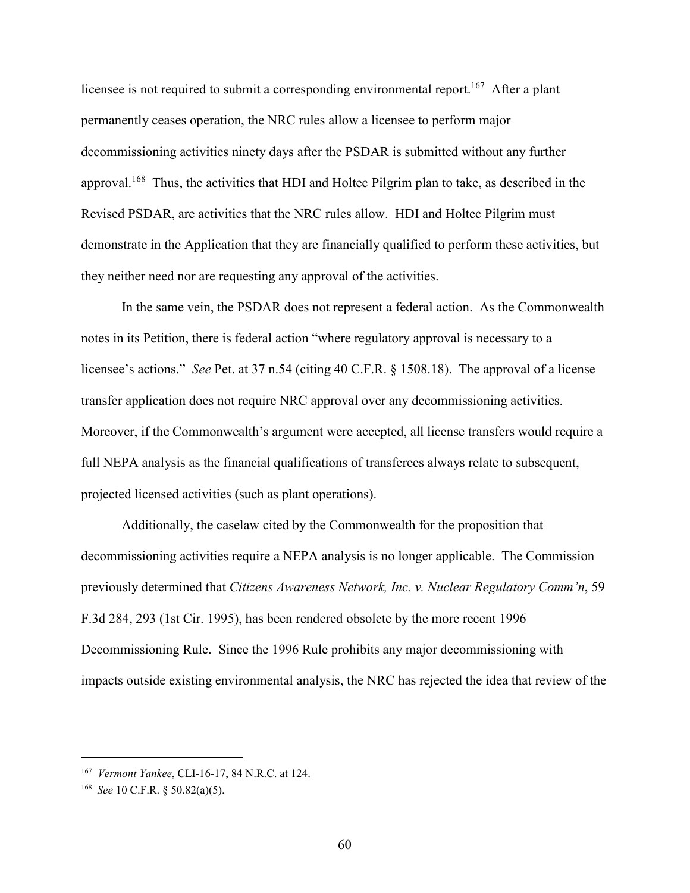licensee is not required to submit a corresponding environmental report.[167] After a plant permanently ceases operation, the NRC rules allow a licensee to perform major decommissioning activities ninety days after the PSDAR is submitted without any further approval.[168] Thus, the activities that HDI and Holtec Pilgrim plan to take, as described in the Revised PSDAR, are activities that the NRC rules allow. HDI and Holtec Pilgrim must demonstrate in the Application that they are financially qualified to perform these activities, but they neither need nor are requesting any approval of the activities.

In the same vein, the PSDAR does not represent a federal action. As the Commonwealth notes in its Petition, there is federal action "where regulatory approval is necessary to a licensee's actions." *See* Pet. at 37 n.54 (citing 40 C.F.R. § 1508.18). The approval of a license transfer application does not require NRC approval over any decommissioning activities. Moreover, if the Commonwealth's argument were accepted, all license transfers would require a full NEPA analysis as the financial qualifications of transferees always relate to subsequent, projected licensed activities (such as plant operations).

Additionally, the caselaw cited by the Commonwealth for the proposition that decommissioning activities require a NEPA analysis is no longer applicable. The Commission previously determined that *Citizens Awareness Network, Inc. v. Nuclear Regulatory Comm'n*, 59 F.3d 284, 293 (1st Cir. 1995), has been rendered obsolete by the more recent 1996 Decommissioning Rule. Since the 1996 Rule prohibits any major decommissioning with impacts outside existing environmental analysis, the NRC has rejected the idea that review of the

---

[167] *Vermont Yankee*, CLI-16-17, 84 N.R.C. at 124.

[168] *See* 10 C.F.R. § 50.82(a)(5).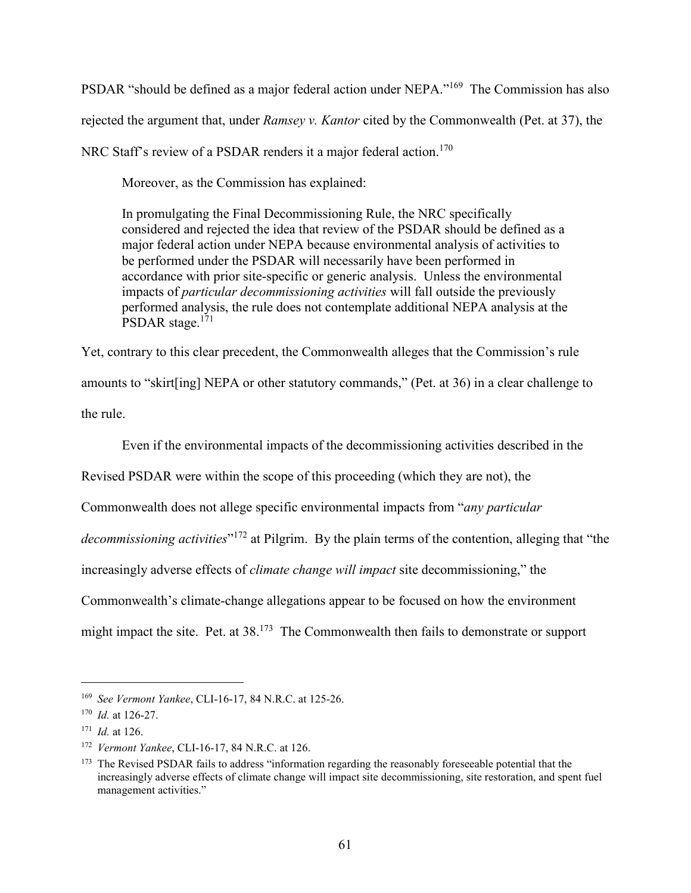PSDAR "should be defined as a major federal action under NEPA."[169] The Commission has also rejected the argument that, under *Ramsey v. Kantor* cited by the Commonwealth (Pet. at 37), the NRC Staff's review of a PSDAR renders it a major federal action.[170]

Moreover, as the Commission has explained:

> In promulgating the Final Decommissioning Rule, the NRC specifically considered and rejected the idea that review of the PSDAR should be defined as a major federal action under NEPA because environmental analysis of activities to be performed under the PSDAR will necessarily have been performed in accordance with prior site-specific or generic analysis. Unless the environmental impacts of *particular decommissioning activities* will fall outside the previously performed analysis, the rule does not contemplate additional NEPA analysis at the PSDAR stage.[171]

Yet, contrary to this clear precedent, the Commonwealth alleges that the Commission's rule amounts to "skirt[ing] NEPA or other statutory commands," (Pet. at 36) in a clear challenge to the rule.

Even if the environmental impacts of the decommissioning activities described in the Revised PSDAR were within the scope of this proceeding (which they are not), the Commonwealth does not allege specific environmental impacts from "*any particular decommissioning activities*"[172] at Pilgrim. By the plain terms of the contention, alleging that "the increasingly adverse effects of *climate change will impact* site decommissioning," the Commonwealth's climate-change allegations appear to be focused on how the environment might impact the site. Pet. at 38.[173] The Commonwealth then fails to demonstrate or support

---

[169] *See Vermont Yankee*, CLI-16-17, 84 N.R.C. at 125-26.

[170] *Id.* at 126-27.

[171] *Id.* at 126.

[172] *Vermont Yankee*, CLI-16-17, 84 N.R.C. at 126.

[173] The Revised PSDAR fails to address "information regarding the reasonably foreseeable potential that the increasingly adverse effects of climate change will impact site decommissioning, site restoration, and spent fuel management activities."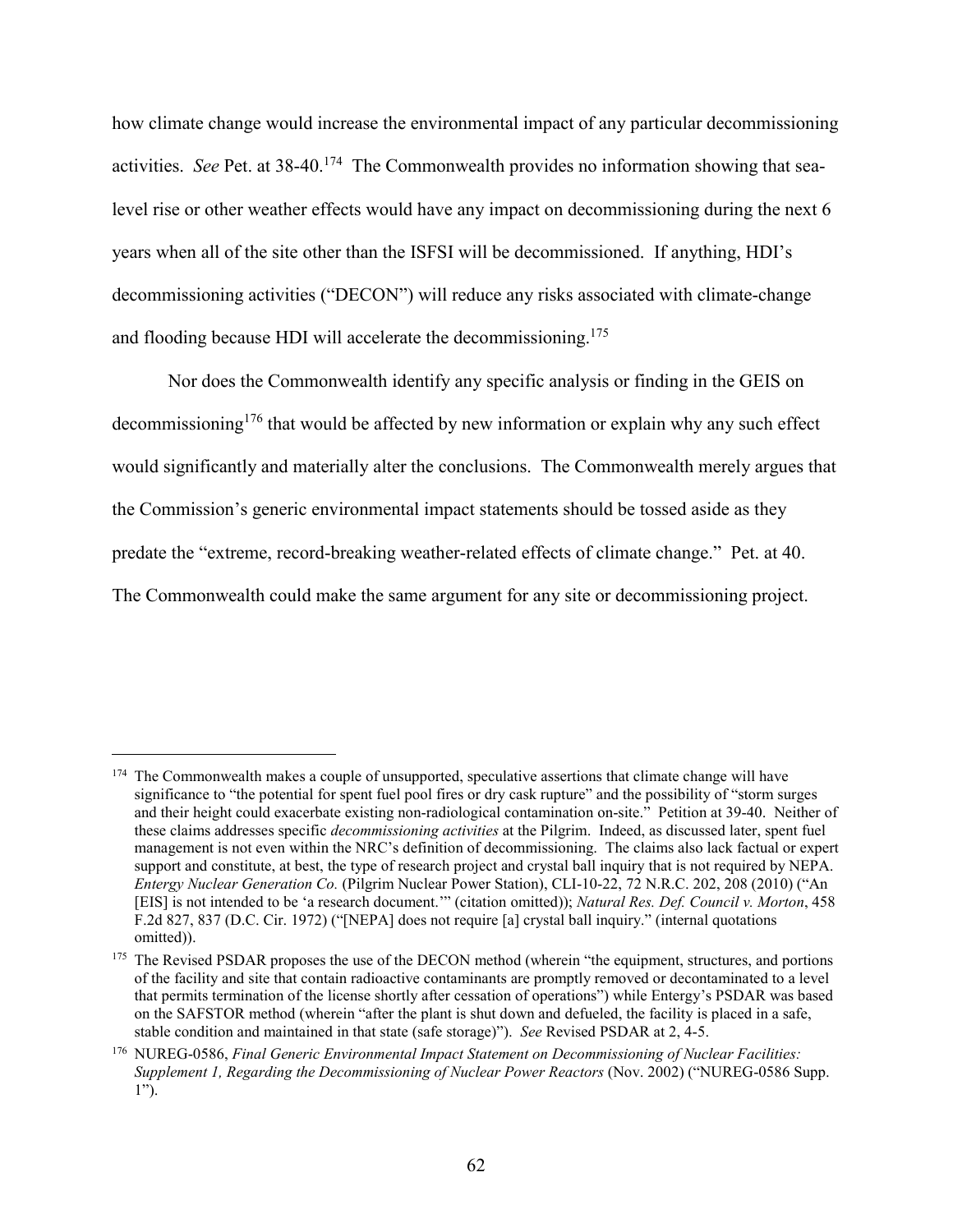how climate change would increase the environmental impact of any particular decommissioning activities. *See* Pet. at 38-40.[174] The Commonwealth provides no information showing that sea-level rise or other weather effects would have any impact on decommissioning during the next 6 years when all of the site other than the ISFSI will be decommissioned. If anything, HDI's decommissioning activities ("DECON") will reduce any risks associated with climate-change and flooding because HDI will accelerate the decommissioning.[175]

Nor does the Commonwealth identify any specific analysis or finding in the GEIS on decommissioning[176] that would be affected by new information or explain why any such effect would significantly and materially alter the conclusions. The Commonwealth merely argues that the Commission's generic environmental impact statements should be tossed aside as they predate the "extreme, record-breaking weather-related effects of climate change." Pet. at 40. The Commonwealth could make the same argument for any site or decommissioning project.

---

[174] The Commonwealth makes a couple of unsupported, speculative assertions that climate change will have significance to "the potential for spent fuel pool fires or dry cask rupture" and the possibility of "storm surges and their height could exacerbate existing non-radiological contamination on-site." Petition at 39-40. Neither of these claims addresses specific *decommissioning activities* at the Pilgrim. Indeed, as discussed later, spent fuel management is not even within the NRC's definition of decommissioning. The claims also lack factual or expert support and constitute, at best, the type of research project and crystal ball inquiry that is not required by NEPA. *Entergy Nuclear Generation Co.* (Pilgrim Nuclear Power Station), CLI-10-22, 72 N.R.C. 202, 208 (2010) ("An [EIS] is not intended to be 'a research document.'" (citation omitted)); *Natural Res. Def. Council v. Morton*, 458 F.2d 827, 837 (D.C. Cir. 1972) ("[NEPA] does not require [a] crystal ball inquiry." (internal quotations omitted)).

[175] The Revised PSDAR proposes the use of the DECON method (wherein "the equipment, structures, and portions of the facility and site that contain radioactive contaminants are promptly removed or decontaminated to a level that permits termination of the license shortly after cessation of operations") while Entergy's PSDAR was based on the SAFSTOR method (wherein "after the plant is shut down and defueled, the facility is placed in a safe, stable condition and maintained in that state (safe storage)"). *See* Revised PSDAR at 2, 4-5.

[176] NUREG-0586, *Final Generic Environmental Impact Statement on Decommissioning of Nuclear Facilities: Supplement 1, Regarding the Decommissioning of Nuclear Power Reactors* (Nov. 2002) ("NUREG-0586 Supp. 1").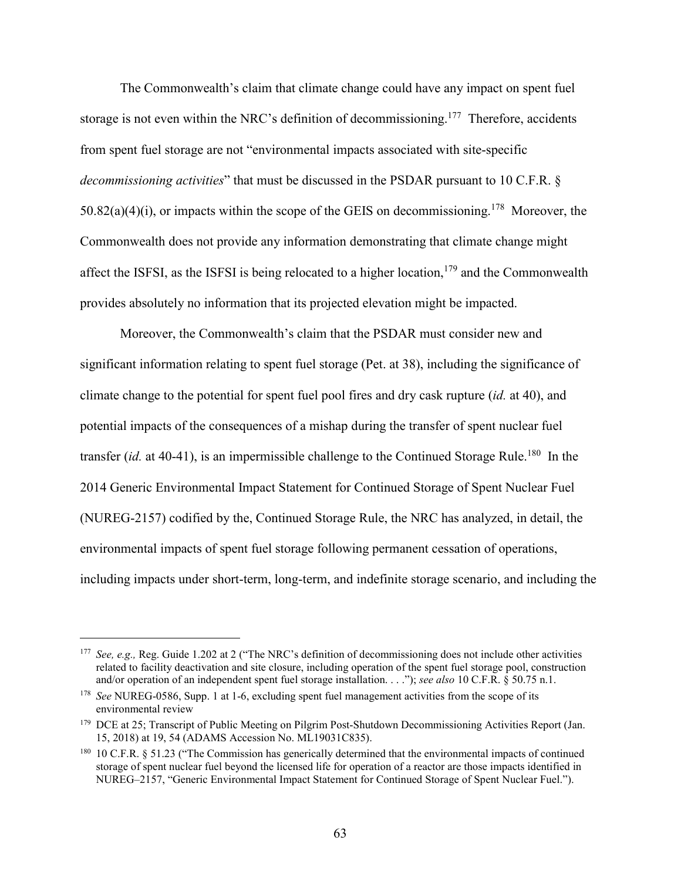The Commonwealth's claim that climate change could have any impact on spent fuel storage is not even within the NRC's definition of decommissioning.[177] Therefore, accidents from spent fuel storage are not "environmental impacts associated with site-specific *decommissioning activities*" that must be discussed in the PSDAR pursuant to 10 C.F.R. § 50.82(a)(4)(i), or impacts within the scope of the GEIS on decommissioning.[178] Moreover, the Commonwealth does not provide any information demonstrating that climate change might affect the ISFSI, as the ISFSI is being relocated to a higher location,[179] and the Commonwealth provides absolutely no information that its projected elevation might be impacted.

Moreover, the Commonwealth's claim that the PSDAR must consider new and significant information relating to spent fuel storage (Pet. at 38), including the significance of climate change to the potential for spent fuel pool fires and dry cask rupture (*id.* at 40), and potential impacts of the consequences of a mishap during the transfer of spent nuclear fuel transfer (*id.* at 40-41), is an impermissible challenge to the Continued Storage Rule.[180] In the 2014 Generic Environmental Impact Statement for Continued Storage of Spent Nuclear Fuel (NUREG-2157) codified by the, Continued Storage Rule, the NRC has analyzed, in detail, the environmental impacts of spent fuel storage following permanent cessation of operations, including impacts under short-term, long-term, and indefinite storage scenario, and including the

---

[177] *See, e.g.,* Reg. Guide 1.202 at 2 ("The NRC's definition of decommissioning does not include other activities related to facility deactivation and site closure, including operation of the spent fuel storage pool, construction and/or operation of an independent spent fuel storage installation. . . ."); *see also* 10 C.F.R. § 50.75 n.1.

[178] *See* NUREG-0586, Supp. 1 at 1-6, excluding spent fuel management activities from the scope of its environmental review

[179] DCE at 25; Transcript of Public Meeting on Pilgrim Post-Shutdown Decommissioning Activities Report (Jan. 15, 2018) at 19, 54 (ADAMS Accession No. ML19031C835).

[180] 10 C.F.R. § 51.23 ("The Commission has generically determined that the environmental impacts of continued storage of spent nuclear fuel beyond the licensed life for operation of a reactor are those impacts identified in NUREG–2157, "Generic Environmental Impact Statement for Continued Storage of Spent Nuclear Fuel.").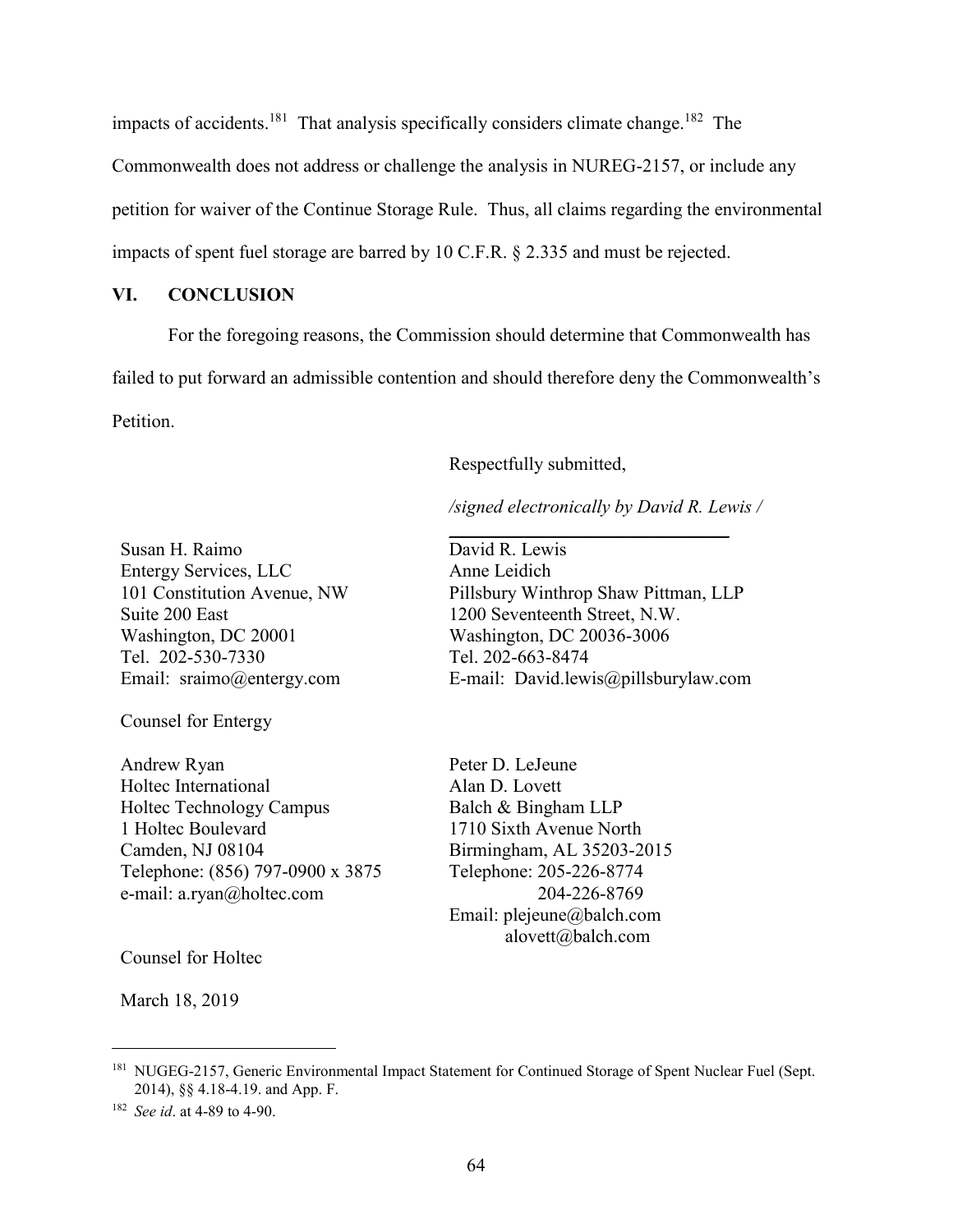impacts of accidents.[181] That analysis specifically considers climate change.[182] The Commonwealth does not address or challenge the analysis in NUREG-2157, or include any petition for waiver of the Continue Storage Rule. Thus, all claims regarding the environmental impacts of spent fuel storage are barred by 10 C.F.R. § 2.335 and must be rejected.

## VI. CONCLUSION

For the foregoing reasons, the Commission should determine that Commonwealth has failed to put forward an admissible contention and should therefore deny the Commonwealth's Petition.

Respectfully submitted,

*/signed electronically by David R. Lewis /*

David R. Lewis
Anne Leidich
Pillsbury Winthrop Shaw Pittman, LLP
1200 Seventeenth Street, N.W.
Washington, DC 20036-3006
Tel. 202-663-8474
E-mail: David.lewis@pillsburylaw.com

Susan H. Raimo
Entergy Services, LLC
101 Constitution Avenue, NW
Suite 200 East
Washington, DC 20001
Tel. 202-530-7330
Email: sraimo@entergy.com

Counsel for Entergy

Andrew Ryan
Holtec International
Holtec Technology Campus
1 Holtec Boulevard
Camden, NJ 08104
Telephone: (856) 797-0900 x 3875
e-mail: a.ryan@holtec.com

Peter D. LeJeune
Alan D. Lovett
Balch & Bingham LLP
1710 Sixth Avenue North
Birmingham, AL 35203-2015
Telephone: 205-226-8774
204-226-8769
Email: plejeune@balch.com
alovett@balch.com

Counsel for Holtec

March 18, 2019

---

[181] NUGEG-2157, Generic Environmental Impact Statement for Continued Storage of Spent Nuclear Fuel (Sept. 2014), §§ 4.18-4.19. and App. F.

[182] *See id*. at 4-89 to 4-90.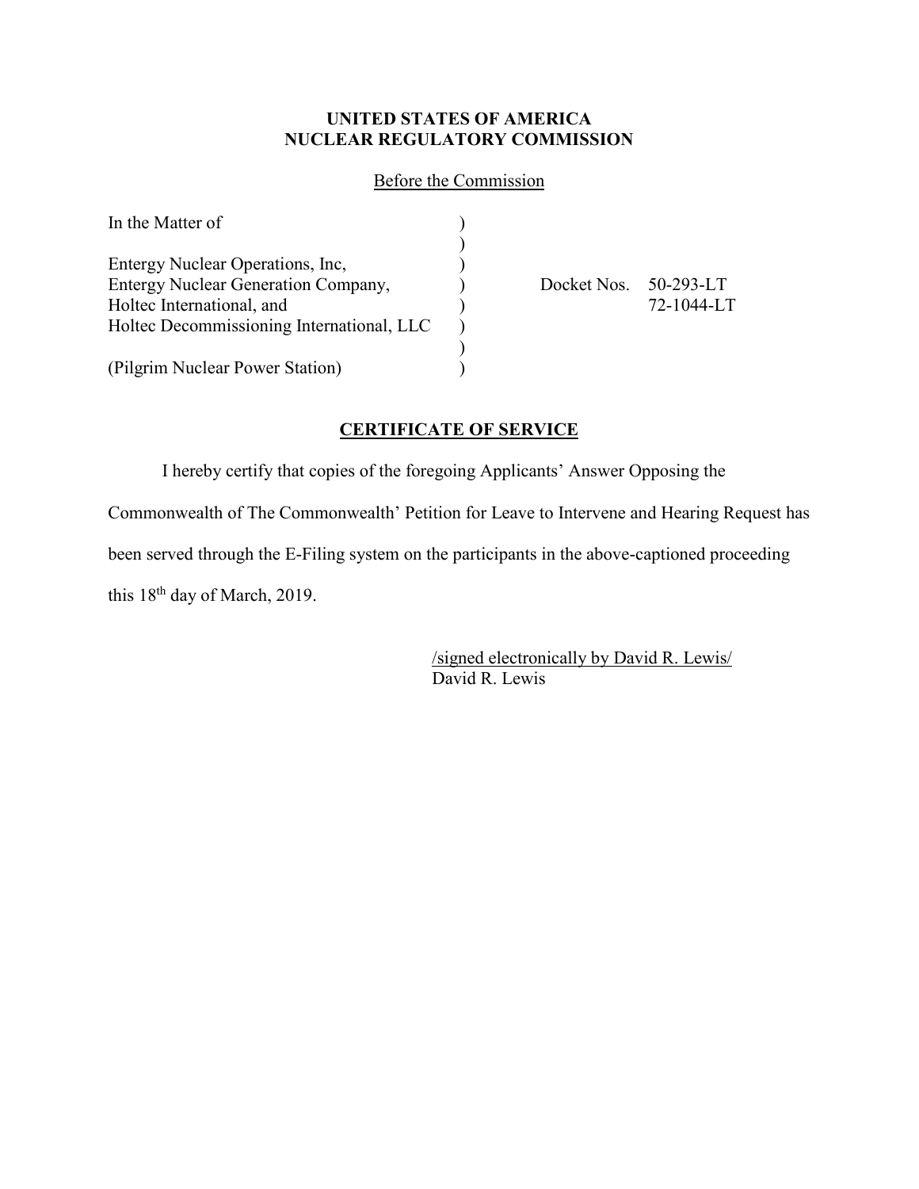**UNITED STATES OF AMERICA**
**NUCLEAR REGULATORY COMMISSION**

Before the Commission

| | | |
|---|---|---|
| In the Matter of | ) | |
| | ) | |
| Entergy Nuclear Operations, Inc, | ) | |
| Entergy Nuclear Generation Company, | ) | Docket Nos. 50-293-LT |
| Holtec International, and | ) | 72-1044-LT |
| Holtec Decommissioning International, LLC | ) | |
| | ) | |
| (Pilgrim Nuclear Power Station) | ) | |

## CERTIFICATE OF SERVICE

I hereby certify that copies of the foregoing Applicants' Answer Opposing the Commonwealth of The Commonwealth' Petition for Leave to Intervene and Hearing Request has been served through the E-Filing system on the participants in the above-captioned proceeding this 18th day of March, 2019.

/signed electronically by David R. Lewis/
David R. Lewis